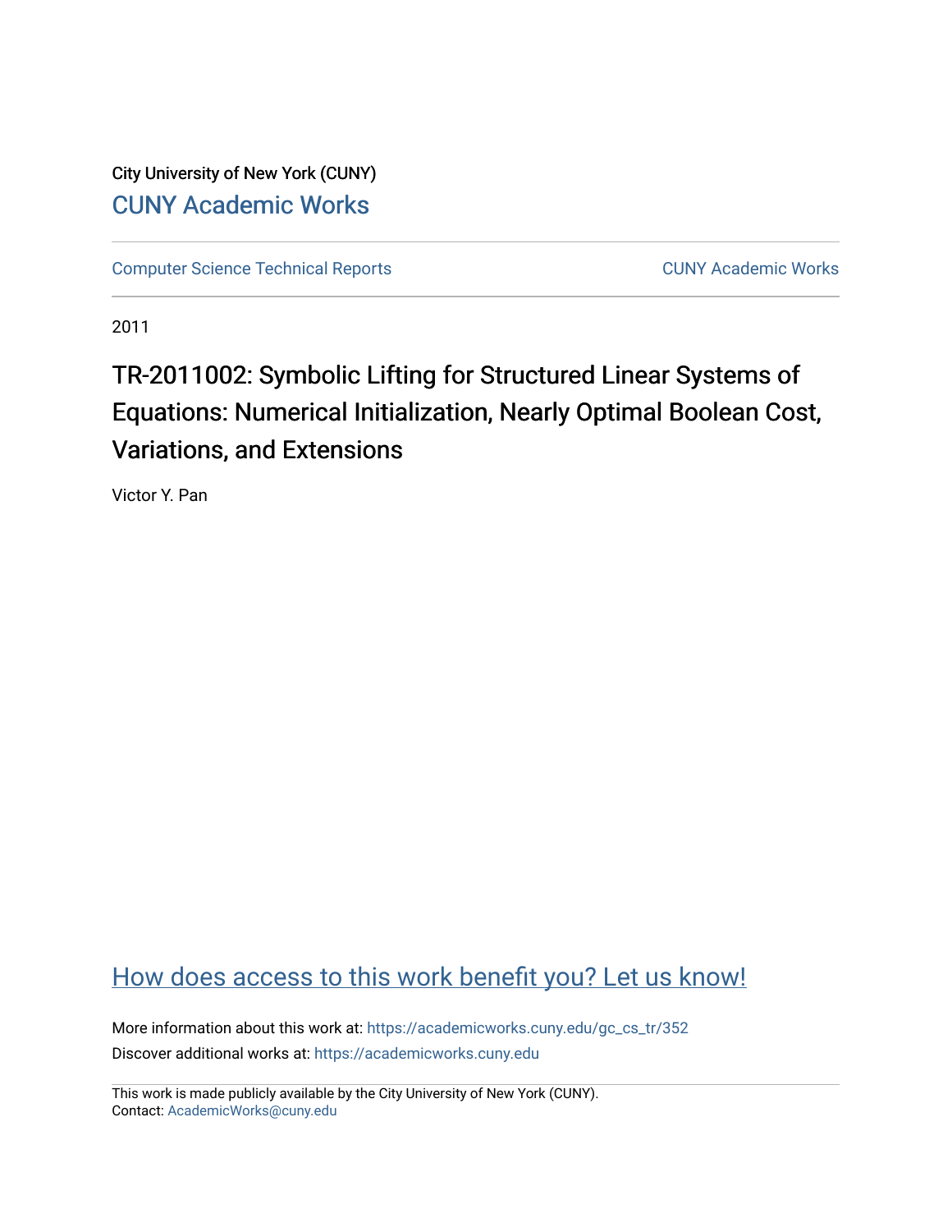City University of New York (CUNY)

CUNY Academic Works

Computer Science Technical Reports | CUNY Academic Works

2011

# TR-2011002: Symbolic Lifting for Structured Linear Systems of Equations: Numerical Initialization, Nearly Optimal Boolean Cost, Variations, and Extensions

Victor Y. Pan

How does access to this work benefit you? Let us know!

More information about this work at: https://academicworks.cuny.edu/gc_cs_tr/352

Discover additional works at: https://academicworks.cuny.edu

This work is made publicly available by the City University of New York (CUNY).
Contact: AcademicWorks@cuny.edu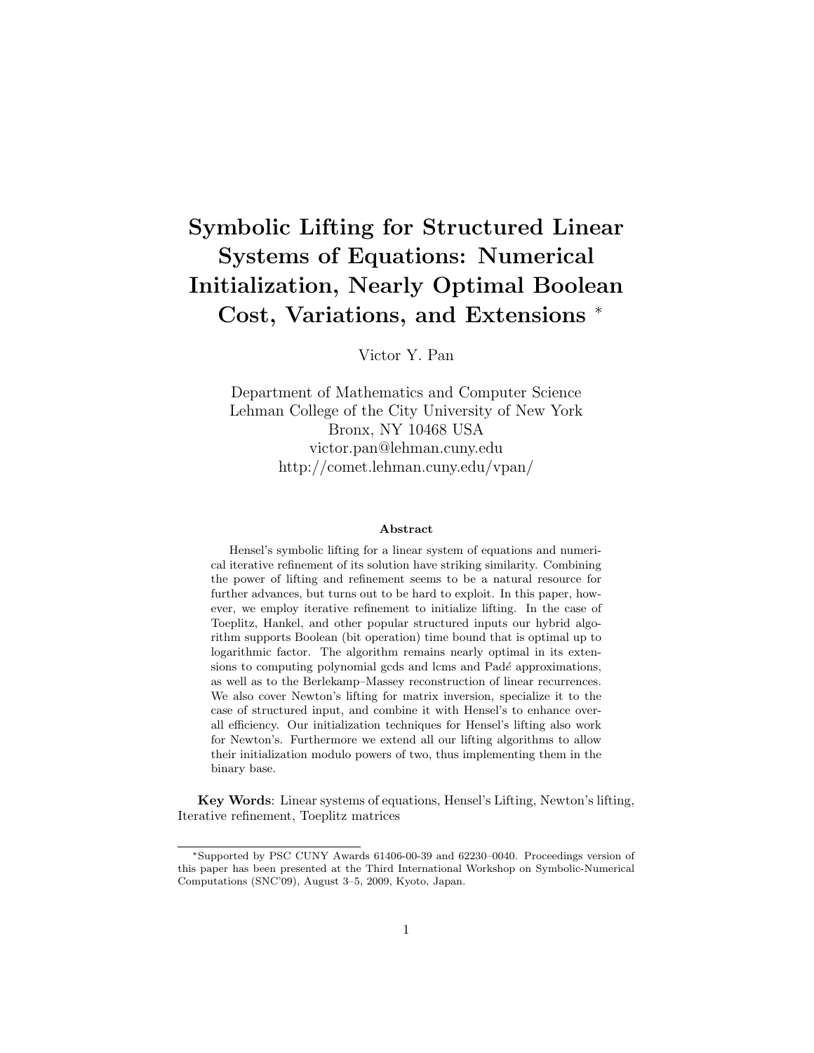# Symbolic Lifting for Structured Linear Systems of Equations: Numerical Initialization, Nearly Optimal Boolean Cost, Variations, and Extensions *

Victor Y. Pan

Department of Mathematics and Computer Science
Lehman College of the City University of New York
Bronx, NY 10468 USA
victor.pan@lehman.cuny.edu
http://comet.lehman.cuny.edu/vpan/

### Abstract

Hensel's symbolic lifting for a linear system of equations and numerical iterative refinement of its solution have striking similarity. Combining the power of lifting and refinement seems to be a natural resource for further advances, but turns out to be hard to exploit. In this paper, however, we employ iterative refinement to initialize lifting. In the case of Toeplitz, Hankel, and other popular structured inputs our hybrid algorithm supports Boolean (bit operation) time bound that is optimal up to logarithmic factor. The algorithm remains nearly optimal in its extensions to computing polynomial gcds and lcms and Padé approximations, as well as to the Berlekamp–Massey reconstruction of linear recurrences. We also cover Newton's lifting for matrix inversion, specialize it to the case of structured input, and combine it with Hensel's to enhance overall efficiency. Our initialization techniques for Hensel's lifting also work for Newton's. Furthermore we extend all our lifting algorithms to allow their initialization modulo powers of two, thus implementing them in the binary base.

**Key Words**: Linear systems of equations, Hensel's Lifting, Newton's lifting, Iterative refinement, Toeplitz matrices

*Supported by PSC CUNY Awards 61406-00-39 and 62230–0040. Proceedings version of this paper has been presented at the Third International Workshop on Symbolic-Numerical Computations (SNC'09), August 3–5, 2009, Kyoto, Japan.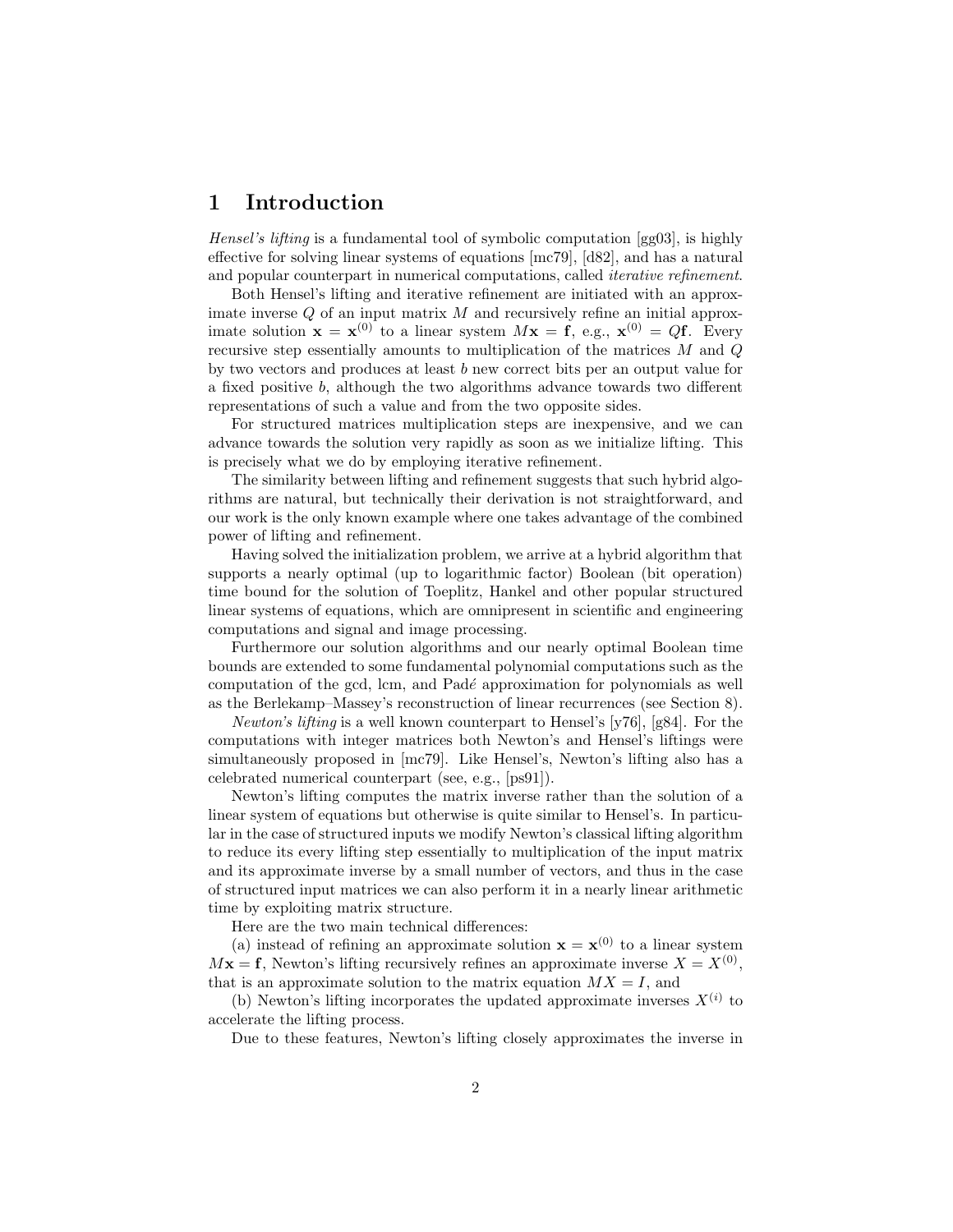# 1 Introduction

*Hensel's lifting* is a fundamental tool of symbolic computation [gg03], is highly effective for solving linear systems of equations [mc79], [d82], and has a natural and popular counterpart in numerical computations, called *iterative refinement*.

Both Hensel's lifting and iterative refinement are initiated with an approximate inverse $Q$ of an input matrix $M$ and recursively refine an initial approximate solution $\mathbf{x} = \mathbf{x}^{(0)}$ to a linear system $M\mathbf{x} = \mathbf{f}$, e.g., $\mathbf{x}^{(0)} = Q\mathbf{f}$. Every recursive step essentially amounts to multiplication of the matrices $M$ and $Q$ by two vectors and produces at least $b$ new correct bits per an output value for a fixed positive $b$, although the two algorithms advance towards two different representations of such a value and from the two opposite sides.

For structured matrices multiplication steps are inexpensive, and we can advance towards the solution very rapidly as soon as we initialize lifting. This is precisely what we do by employing iterative refinement.

The similarity between lifting and refinement suggests that such hybrid algorithms are natural, but technically their derivation is not straightforward, and our work is the only known example where one takes advantage of the combined power of lifting and refinement.

Having solved the initialization problem, we arrive at a hybrid algorithm that supports a nearly optimal (up to logarithmic factor) Boolean (bit operation) time bound for the solution of Toeplitz, Hankel and other popular structured linear systems of equations, which are omnipresent in scientific and engineering computations and signal and image processing.

Furthermore our solution algorithms and our nearly optimal Boolean time bounds are extended to some fundamental polynomial computations such as the computation of the gcd, lcm, and Padé approximation for polynomials as well as the Berlekamp–Massey's reconstruction of linear recurrences (see Section 8).

*Newton's lifting* is a well known counterpart to Hensel's [y76], [g84]. For the computations with integer matrices both Newton's and Hensel's liftings were simultaneously proposed in [mc79]. Like Hensel's, Newton's lifting also has a celebrated numerical counterpart (see, e.g., [ps91]).

Newton's lifting computes the matrix inverse rather than the solution of a linear system of equations but otherwise is quite similar to Hensel's. In particular in the case of structured inputs we modify Newton's classical lifting algorithm to reduce its every lifting step essentially to multiplication of the input matrix and its approximate inverse by a small number of vectors, and thus in the case of structured input matrices we can also perform it in a nearly linear arithmetic time by exploiting matrix structure.

Here are the two main technical differences:

(a) instead of refining an approximate solution $\mathbf{x} = \mathbf{x}^{(0)}$ to a linear system $M\mathbf{x} = \mathbf{f}$, Newton's lifting recursively refines an approximate inverse $X = X^{(0)}$, that is an approximate solution to the matrix equation $MX = I$, and

(b) Newton's lifting incorporates the updated approximate inverses $X^{(i)}$ to accelerate the lifting process.

Due to these features, Newton's lifting closely approximates the inverse in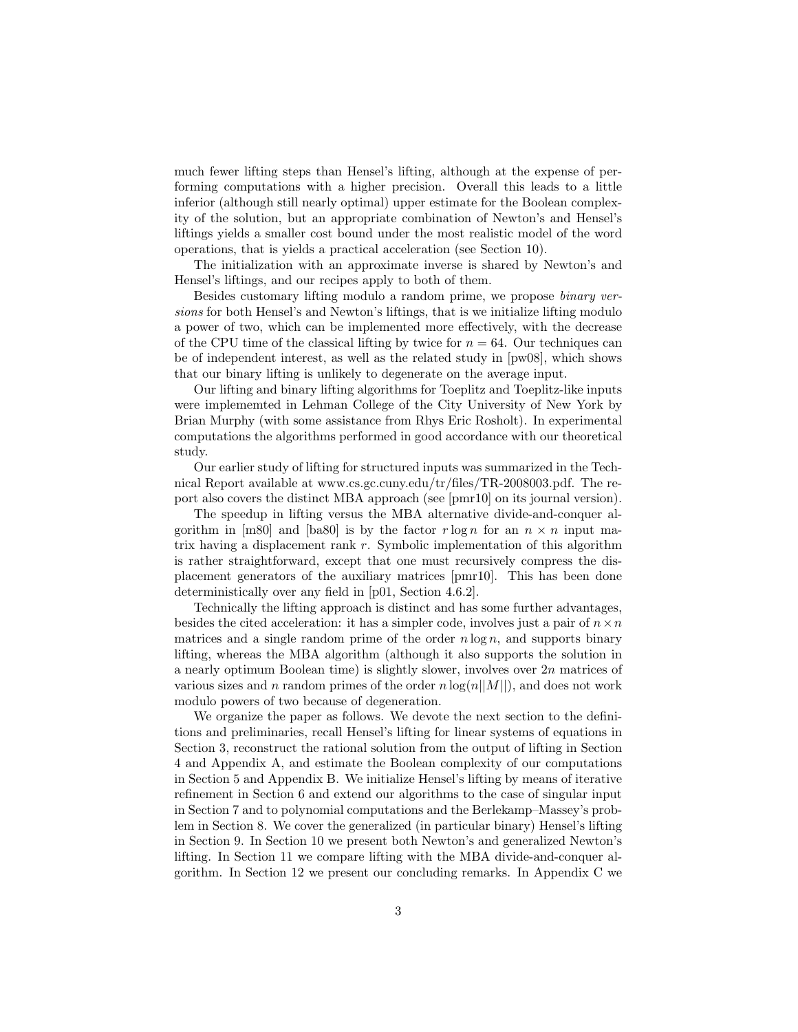much fewer lifting steps than Hensel's lifting, although at the expense of performing computations with a higher precision. Overall this leads to a little inferior (although still nearly optimal) upper estimate for the Boolean complexity of the solution, but an appropriate combination of Newton's and Hensel's liftings yields a smaller cost bound under the most realistic model of the word operations, that is yields a practical acceleration (see Section 10).

The initialization with an approximate inverse is shared by Newton's and Hensel's liftings, and our recipes apply to both of them.

Besides customary lifting modulo a random prime, we propose *binary versions* for both Hensel's and Newton's liftings, that is we initialize lifting modulo a power of two, which can be implemented more effectively, with the decrease of the CPU time of the classical lifting by twice for $n = 64$. Our techniques can be of independent interest, as well as the related study in [pw08], which shows that our binary lifting is unlikely to degenerate on the average input.

Our lifting and binary lifting algorithms for Toeplitz and Toeplitz-like inputs were implememted in Lehman College of the City University of New York by Brian Murphy (with some assistance from Rhys Eric Rosholt). In experimental computations the algorithms performed in good accordance with our theoretical study.

Our earlier study of lifting for structured inputs was summarized in the Technical Report available at www.cs.gc.cuny.edu/tr/files/TR-2008003.pdf. The report also covers the distinct MBA approach (see [pmr10] on its journal version).

The speedup in lifting versus the MBA alternative divide-and-conquer algorithm in [m80] and [ba80] is by the factor $r \log n$ for an $n \times n$ input matrix having a displacement rank $r$. Symbolic implementation of this algorithm is rather straightforward, except that one must recursively compress the displacement generators of the auxiliary matrices [pmr10]. This has been done deterministically over any field in [p01, Section 4.6.2].

Technically the lifting approach is distinct and has some further advantages, besides the cited acceleration: it has a simpler code, involves just a pair of $n \times n$ matrices and a single random prime of the order $n \log n$, and supports binary lifting, whereas the MBA algorithm (although it also supports the solution in a nearly optimum Boolean time) is slightly slower, involves over $2n$ matrices of various sizes and $n$ random primes of the order $n \log(n||M||)$, and does not work modulo powers of two because of degeneration.

We organize the paper as follows. We devote the next section to the definitions and preliminaries, recall Hensel's lifting for linear systems of equations in Section 3, reconstruct the rational solution from the output of lifting in Section 4 and Appendix A, and estimate the Boolean complexity of our computations in Section 5 and Appendix B. We initialize Hensel's lifting by means of iterative refinement in Section 6 and extend our algorithms to the case of singular input in Section 7 and to polynomial computations and the Berlekamp–Massey's problem in Section 8. We cover the generalized (in particular binary) Hensel's lifting in Section 9. In Section 10 we present both Newton's and generalized Newton's lifting. In Section 11 we compare lifting with the MBA divide-and-conquer algorithm. In Section 12 we present our concluding remarks. In Appendix C we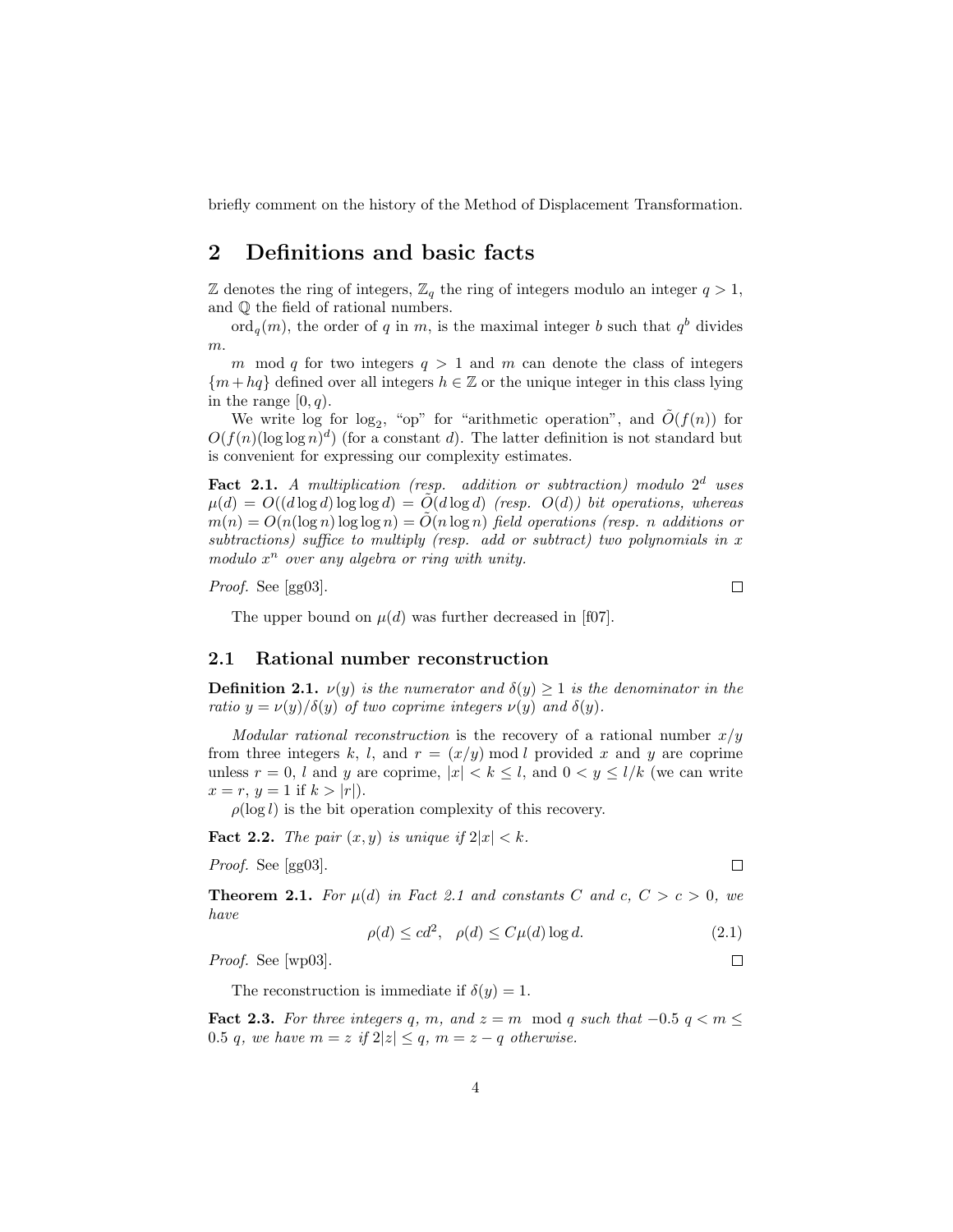briefly comment on the history of the Method of Displacement Transformation.

# 2 Definitions and basic facts

$\mathbb{Z}$ denotes the ring of integers, $\mathbb{Z}_q$ the ring of integers modulo an integer $q > 1$, and $\mathbb{Q}$ the field of rational numbers.

$\mathrm{ord}_q(m)$, the order of $q$ in $m$, is the maximal integer $b$ such that $q^b$ divides $m$.

$m \mod q$ for two integers $q > 1$ and $m$ can denote the class of integers $\{m + hq\}$ defined over all integers $h \in \mathbb{Z}$ or the unique integer in this class lying in the range $[0, q)$.

We write log for $\log_2$, "op" for "arithmetic operation", and $\tilde{O}(f(n))$ for $O(f(n)(\log\log n)^d)$ (for a constant $d$). The latter definition is not standard but is convenient for expressing our complexity estimates.

**Fact 2.1.** *A multiplication (resp. addition or subtraction) modulo $2^d$ uses $\mu(d) = O((d \log d) \log\log d) = \tilde{O}(d \log d)$ (resp. $O(d)$) bit operations, whereas $m(n) = O(n(\log n) \log\log n) = \tilde{O}(n \log n)$ field operations (resp. $n$ additions or subtractions) suffice to multiply (resp. add or subtract) two polynomials in $x$ modulo $x^n$ over any algebra or ring with unity.*

*Proof.* See [gg03]. □

The upper bound on $\mu(d)$ was further decreased in [f07].

## 2.1 Rational number reconstruction

**Definition 2.1.** *$\nu(y)$ is the numerator and $\delta(y) \geq 1$ is the denominator in the ratio $y = \nu(y)/\delta(y)$ of two coprime integers $\nu(y)$ and $\delta(y)$.*

*Modular rational reconstruction* is the recovery of a rational number $x/y$ from three integers $k$, $l$, and $r = (x/y) \bmod l$ provided $x$ and $y$ are coprime unless $r = 0$, $l$ and $y$ are coprime, $|x| < k \leq l$, and $0 < y \leq l/k$ (we can write $x = r$, $y = 1$ if $k > |r|$).

$\rho(\log l)$ is the bit operation complexity of this recovery.

**Fact 2.2.** *The pair $(x, y)$ is unique if $2|x| < k$.*

*Proof.* See [gg03]. □

**Theorem 2.1.** *For $\mu(d)$ in Fact 2.1 and constants $C$ and $c$, $C > c > 0$, we have*

$$\rho(d) \leq cd^2, \quad \rho(d) \leq C\mu(d) \log d. \tag{2.1}$$

*Proof.* See [wp03]. □

The reconstruction is immediate if $\delta(y) = 1$.

**Fact 2.3.** *For three integers $q$, $m$, and $z = m \mod q$ such that $-0.5\ q < m \leq 0.5\ q$, we have $m = z$ if $2|z| \leq q$, $m = z - q$ otherwise.*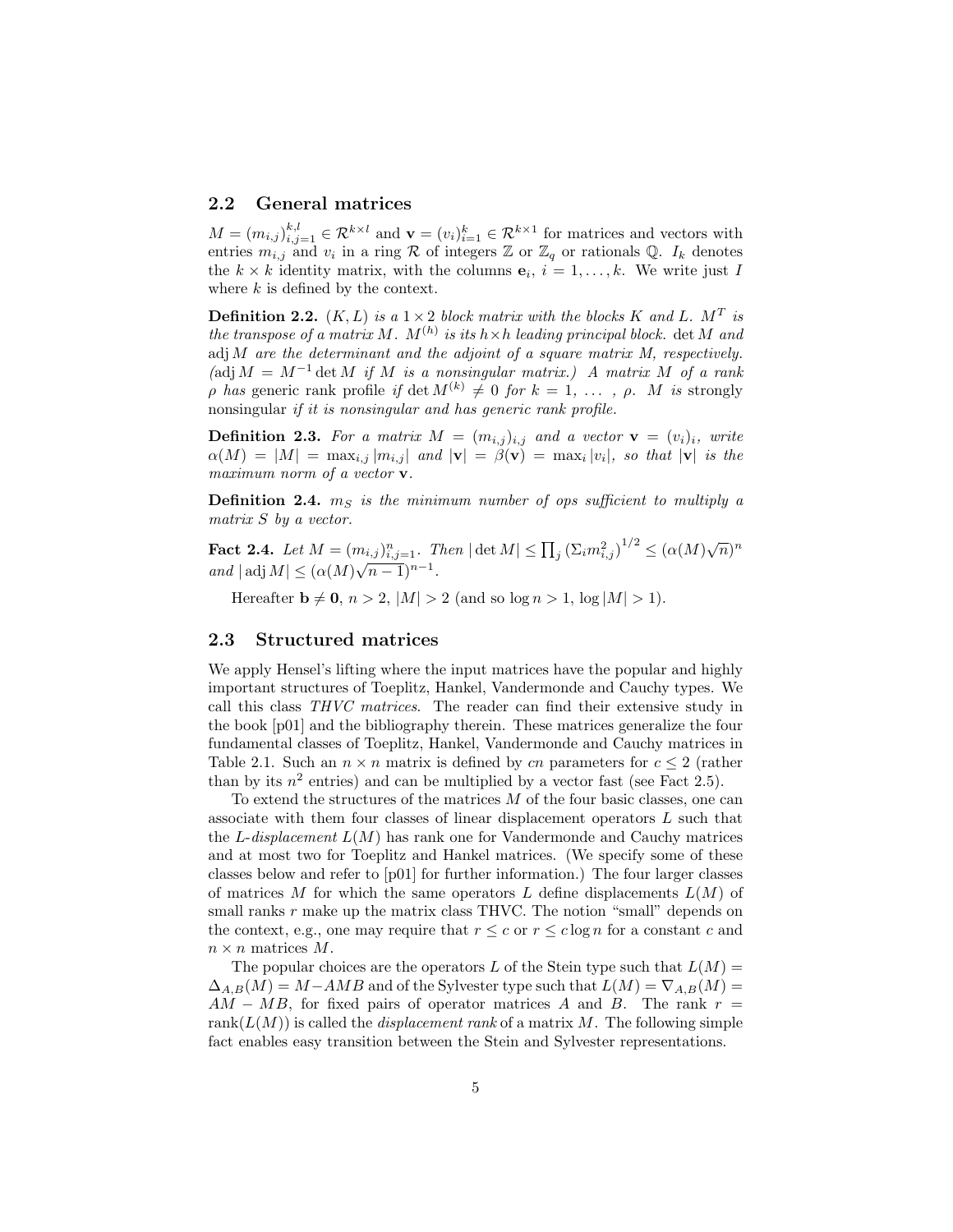### 2.2 General matrices

$M = (m_{i,j})_{i,j=1}^{k,l} \in \mathcal{R}^{k\times l}$ and $\mathbf{v} = (v_i)_{i=1}^{k} \in \mathcal{R}^{k\times 1}$ for matrices and vectors with entries $m_{i,j}$ and $v_i$ in a ring $\mathcal{R}$ of integers $\mathbb{Z}$ or $\mathbb{Z}_q$ or rationals $\mathbb{Q}$. $I_k$ denotes the $k \times k$ identity matrix, with the columns $\mathbf{e}_i$, $i = 1, \ldots, k$. We write just $I$ where $k$ is defined by the context.

**Definition 2.2.** *$(K, L)$ is a $1 \times 2$ block matrix with the blocks $K$ and $L$. $M^T$ is the transpose of a matrix $M$. $M^{(h)}$ is its $h\times h$ leading principal block. $\det M$ and $\operatorname{adj} M$ are the determinant and the adjoint of a square matrix $M$, respectively. ($\operatorname{adj} M = M^{-1} \det M$ if $M$ is a nonsingular matrix.) A matrix $M$ of a rank $\rho$ has* generic rank profile *if $\det M^{(k)} \neq 0$ for $k = 1, \ldots, \rho$. $M$ is* strongly nonsingular *if it is nonsingular and has generic rank profile.*

**Definition 2.3.** *For a matrix $M = (m_{i,j})_{i,j}$ and a vector $\mathbf{v} = (v_i)_i$, write $\alpha(M) = |M| = \max_{i,j} |m_{i,j}|$ and $|\mathbf{v}| = \beta(\mathbf{v}) = \max_i |v_i|$, so that $|\mathbf{v}|$ is the maximum norm of a vector $\mathbf{v}$.*

**Definition 2.4.** *$m_S$ is the minimum number of ops sufficient to multiply a matrix $S$ by a vector.*

**Fact 2.4.** *Let $M = (m_{i,j})_{i,j=1}^{n}$. Then $|\det M| \leq \prod_j (\Sigma_i m_{i,j}^2)^{1/2} \leq (\alpha(M)\sqrt{n})^n$ and $|\operatorname{adj} M| \leq (\alpha(M)\sqrt{n-1})^{n-1}$.*

Hereafter $\mathbf{b} \neq \mathbf{0}$, $n > 2$, $|M| > 2$ (and so $\log n > 1$, $\log |M| > 1$).

### 2.3 Structured matrices

We apply Hensel's lifting where the input matrices have the popular and highly important structures of Toeplitz, Hankel, Vandermonde and Cauchy types. We call this class *THVC matrices*. The reader can find their extensive study in the book [p01] and the bibliography therein. These matrices generalize the four fundamental classes of Toeplitz, Hankel, Vandermonde and Cauchy matrices in Table 2.1. Such an $n \times n$ matrix is defined by $cn$ parameters for $c \leq 2$ (rather than by its $n^2$ entries) and can be multiplied by a vector fast (see Fact 2.5).

To extend the structures of the matrices $M$ of the four basic classes, one can associate with them four classes of linear displacement operators $L$ such that the *$L$-displacement* $L(M)$ has rank one for Vandermonde and Cauchy matrices and at most two for Toeplitz and Hankel matrices. (We specify some of these classes below and refer to [p01] for further information.) The four larger classes of matrices $M$ for which the same operators $L$ define displacements $L(M)$ of small ranks $r$ make up the matrix class THVC. The notion "small" depends on the context, e.g., one may require that $r \leq c$ or $r \leq c \log n$ for a constant $c$ and $n \times n$ matrices $M$.

The popular choices are the operators $L$ of the Stein type such that $L(M) = \Delta_{A,B}(M) = M - AMB$ and of the Sylvester type such that $L(M) = \nabla_{A,B}(M) = AM - MB$, for fixed pairs of operator matrices $A$ and $B$. The rank $r = \operatorname{rank}(L(M))$ is called the *displacement rank* of a matrix $M$. The following simple fact enables easy transition between the Stein and Sylvester representations.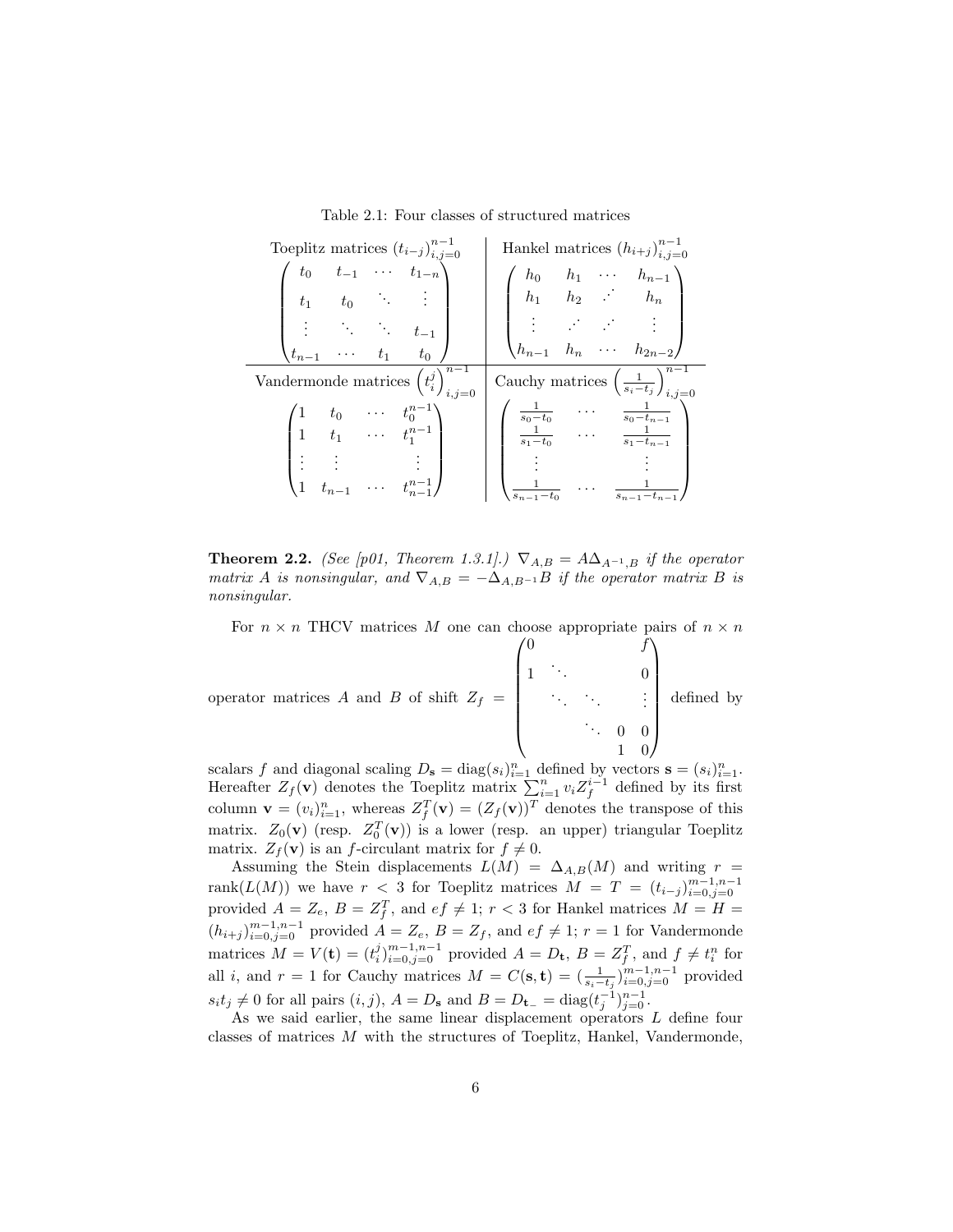Table 2.1: Four classes of structured matrices

| Toeplitz matrices $(t_{i-j})_{i,j=0}^{n-1}$ | Hankel matrices $(h_{i+j})_{i,j=0}^{n-1}$ |
|---|---|
| $\begin{pmatrix} t_0 & t_{-1} & \cdots & t_{1-n} \\ t_1 & t_0 & \ddots & \vdots \\ \vdots & \ddots & \ddots & t_{-1} \\ t_{n-1} & \cdots & t_1 & t_0 \end{pmatrix}$ | $\begin{pmatrix} h_0 & h_1 & \cdots & h_{n-1} \\ h_1 & h_2 & \cdot^{\cdot^{\cdot}} & h_n \\ \vdots & \cdot^{\cdot^{\cdot}} & \cdot^{\cdot^{\cdot}} & \vdots \\ h_{n-1} & h_n & \cdots & h_{2n-2} \end{pmatrix}$ |
| **Vandermonde matrices $\left(t_i^j\right)_{i,j=0}^{n-1}$** | **Cauchy matrices $\left(\frac{1}{s_i-t_j}\right)_{i,j=0}^{n-1}$** |
| $\begin{pmatrix} 1 & t_0 & \cdots & t_0^{n-1} \\ 1 & t_1 & \cdots & t_1^{n-1} \\ \vdots & \vdots & & \vdots \\ 1 & t_{n-1} & \cdots & t_{n-1}^{n-1} \end{pmatrix}$ | $\begin{pmatrix} \frac{1}{s_0-t_0} & \cdots & \frac{1}{s_0-t_{n-1}} \\ \frac{1}{s_1-t_0} & \cdots & \frac{1}{s_1-t_{n-1}} \\ \vdots & & \vdots \\ \frac{1}{s_{n-1}-t_0} & \cdots & \frac{1}{s_{n-1}-t_{n-1}} \end{pmatrix}$ |

**Theorem 2.2.** *(See [p01, Theorem 1.3.1].) $\nabla_{A,B} = A\Delta_{A^{-1},B}$ if the operator matrix $A$ is nonsingular, and $\nabla_{A,B} = -\Delta_{A,B^{-1}}B$ if the operator matrix $B$ is nonsingular.*

For $n \times n$ THCV matrices $M$ one can choose appropriate pairs of $n \times n$ operator matrices $A$ and $B$ of shift $Z_f = \begin{pmatrix} 0 & & & & f \\ 1 & \ddots & & & 0 \\ & \ddots & \ddots & & \vdots \\ & & \ddots & 0 & 0 \\ & & & 1 & 0 \end{pmatrix}$ defined by scalars $f$ and diagonal scaling $D_{\mathbf{s}} = \operatorname{diag}(s_i)_{i=1}^n$ defined by vectors $\mathbf{s} = (s_i)_{i=1}^n$. Hereafter $Z_f(\mathbf{v})$ denotes the Toeplitz matrix $\sum_{i=1}^n v_i Z_f^{i-1}$ defined by its first column $\mathbf{v} = (v_i)_{i=1}^n$, whereas $Z_f^T(\mathbf{v}) = (Z_f(\mathbf{v}))^T$ denotes the transpose of this matrix. $Z_0(\mathbf{v})$ (resp. $Z_0^T(\mathbf{v})$) is a lower (resp. an upper) triangular Toeplitz matrix. $Z_f(\mathbf{v})$ is an $f$-circulant matrix for $f \neq 0$.

Assuming the Stein displacements $L(M) = \Delta_{A,B}(M)$ and writing $r = \operatorname{rank}(L(M))$ we have $r < 3$ for Toeplitz matrices $M = T = (t_{i-j})_{i=0,j=0}^{m-1,n-1}$ provided $A = Z_e$, $B = Z_f^T$, and $ef \neq 1$; $r < 3$ for Hankel matrices $M = H = (h_{i+j})_{i=0,j=0}^{m-1,n-1}$ provided $A = Z_e$, $B = Z_f$, and $ef \neq 1$; $r = 1$ for Vandermonde matrices $M = V(\mathbf{t}) = (t_i^j)_{i=0,j=0}^{m-1,n-1}$ provided $A = D_{\mathbf{t}}$, $B = Z_f^T$, and $f \neq t_i^n$ for all $i$, and $r = 1$ for Cauchy matrices $M = C(\mathbf{s}, \mathbf{t}) = (\frac{1}{s_i - t_j})_{i=0,j=0}^{m-1,n-1}$ provided $s_i t_j \neq 0$ for all pairs $(i,j)$, $A = D_{\mathbf{s}}$ and $B = D_{\mathbf{t}_-} = \operatorname{diag}(t_j^{-1})_{j=0}^{n-1}$.

As we said earlier, the same linear displacement operators $L$ define four classes of matrices $M$ with the structures of Toeplitz, Hankel, Vandermonde,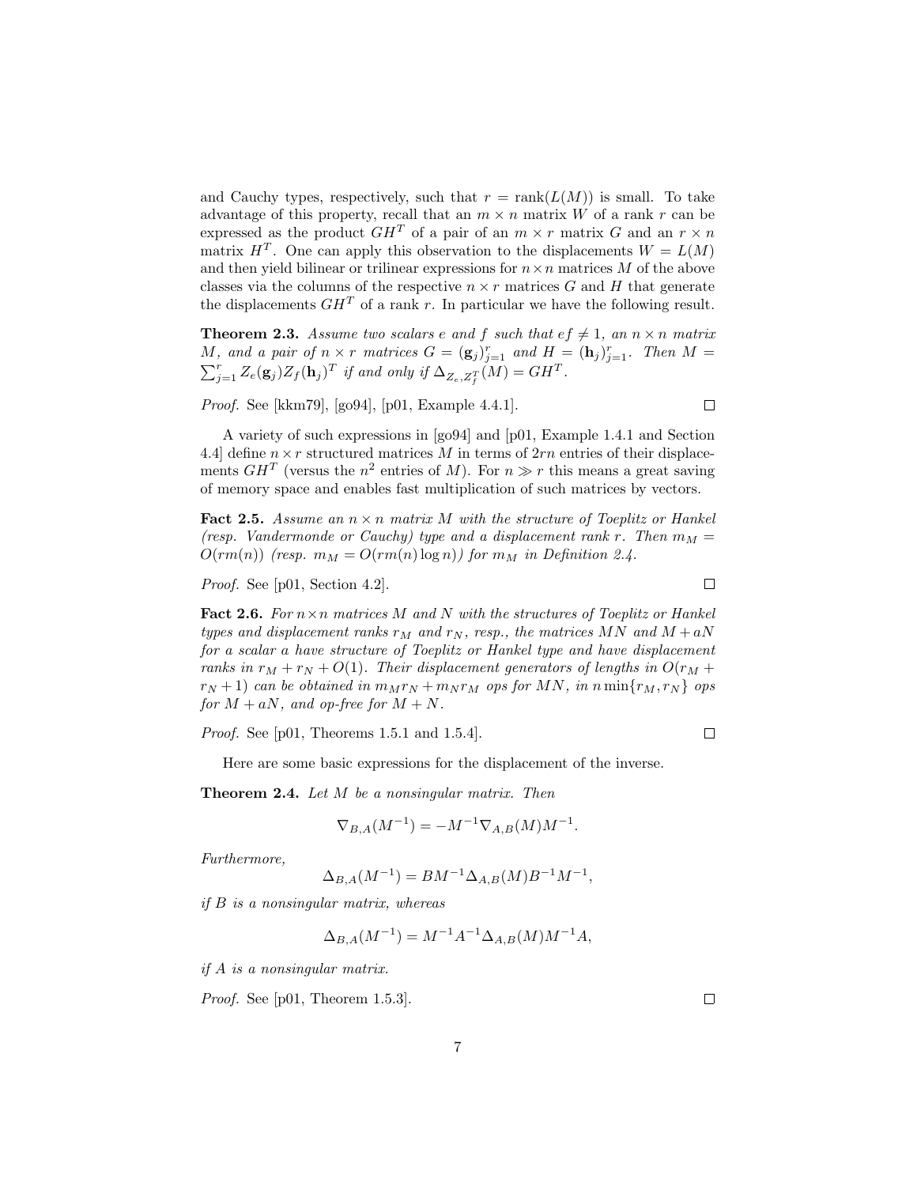and Cauchy types, respectively, such that $r = \text{rank}(L(M))$ is small. To take advantage of this property, recall that an $m \times n$ matrix $W$ of a rank $r$ can be expressed as the product $GH^T$ of a pair of an $m \times r$ matrix $G$ and an $r \times n$ matrix $H^T$. One can apply this observation to the displacements $W = L(M)$ and then yield bilinear or trilinear expressions for $n \times n$ matrices $M$ of the above classes via the columns of the respective $n \times r$ matrices $G$ and $H$ that generate the displacements $GH^T$ of a rank $r$. In particular we have the following result.

**Theorem 2.3.** *Assume two scalars $e$ and $f$ such that $ef \neq 1$, an $n \times n$ matrix $M$, and a pair of $n \times r$ matrices $G = (\mathbf{g}_j)_{j=1}^r$ and $H = (\mathbf{h}_j)_{j=1}^r$. Then $M = \sum_{j=1}^r Z_e(\mathbf{g}_j) Z_f(\mathbf{h}_j)^T$ if and only if $\Delta_{Z_e, Z_f^T}(M) = GH^T$.*

*Proof.* See [kkm79], [go94], [p01, Example 4.4.1]. ◻

A variety of such expressions in [go94] and [p01, Example 1.4.1 and Section 4.4] define $n \times r$ structured matrices $M$ in terms of $2rn$ entries of their displacements $GH^T$ (versus the $n^2$ entries of $M$). For $n \gg r$ this means a great saving of memory space and enables fast multiplication of such matrices by vectors.

**Fact 2.5.** *Assume an $n \times n$ matrix $M$ with the structure of Toeplitz or Hankel (resp. Vandermonde or Cauchy) type and a displacement rank $r$. Then $m_M = O(rm(n))$ (resp. $m_M = O(rm(n) \log n)$) for $m_M$ in Definition 2.4.*

*Proof.* See [p01, Section 4.2]. ◻

**Fact 2.6.** *For $n \times n$ matrices $M$ and $N$ with the structures of Toeplitz or Hankel types and displacement ranks $r_M$ and $r_N$, resp., the matrices $MN$ and $M + aN$ for a scalar $a$ have structure of Toeplitz or Hankel type and have displacement ranks in $r_M + r_N + O(1)$. Their displacement generators of lengths in $O(r_M + r_N + 1)$ can be obtained in $m_M r_N + m_N r_M$ ops for $MN$, in $n \min\{r_M, r_N\}$ ops for $M + aN$, and op-free for $M + N$.*

*Proof.* See [p01, Theorems 1.5.1 and 1.5.4]. ◻

Here are some basic expressions for the displacement of the inverse.

**Theorem 2.4.** *Let $M$ be a nonsingular matrix. Then*

$$\nabla_{B,A}(M^{-1}) = -M^{-1} \nabla_{A,B}(M) M^{-1}.$$

*Furthermore,*

$$\Delta_{B,A}(M^{-1}) = BM^{-1} \Delta_{A,B}(M) B^{-1} M^{-1},$$

*if $B$ is a nonsingular matrix, whereas*

$$\Delta_{B,A}(M^{-1}) = M^{-1} A^{-1} \Delta_{A,B}(M) M^{-1} A,$$

*if $A$ is a nonsingular matrix.*

*Proof.* See [p01, Theorem 1.5.3]. ◻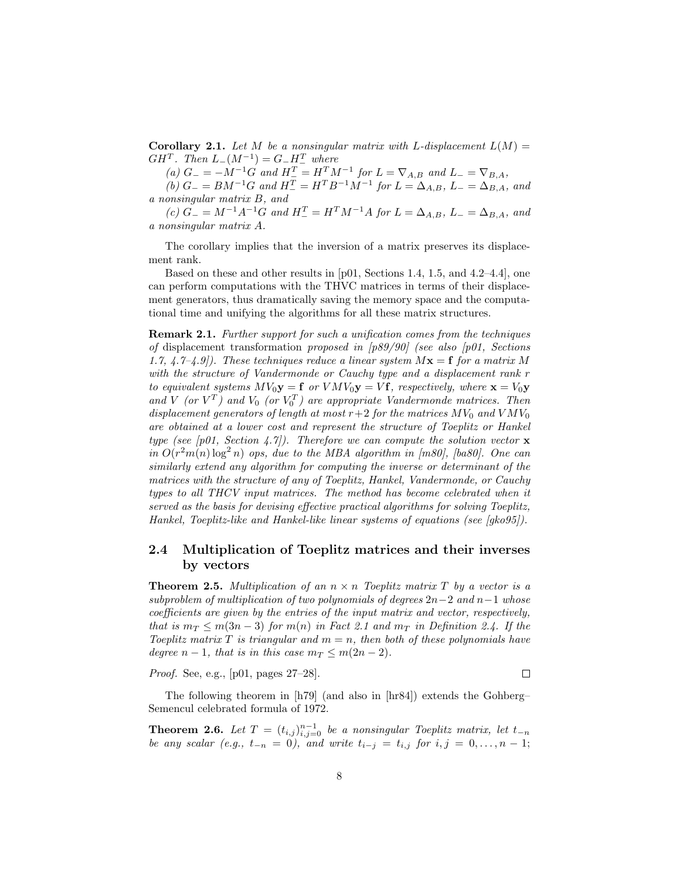**Corollary 2.1.** *Let $M$ be a nonsingular matrix with $L$-displacement $L(M) = GH^T$. Then $L_-(M^{-1}) = G_-H_-^T$ where*

*(a) $G_- = -M^{-1}G$ and $H_-^T = H^TM^{-1}$ for $L = \nabla_{A,B}$ and $L_- = \nabla_{B,A}$,*

*(b) $G_- = BM^{-1}G$ and $H_-^T = H^TB^{-1}M^{-1}$ for $L = \Delta_{A,B}$, $L_- = \Delta_{B,A}$, and a nonsingular matrix $B$, and*

*(c) $G_- = M^{-1}A^{-1}G$ and $H_-^T = H^TM^{-1}A$ for $L = \Delta_{A,B}$, $L_- = \Delta_{B,A}$, and a nonsingular matrix $A$.*

The corollary implies that the inversion of a matrix preserves its displacement rank.

Based on these and other results in [p01, Sections 1.4, 1.5, and 4.2–4.4], one can perform computations with the THVC matrices in terms of their displacement generators, thus dramatically saving the memory space and the computational time and unifying the algorithms for all these matrix structures.

**Remark 2.1.** *Further support for such a unification comes from the techniques of* displacement transformation *proposed in [p89/90] (see also [p01, Sections 1.7, 4.7–4.9]). These techniques reduce a linear system $M\mathbf{x} = \mathbf{f}$ for a matrix $M$ with the structure of Vandermonde or Cauchy type and a displacement rank $r$ to equivalent systems $MV_0\mathbf{y} = \mathbf{f}$ or $VMV_0\mathbf{y} = V\mathbf{f}$, respectively, where $\mathbf{x} = V_0\mathbf{y}$ and $V$ (or $V^T$) and $V_0$ (or $V_0^T$) are appropriate Vandermonde matrices. Then displacement generators of length at most $r+2$ for the matrices $MV_0$ and $VMV_0$ are obtained at a lower cost and represent the structure of Toeplitz or Hankel type (see [p01, Section 4.7]). Therefore we can compute the solution vector $\mathbf{x}$ in $O(r^2m(n)\log^2 n)$ ops, due to the MBA algorithm in [m80], [ba80]. One can similarly extend any algorithm for computing the inverse or determinant of the matrices with the structure of any of Toeplitz, Hankel, Vandermonde, or Cauchy types to all THCV input matrices. The method has become celebrated when it served as the basis for devising effective practical algorithms for solving Toeplitz, Hankel, Toeplitz-like and Hankel-like linear systems of equations (see [gko95]).*

## 2.4 Multiplication of Toeplitz matrices and their inverses by vectors

**Theorem 2.5.** *Multiplication of an $n \times n$ Toeplitz matrix $T$ by a vector is a subproblem of multiplication of two polynomials of degrees $2n-2$ and $n-1$ whose coefficients are given by the entries of the input matrix and vector, respectively, that is $m_T \leq m(3n-3)$ for $m(n)$ in Fact 2.1 and $m_T$ in Definition 2.4. If the Toeplitz matrix $T$ is triangular and $m = n$, then both of these polynomials have degree $n-1$, that is in this case $m_T \leq m(2n-2)$.*

*Proof.* See, e.g., [p01, pages 27–28]. □

The following theorem in [h79] (and also in [hr84]) extends the Gohberg–Semencul celebrated formula of 1972.

**Theorem 2.6.** *Let $T = (t_{i,j})_{i,j=0}^{n-1}$ be a nonsingular Toeplitz matrix, let $t_{-n}$ be any scalar (e.g., $t_{-n} = 0$), and write $t_{i-j} = t_{i,j}$ for $i, j = 0, \ldots, n-1$;*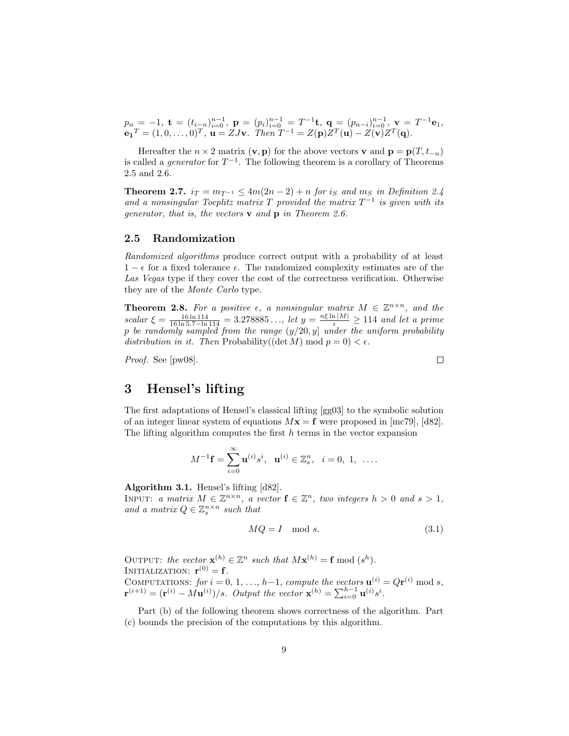$p_n = -1$, $\mathbf{t} = (t_{i-n})_{i=0}^{n-1}$, $\mathbf{p} = (p_i)_{i=0}^{n-1} = T^{-1}\mathbf{t}$, $\mathbf{q} = (p_{n-i})_{i=0}^{n-1}$, $\mathbf{v} = T^{-1}\mathbf{e}_1$, $\mathbf{e_1}^T = (1, 0, \ldots, 0)^T$, $\mathbf{u} = ZJ\mathbf{v}$. *Then* $T^{-1} = Z(\mathbf{p})Z^T(\mathbf{u}) - Z(\mathbf{v})Z^T(\mathbf{q})$.

Hereafter the $n \times 2$ matrix $(\mathbf{v}, \mathbf{p})$ for the above vectors $\mathbf{v}$ and $\mathbf{p} = \mathbf{p}(T, t_{-n})$ is called a *generator* for $T^{-1}$. The following theorem is a corollary of Theorems 2.5 and 2.6.

**Theorem 2.7.** *$i_T = m_{T^{-1}} \leq 4m(2n-2) + n$ for $i_S$ and $m_S$ in Definition 2.4 and a nonsingular Toeplitz matrix $T$ provided the matrix $T^{-1}$ is given with its generator, that is, the vectors $\mathbf{v}$ and $\mathbf{p}$ in Theorem 2.6.*

### 2.5 Randomization

*Randomized algorithms* produce correct output with a probability of at least $1 - \epsilon$ for a fixed tolerance $\epsilon$. The randomized complexity estimates are of the *Las Vegas* type if they cover the cost of the correctness verification. Otherwise they are of the *Monte Carlo* type.

**Theorem 2.8.** *For a positive $\epsilon$, a nonsingular matrix $M \in \mathbb{Z}^{n \times n}$, and the scalar $\xi = \frac{16 \ln 114}{16 \ln 5.7 - \ln 114} = 3.278885\ldots$, let $y = \frac{n\xi \ln |M|}{\epsilon} \geq 114$ and let a prime $p$ be randomly sampled from the range $(y/20, y]$ under the uniform probability distribution in it. Then* Probability$((\det M) \bmod p = 0) < \epsilon$.

*Proof.* See [pw08]. □

# 3 Hensel's lifting

The first adaptations of Hensel's classical lifting [gg03] to the symbolic solution of an integer linear system of equations $M\mathbf{x} = \mathbf{f}$ were proposed in [mc79], [d82]. The lifting algorithm computes the first $h$ terms in the vector expansion

$$M^{-1}\mathbf{f} = \sum_{i=0}^{\infty} \mathbf{u}^{(i)} s^i, \quad \mathbf{u}^{(i)} \in \mathbb{Z}_s^n, \quad i = 0,\ 1,\ \ldots .$$

**Algorithm 3.1.** Hensel's lifting [d82].
INPUT: *a matrix $M \in \mathbb{Z}^{n \times n}$, a vector $\mathbf{f} \in \mathbb{Z}^n$, two integers $h > 0$ and $s > 1$, and a matrix $Q \in \mathbb{Z}_s^{n \times n}$ such that*

$$MQ = I \mod s. \tag{3.1}$$

OUTPUT: *the vector $\mathbf{x}^{(h)} \in \mathbb{Z}^n$ such that $M\mathbf{x}^{(h)} = \mathbf{f} \bmod (s^h)$.*
INITIALIZATION: $\mathbf{r}^{(0)} = \mathbf{f}$.
COMPUTATIONS: *for $i = 0, 1, \ldots, h-1$, compute the vectors $\mathbf{u}^{(i)} = Q\mathbf{r}^{(i)} \bmod s$, $\mathbf{r}^{(i+1)} = (\mathbf{r}^{(i)} - M\mathbf{u}^{(i)})/s$. Output the vector $\mathbf{x}^{(h)} = \sum_{i=0}^{h-1} \mathbf{u}^{(i)} s^i$.*

Part (b) of the following theorem shows correctness of the algorithm. Part (c) bounds the precision of the computations by this algorithm.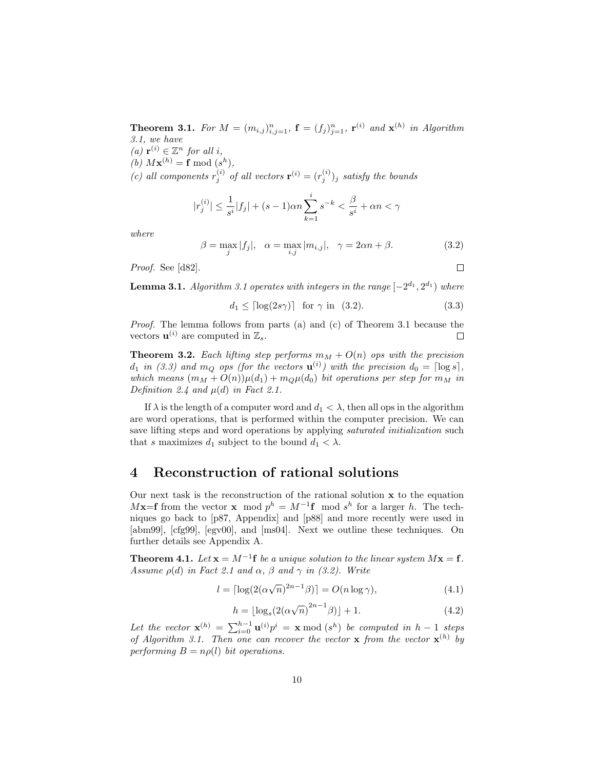**Theorem 3.1.** *For $M = (m_{i,j})_{i,j=1}^n$, $\mathbf{f} = (f_j)_{j=1}^n$, $\mathbf{r}^{(i)}$ and $\mathbf{x}^{(h)}$ in Algorithm 3.1, we have*
*(a) $\mathbf{r}^{(i)} \in \mathbb{Z}^n$ for all $i$,*
*(b) $M\mathbf{x}^{(h)} = \mathbf{f} \bmod (s^h)$,*
*(c) all components $r_j^{(i)}$ of all vectors $\mathbf{r}^{(i)} = (r_j^{(i)})_j$ satisfy the bounds*

$$|r_j^{(i)}| \leq \frac{1}{s^i}|f_j| + (s-1)\alpha n \sum_{k=1}^{i} s^{-k} < \frac{\beta}{s^i} + \alpha n < \gamma$$

*where*

$$\beta = \max_j |f_j|, \quad \alpha = \max_{i,j} |m_{i,j}|, \quad \gamma = 2\alpha n + \beta. \tag{3.2}$$

*Proof.* See [d82]. □

**Lemma 3.1.** *Algorithm 3.1 operates with integers in the range $[-2^{d_1}, 2^{d_1})$ where*

$$d_1 \leq \lceil \log(2s\gamma) \rceil \quad \text{for } \gamma \text{ in } \ (3.2). \tag{3.3}$$

*Proof.* The lemma follows from parts (a) and (c) of Theorem 3.1 because the vectors $\mathbf{u}^{(i)}$ are computed in $\mathbb{Z}_s$. □

**Theorem 3.2.** *Each lifting step performs $m_M + O(n)$ ops with the precision $d_1$ in (3.3) and $m_Q$ ops (for the vectors $\mathbf{u}^{(i)}$) with the precision $d_0 = \lceil \log s \rceil$, which means $(m_M + O(n))\mu(d_1) + m_Q\mu(d_0)$ bit operations per step for $m_M$ in Definition 2.4 and $\mu(d)$ in Fact 2.1.*

If $\lambda$ is the length of a computer word and $d_1 < \lambda$, then all ops in the algorithm are word operations, that is performed within the computer precision. We can save lifting steps and word operations by applying *saturated initialization* such that $s$ maximizes $d_1$ subject to the bound $d_1 < \lambda$.

# 4 Reconstruction of rational solutions

Our next task is the reconstruction of the rational solution $\mathbf{x}$ to the equation $M\mathbf{x}$=$\mathbf{f}$ from the vector $\mathbf{x} \bmod p^h = M^{-1}\mathbf{f} \bmod s^h$ for a larger $h$. The techniques go back to [p87, Appendix] and [p88] and more recently were used in [abm99], [cfg99], [egv00], and [ms04]. Next we outline these techniques. On further details see Appendix A.

**Theorem 4.1.** *Let $\mathbf{x} = M^{-1}\mathbf{f}$ be a unique solution to the linear system $M\mathbf{x} = \mathbf{f}$. Assume $\rho(d)$ in Fact 2.1 and $\alpha$, $\beta$ and $\gamma$ in (3.2). Write*

$$l = \lceil \log(2(\alpha\sqrt{n})^{2n-1}\beta) \rceil = O(n \log \gamma), \tag{4.1}$$

$$h = \lfloor \log_s(2(\alpha\sqrt{n})^{2n-1}\beta) \rfloor + 1. \tag{4.2}$$

*Let the vector $\mathbf{x}^{(h)} = \sum_{i=0}^{h-1} \mathbf{u}^{(i)} p^i = \mathbf{x} \bmod (s^h)$ be computed in $h-1$ steps of Algorithm 3.1. Then one can recover the vector $\mathbf{x}$ from the vector $\mathbf{x}^{(h)}$ by performing $B = n\rho(l)$ bit operations.*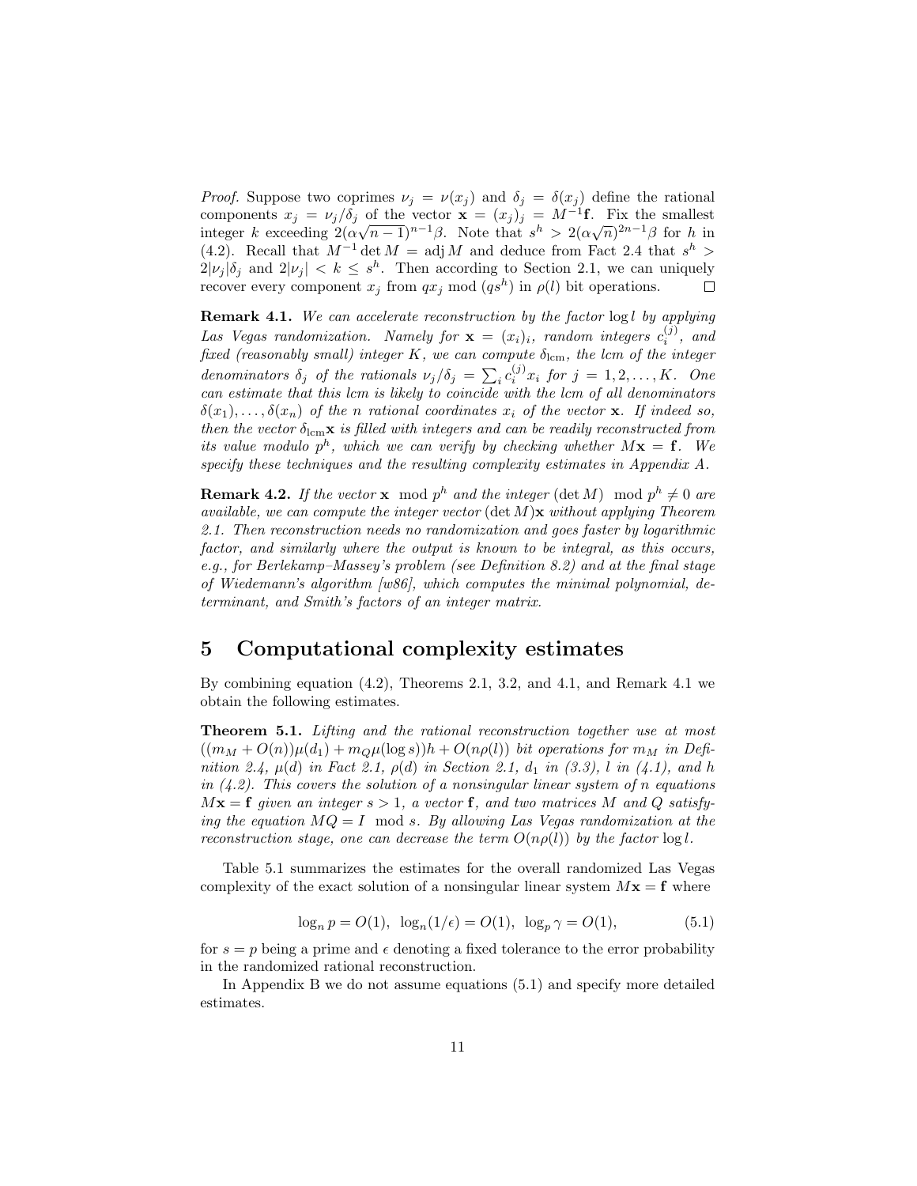*Proof.* Suppose two coprimes $\nu_j = \nu(x_j)$ and $\delta_j = \delta(x_j)$ define the rational components $x_j = \nu_j/\delta_j$ of the vector $\mathbf{x} = (x_j)_j = M^{-1}\mathbf{f}$. Fix the smallest integer $k$ exceeding $2(\alpha\sqrt{n-1})^{n-1}\beta$. Note that $s^h > 2(\alpha\sqrt{n})^{2n-1}\beta$ for $h$ in (4.2). Recall that $M^{-1}\det M = \operatorname{adj} M$ and deduce from Fact 2.4 that $s^h > 2|\nu_j|\delta_j$ and $2|\nu_j| < k \leq s^h$. Then according to Section 2.1, we can uniquely recover every component $x_j$ from $qx_j \bmod (qs^h)$ in $\rho(l)$ bit operations. $\square$

**Remark 4.1.** *We can accelerate reconstruction by the factor* $\log l$ *by applying Las Vegas randomization. Namely for* $\mathbf{x} = (x_i)_i$*, random integers* $c_i^{(j)}$*, and fixed (reasonably small) integer* $K$*, we can compute* $\delta_{\text{lcm}}$*, the lcm of the integer denominators* $\delta_j$ *of the rationals* $\nu_j/\delta_j = \sum_i c_i^{(j)} x_i$ *for* $j = 1, 2, \ldots, K$*. One can estimate that this lcm is likely to coincide with the lcm of all denominators* $\delta(x_1), \ldots, \delta(x_n)$ *of the* $n$ *rational coordinates* $x_i$ *of the vector* $\mathbf{x}$*. If indeed so, then the vector* $\delta_{\text{lcm}}\mathbf{x}$ *is filled with integers and can be readily reconstructed from its value modulo* $p^h$*, which we can verify by checking whether* $M\mathbf{x} = \mathbf{f}$*. We specify these techniques and the resulting complexity estimates in Appendix A.*

**Remark 4.2.** *If the vector* $\mathbf{x} \bmod p^h$ *and the integer* $(\det M) \bmod p^h \neq 0$ *are available, we can compute the integer vector* $(\det M)\mathbf{x}$ *without applying Theorem 2.1. Then reconstruction needs no randomization and goes faster by logarithmic factor, and similarly where the output is known to be integral, as this occurs, e.g., for Berlekamp–Massey's problem (see Definition 8.2) and at the final stage of Wiedemann's algorithm [w86], which computes the minimal polynomial, determinant, and Smith's factors of an integer matrix.*

## 5 Computational complexity estimates

By combining equation (4.2), Theorems 2.1, 3.2, and 4.1, and Remark 4.1 we obtain the following estimates.

**Theorem 5.1.** *Lifting and the rational reconstruction together use at most* $((m_M + O(n))\mu(d_1) + m_Q\mu(\log s))h + O(n\rho(l))$ *bit operations for* $m_M$ *in Definition 2.4,* $\mu(d)$ *in Fact 2.1,* $\rho(d)$ *in Section 2.1,* $d_1$ *in (3.3),* $l$ *in (4.1), and* $h$ *in (4.2). This covers the solution of a nonsingular linear system of* $n$ *equations* $M\mathbf{x} = \mathbf{f}$ *given an integer* $s > 1$*, a vector* $\mathbf{f}$*, and two matrices* $M$ *and* $Q$ *satisfying the equation* $MQ = I \bmod s$*. By allowing Las Vegas randomization at the reconstruction stage, one can decrease the term* $O(n\rho(l))$ *by the factor* $\log l$*.*

Table 5.1 summarizes the estimates for the overall randomized Las Vegas complexity of the exact solution of a nonsingular linear system $M\mathbf{x} = \mathbf{f}$ where

$$\log_n p = O(1), \ \log_n(1/\epsilon) = O(1), \ \log_p \gamma = O(1), \tag{5.1}$$

for $s = p$ being a prime and $\epsilon$ denoting a fixed tolerance to the error probability in the randomized rational reconstruction.

In Appendix B we do not assume equations (5.1) and specify more detailed estimates.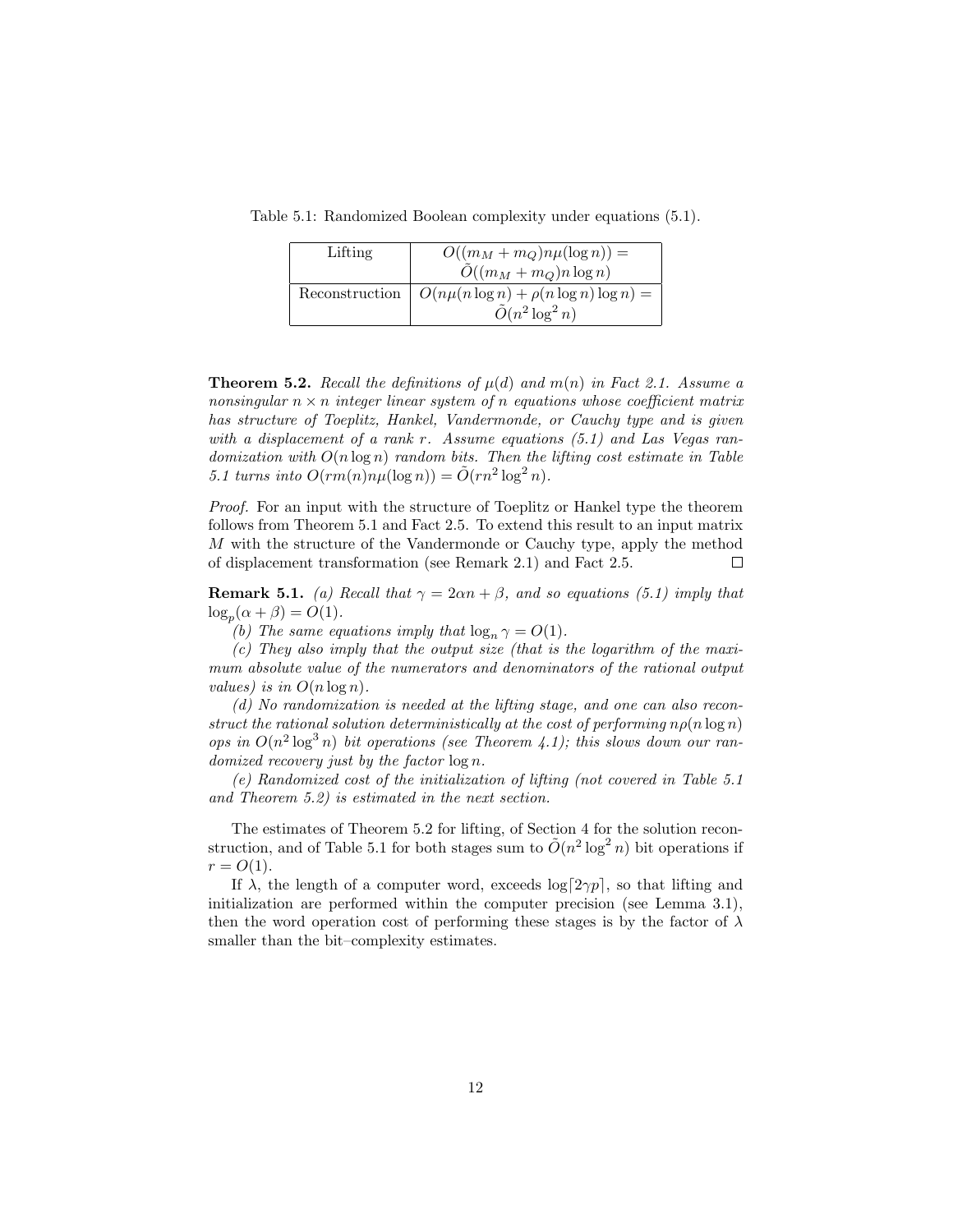Table 5.1: Randomized Boolean complexity under equations (5.1).

| | |
|---|---|
| Lifting | $O((m_M + m_Q)n\mu(\log n)) =$ $\tilde{O}((m_M + m_Q)n \log n)$ |
| Reconstruction | $O(n\mu(n \log n) + \rho(n \log n) \log n) =$ $\tilde{O}(n^2 \log^2 n)$ |

**Theorem 5.2.** *Recall the definitions of $\mu(d)$ and $m(n)$ in Fact 2.1. Assume a nonsingular $n \times n$ integer linear system of $n$ equations whose coefficient matrix has structure of Toeplitz, Hankel, Vandermonde, or Cauchy type and is given with a displacement of a rank $r$. Assume equations (5.1) and Las Vegas randomization with $O(n \log n)$ random bits. Then the lifting cost estimate in Table 5.1 turns into $O(rm(n)n\mu(\log n)) = \tilde{O}(rn^2 \log^2 n)$.*

*Proof.* For an input with the structure of Toeplitz or Hankel type the theorem follows from Theorem 5.1 and Fact 2.5. To extend this result to an input matrix $M$ with the structure of the Vandermonde or Cauchy type, apply the method of displacement transformation (see Remark 2.1) and Fact 2.5. $\square$

**Remark 5.1.** *(a) Recall that $\gamma = 2\alpha n + \beta$, and so equations (5.1) imply that $\log_p(\alpha + \beta) = O(1)$.*

*(b) The same equations imply that $\log_n \gamma = O(1)$.*

*(c) They also imply that the output size (that is the logarithm of the maximum absolute value of the numerators and denominators of the rational output values) is in $O(n \log n)$.*

*(d) No randomization is needed at the lifting stage, and one can also reconstruct the rational solution deterministically at the cost of performing $n\rho(n \log n)$ ops in $O(n^2 \log^3 n)$ bit operations (see Theorem 4.1); this slows down our randomized recovery just by the factor $\log n$.*

*(e) Randomized cost of the initialization of lifting (not covered in Table 5.1 and Theorem 5.2) is estimated in the next section.*

The estimates of Theorem 5.2 for lifting, of Section 4 for the solution reconstruction, and of Table 5.1 for both stages sum to $\tilde{O}(n^2 \log^2 n)$ bit operations if $r = O(1)$.

If $\lambda$, the length of a computer word, exceeds $\log\lceil 2\gamma p \rceil$, so that lifting and initialization are performed within the computer precision (see Lemma 3.1), then the word operation cost of performing these stages is by the factor of $\lambda$ smaller than the bit–complexity estimates.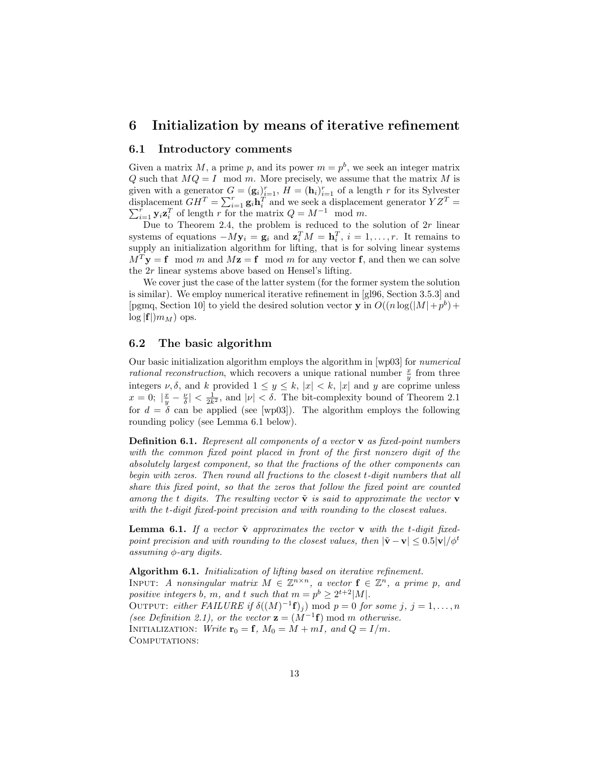## 6 Initialization by means of iterative refinement

### 6.1 Introductory comments

Given a matrix $M$, a prime $p$, and its power $m = p^b$, we seek an integer matrix $Q$ such that $MQ = I \mod m$. More precisely, we assume that the matrix $M$ is given with a generator $G = (\mathbf{g}_i)_{i=1}^r$, $H = (\mathbf{h}_i)_{i=1}^r$ of a length $r$ for its Sylvester displacement $GH^T = \sum_{i=1}^r \mathbf{g}_i \mathbf{h}_i^T$ and we seek a displacement generator $YZ^T = \sum_{i=1}^r \mathbf{y}_i \mathbf{z}_i^T$ of length $r$ for the matrix $Q = M^{-1} \mod m$.

Due to Theorem 2.4, the problem is reduced to the solution of $2r$ linear systems of equations $-M\mathbf{y}_i = \mathbf{g}_i$ and $\mathbf{z}_i^T M = \mathbf{h}_i^T$, $i = 1, \ldots, r$. It remains to supply an initialization algorithm for lifting, that is for solving linear systems $M^T\mathbf{y} = \mathbf{f} \mod m$ and $M\mathbf{z} = \mathbf{f} \mod m$ for any vector $\mathbf{f}$, and then we can solve the $2r$ linear systems above based on Hensel's lifting.

We cover just the case of the latter system (for the former system the solution is similar). We employ numerical iterative refinement in [gl96, Section 3.5.3] and [pgmq, Section 10] to yield the desired solution vector $\mathbf{y}$ in $O((n \log(|M| + p^b) + \log |\mathbf{f}|) m_M)$ ops.

### 6.2 The basic algorithm

Our basic initialization algorithm employs the algorithm in [wp03] for *numerical rational reconstruction*, which recovers a unique rational number $\frac{x}{y}$ from three integers $\nu, \delta$, and $k$ provided $1 \leq y \leq k$, $|x| < k$, $|x|$ and $y$ are coprime unless $x = 0$; $|\frac{x}{y} - \frac{\nu}{\delta}| < \frac{1}{2k^2}$, and $|\nu| < \delta$. The bit-complexity bound of Theorem 2.1 for $d = \delta$ can be applied (see [wp03]). The algorithm employs the following rounding policy (see Lemma 6.1 below).

**Definition 6.1.** *Represent all components of a vector $\mathbf{v}$ as fixed-point numbers with the common fixed point placed in front of the first nonzero digit of the absolutely largest component, so that the fractions of the other components can begin with zeros. Then round all fractions to the closest $t$-digit numbers that all share this fixed point, so that the zeros that follow the fixed point are counted among the $t$ digits. The resulting vector $\tilde{\mathbf{v}}$ is said to approximate the vector $\mathbf{v}$ with the $t$-digit fixed-point precision and with rounding to the closest values.*

**Lemma 6.1.** *If a vector $\tilde{\mathbf{v}}$ approximates the vector $\mathbf{v}$ with the $t$-digit fixed-point precision and with rounding to the closest values, then $|\tilde{\mathbf{v}} - \mathbf{v}| \leq 0.5|\mathbf{v}|/\phi^t$ assuming $\phi$-ary digits.*

**Algorithm 6.1.** *Initialization of lifting based on iterative refinement.*
INPUT: *A nonsingular matrix $M \in \mathbb{Z}^{n \times n}$, a vector $\mathbf{f} \in \mathbb{Z}^n$, a prime $p$, and positive integers $b$, $m$, and $t$ such that $m = p^b \geq 2^{t+2}|M|$.*
OUTPUT: *either FAILURE if $\delta((M)^{-1}\mathbf{f})_j) \bmod p = 0$ for some $j$, $j = 1, \ldots, n$ (see Definition 2.1), or the vector $\mathbf{z} = (M^{-1}\mathbf{f}) \bmod m$ otherwise.*
INITIALIZATION: *Write $\mathbf{r}_0 = \mathbf{f}$, $M_0 = M + mI$, and $Q = I/m$.*
COMPUTATIONS: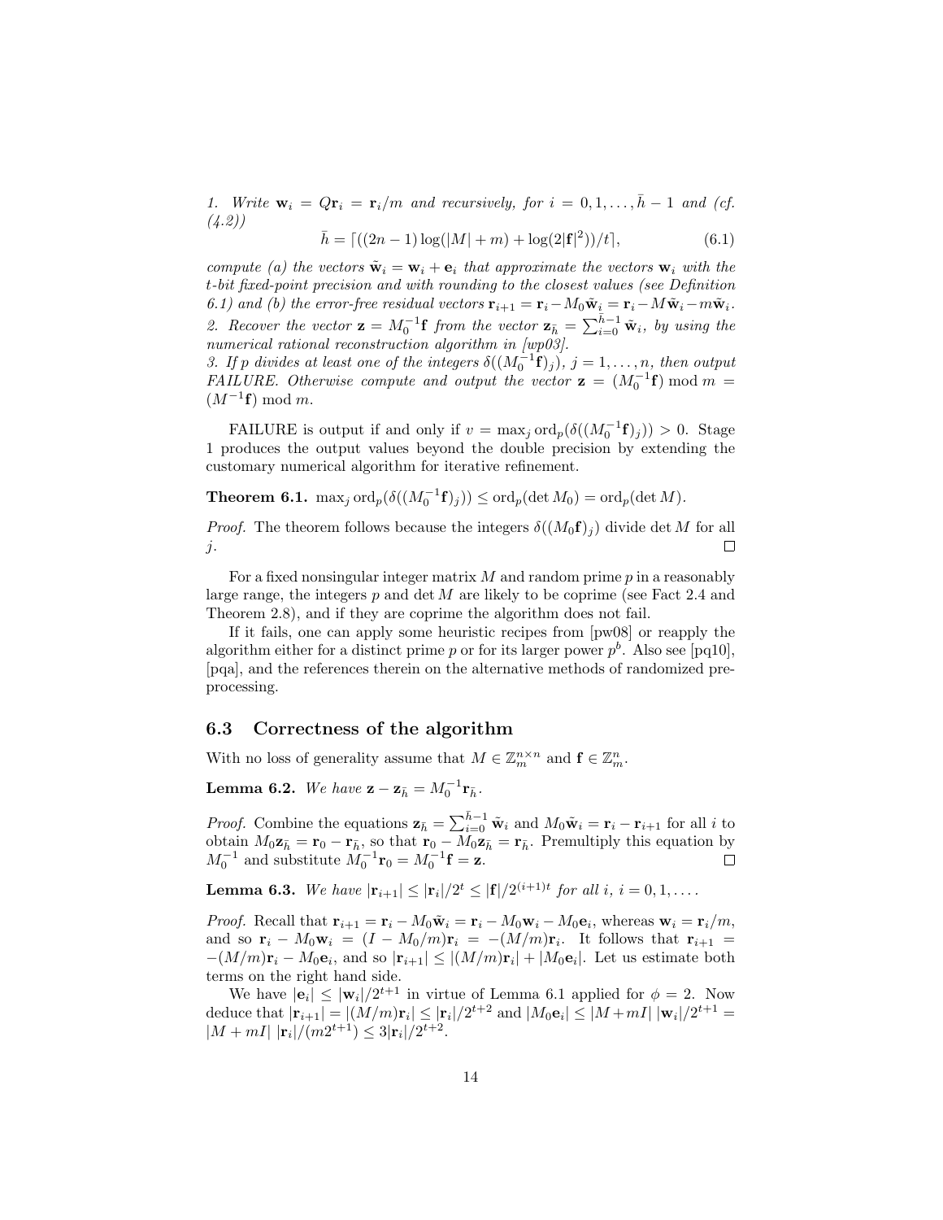*1. Write $\mathbf{w}_i = Q\mathbf{r}_i = \mathbf{r}_i/m$ and recursively, for $i = 0, 1, \ldots, \bar{h} - 1$ and (cf. (4.2))*

$$\bar{h} = \lceil ((2n-1)\log(|M| + m) + \log(2|\mathbf{f}|^2))/t\rceil, \tag{6.1}$$

*compute (a) the vectors $\tilde{\mathbf{w}}_i = \mathbf{w}_i + \mathbf{e}_i$ that approximate the vectors $\mathbf{w}_i$ with the $t$-bit fixed-point precision and with rounding to the closest values (see Definition 6.1) and (b) the error-free residual vectors $\mathbf{r}_{i+1} = \mathbf{r}_i - M_0\tilde{\mathbf{w}}_i = \mathbf{r}_i - M\tilde{\mathbf{w}}_i - m\tilde{\mathbf{w}}_i$.*
*2. Recover the vector $\mathbf{z} = M_0^{-1}\mathbf{f}$ from the vector $\mathbf{z}_{\bar{h}} = \sum_{i=0}^{\bar{h}-1}\tilde{\mathbf{w}}_i$, by using the numerical rational reconstruction algorithm in [wp03].*
*3. If $p$ divides at least one of the integers $\delta((M_0^{-1}\mathbf{f})_j)$, $j = 1, \ldots, n$, then output FAILURE. Otherwise compute and output the vector $\mathbf{z} = (M_0^{-1}\mathbf{f}) \bmod m = (M^{-1}\mathbf{f}) \bmod m$.*

FAILURE is output if and only if $v = \max_j \operatorname{ord}_p(\delta((M_0^{-1}\mathbf{f})_j)) > 0$. Stage 1 produces the output values beyond the double precision by extending the customary numerical algorithm for iterative refinement.

**Theorem 6.1.** *$\max_j \operatorname{ord}_p(\delta((M_0^{-1}\mathbf{f})_j)) \le \operatorname{ord}_p(\det M_0) = \operatorname{ord}_p(\det M)$.*

*Proof.* The theorem follows because the integers $\delta((M_0\mathbf{f})_j)$ divide $\det M$ for all $j$. $\square$

For a fixed nonsingular integer matrix $M$ and random prime $p$ in a reasonably large range, the integers $p$ and $\det M$ are likely to be coprime (see Fact 2.4 and Theorem 2.8), and if they are coprime the algorithm does not fail.

If it fails, one can apply some heuristic recipes from [pw08] or reapply the algorithm either for a distinct prime $p$ or for its larger power $p^b$. Also see [pq10], [pqa], and the references therein on the alternative methods of randomized preprocessing.

## 6.3 Correctness of the algorithm

With no loss of generality assume that $M \in \mathbb{Z}_m^{n\times n}$ and $\mathbf{f} \in \mathbb{Z}_m^n$.

**Lemma 6.2.** *We have $\mathbf{z} - \mathbf{z}_{\bar{h}} = M_0^{-1}\mathbf{r}_{\bar{h}}$.*

*Proof.* Combine the equations $\mathbf{z}_{\bar{h}} = \sum_{i=0}^{\bar{h}-1}\tilde{\mathbf{w}}_i$ and $M_0\tilde{\mathbf{w}}_i = \mathbf{r}_i - \mathbf{r}_{i+1}$ for all $i$ to obtain $M_0\mathbf{z}_{\bar{h}} = \mathbf{r}_0 - \mathbf{r}_{\bar{h}}$, so that $\mathbf{r}_0 - M_0\mathbf{z}_{\bar{h}} = \mathbf{r}_{\bar{h}}$. Premultiply this equation by $M_0^{-1}$ and substitute $M_0^{-1}\mathbf{r}_0 = M_0^{-1}\mathbf{f} = \mathbf{z}$. $\square$

**Lemma 6.3.** *We have $|\mathbf{r}_{i+1}| \le |\mathbf{r}_i|/2^t \le |\mathbf{f}|/2^{(i+1)t}$ for all $i$, $i = 0, 1, \ldots$.*

*Proof.* Recall that $\mathbf{r}_{i+1} = \mathbf{r}_i - M_0\tilde{\mathbf{w}}_i = \mathbf{r}_i - M_0\mathbf{w}_i - M_0\mathbf{e}_i$, whereas $\mathbf{w}_i = \mathbf{r}_i/m$, and so $\mathbf{r}_i - M_0\mathbf{w}_i = (I - M_0/m)\mathbf{r}_i = -(M/m)\mathbf{r}_i$. It follows that $\mathbf{r}_{i+1} = -(M/m)\mathbf{r}_i - M_0\mathbf{e}_i$, and so $|\mathbf{r}_{i+1}| \le |(M/m)\mathbf{r}_i| + |M_0\mathbf{e}_i|$. Let us estimate both terms on the right hand side.

We have $|\mathbf{e}_i| \le |\mathbf{w}_i|/2^{t+1}$ in virtue of Lemma 6.1 applied for $\phi = 2$. Now deduce that $|\mathbf{r}_{i+1}| = |(M/m)\mathbf{r}_i| \le |\mathbf{r}_i|/2^{t+2}$ and $|M_0\mathbf{e}_i| \le |M + mI|\ |\mathbf{w}_i|/2^{t+1} = |M + mI|\ |\mathbf{r}_i|/(m2^{t+1}) \le 3|\mathbf{r}_i|/2^{t+2}$.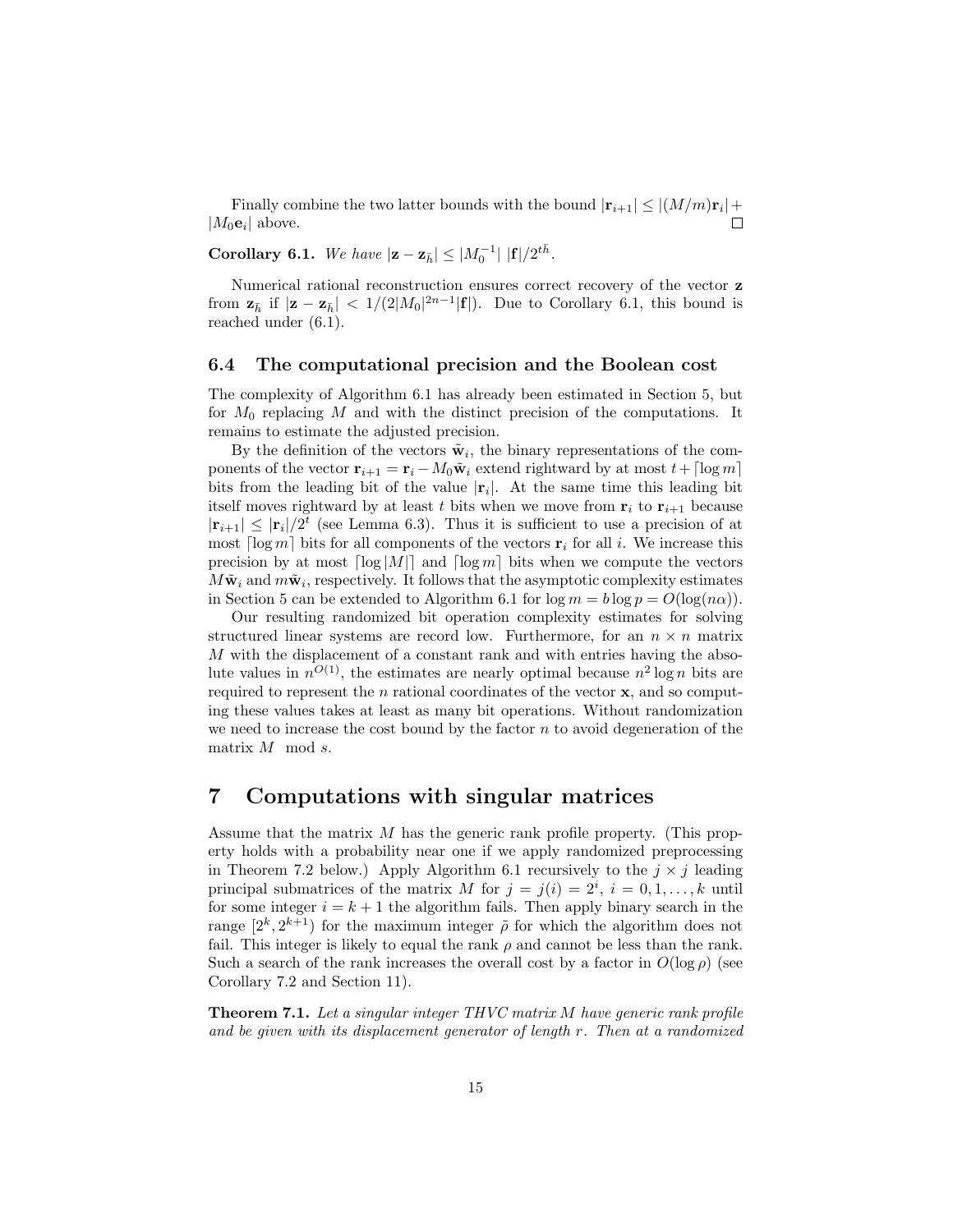Finally combine the two latter bounds with the bound $|\mathbf{r}_{i+1}| \leq |(M/m)\mathbf{r}_i| + |M_0\mathbf{e}_i|$ above. □

**Corollary 6.1.** *We have $|\mathbf{z} - \mathbf{z}_{\bar{h}}| \leq |M_0^{-1}|\ |\mathbf{f}|/2^{t\bar{h}}$.*

Numerical rational reconstruction ensures correct recovery of the vector $\mathbf{z}$ from $\mathbf{z}_{\bar{h}}$ if $|\mathbf{z} - \mathbf{z}_{\bar{h}}| < 1/(2|M_0|^{2n-1}|\mathbf{f}|)$. Due to Corollary 6.1, this bound is reached under (6.1).

### 6.4 The computational precision and the Boolean cost

The complexity of Algorithm 6.1 has already been estimated in Section 5, but for $M_0$ replacing $M$ and with the distinct precision of the computations. It remains to estimate the adjusted precision.

By the definition of the vectors $\tilde{\mathbf{w}}_i$, the binary representations of the components of the vector $\mathbf{r}_{i+1} = \mathbf{r}_i - M_0\hat{\mathbf{w}}_i$ extend rightward by at most $t + \lceil \log m \rceil$ bits from the leading bit of the value $|\mathbf{r}_i|$. At the same time this leading bit itself moves rightward by at least $t$ bits when we move from $\mathbf{r}_i$ to $\mathbf{r}_{i+1}$ because $|\mathbf{r}_{i+1}| \leq |\mathbf{r}_i|/2^t$ (see Lemma 6.3). Thus it is sufficient to use a precision of at most $\lceil \log m \rceil$ bits for all components of the vectors $\mathbf{r}_i$ for all $i$. We increase this precision by at most $\lceil \log |M| \rceil$ and $\lceil \log m \rceil$ bits when we compute the vectors $M\tilde{\mathbf{w}}_i$ and $m\tilde{\mathbf{w}}_i$, respectively. It follows that the asymptotic complexity estimates in Section 5 can be extended to Algorithm 6.1 for $\log m = b \log p = O(\log(n\alpha))$.

Our resulting randomized bit operation complexity estimates for solving structured linear systems are record low. Furthermore, for an $n \times n$ matrix $M$ with the displacement of a constant rank and with entries having the absolute values in $n^{O(1)}$, the estimates are nearly optimal because $n^2 \log n$ bits are required to represent the $n$ rational coordinates of the vector $\mathbf{x}$, and so computing these values takes at least as many bit operations. Without randomization we need to increase the cost bound by the factor $n$ to avoid degeneration of the matrix $M \mod s$.

# 7 Computations with singular matrices

Assume that the matrix $M$ has the generic rank profile property. (This property holds with a probability near one if we apply randomized preprocessing in Theorem 7.2 below.) Apply Algorithm 6.1 recursively to the $j \times j$ leading principal submatrices of the matrix $M$ for $j = j(i) = 2^i$, $i = 0, 1, \ldots, k$ until for some integer $i = k + 1$ the algorithm fails. Then apply binary search in the range $[2^k, 2^{k+1})$ for the maximum integer $\tilde{\rho}$ for which the algorithm does not fail. This integer is likely to equal the rank $\rho$ and cannot be less than the rank. Such a search of the rank increases the overall cost by a factor in $O(\log \rho)$ (see Corollary 7.2 and Section 11).

**Theorem 7.1.** *Let a singular integer THVC matrix $M$ have generic rank profile and be given with its displacement generator of length $r$. Then at a randomized*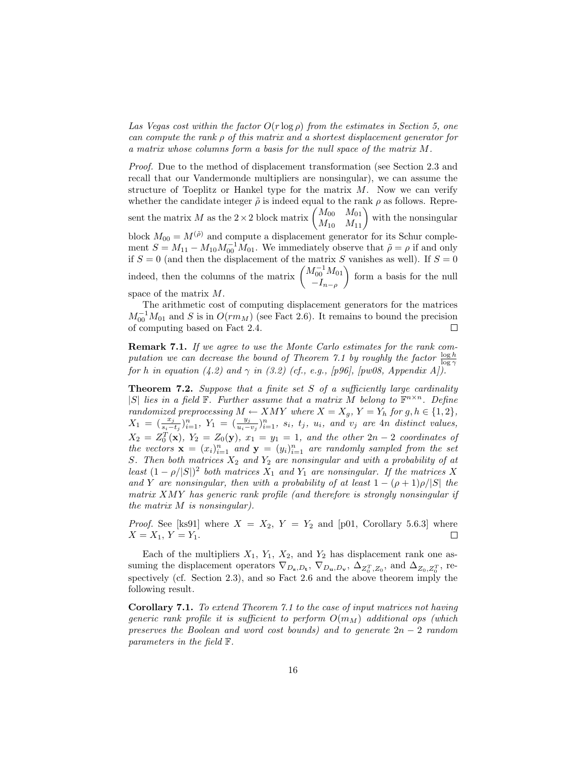*Las Vegas cost within the factor $O(r \log \rho)$ from the estimates in Section 5, one can compute the rank $\rho$ of this matrix and a shortest displacement generator for a matrix whose columns form a basis for the null space of the matrix $M$.*

*Proof.* Due to the method of displacement transformation (see Section 2.3 and recall that our Vandermonde multipliers are nonsingular), we can assume the structure of Toeplitz or Hankel type for the matrix $M$. Now we can verify whether the candidate integer $\tilde{\rho}$ is indeed equal to the rank $\rho$ as follows. Represent the matrix $M$ as the $2 \times 2$ block matrix $\begin{pmatrix} M_{00} & M_{01} \\ M_{10} & M_{11} \end{pmatrix}$ with the nonsingular block $M_{00} = M^{(\tilde{\rho})}$ and compute a displacement generator for its Schur complement $S = M_{11} - M_{10} M_{00}^{-1} M_{01}$. We immediately observe that $\tilde{\rho} = \rho$ if and only if $S = 0$ (and then the displacement of the matrix $S$ vanishes as well). If $S = 0$ indeed, then the columns of the matrix $\begin{pmatrix} M_{00}^{-1} M_{01} \\ -I_{n-\rho} \end{pmatrix}$ form a basis for the null space of the matrix $M$.

The arithmetic cost of computing displacement generators for the matrices $M_{00}^{-1} M_{01}$ and $S$ is in $O(r m_M)$ (see Fact 2.6). It remains to bound the precision of computing based on Fact 2.4. □

**Remark 7.1.** *If we agree to use the Monte Carlo estimates for the rank computation we can decrease the bound of Theorem 7.1 by roughly the factor $\frac{\log h}{\log \gamma}$ for $h$ in equation (4.2) and $\gamma$ in (3.2) (cf., e.g., [p96], [pw08, Appendix A]).*

**Theorem 7.2.** *Suppose that a finite set $S$ of a sufficiently large cardinality $|S|$ lies in a field $\mathbb{F}$. Further assume that a matrix $M$ belong to $\mathbb{F}^{n \times n}$. Define randomized preprocessing $M \leftarrow XMY$ where $X = X_g$, $Y = Y_h$ for $g, h \in \{1, 2\}$, $X_1 = (\frac{x_j}{s_i - t_j})_{i=1}^n$, $Y_1 = (\frac{y_j}{u_i - v_j})_{i=1}^n$, $s_i$, $t_j$, $u_i$, and $v_j$ are $4n$ distinct values, $X_2 = Z_0^T(\mathbf{x})$, $Y_2 = Z_0(\mathbf{y})$, $x_1 = y_1 = 1$, and the other $2n - 2$ coordinates of the vectors $\mathbf{x} = (x_i)_{i=1}^n$ and $\mathbf{y} = (y_i)_{i=1}^n$ are randomly sampled from the set $S$. Then both matrices $X_2$ and $Y_2$ are nonsingular and with a probability of at least $(1 - \rho/|S|)^2$ both matrices $X_1$ and $Y_1$ are nonsingular. If the matrices $X$ and $Y$ are nonsingular, then with a probability of at least $1 - (\rho + 1)\rho/|S|$ the matrix $XMY$ has generic rank profile (and therefore is strongly nonsingular if the matrix $M$ is nonsingular).*

*Proof.* See [ks91] where $X = X_2$, $Y = Y_2$ and [p01, Corollary 5.6.3] where $X = X_1$, $Y = Y_1$. □

Each of the multipliers $X_1$, $Y_1$, $X_2$, and $Y_2$ has displacement rank one assuming the displacement operators $\nabla_{D_\mathbf{s}, D_\mathbf{t}}$, $\nabla_{D_\mathbf{u}, D_\mathbf{v}}$, $\Delta_{Z_0^T, Z_0}$, and $\Delta_{Z_0, Z_0^T}$, respectively (cf. Section 2.3), and so Fact 2.6 and the above theorem imply the following result.

**Corollary 7.1.** *To extend Theorem 7.1 to the case of input matrices not having generic rank profile it is sufficient to perform $O(m_M)$ additional ops (which preserves the Boolean and word cost bounds) and to generate $2n - 2$ random parameters in the field $\mathbb{F}$.*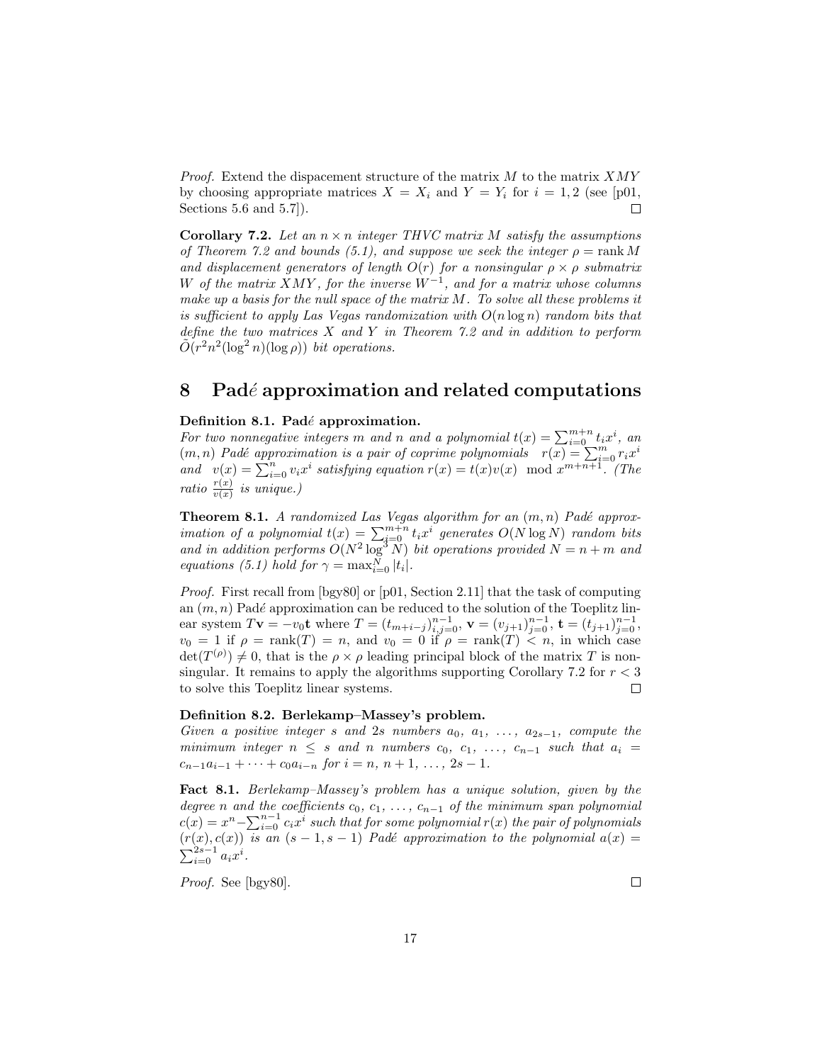*Proof.* Extend the dispacement structure of the matrix $M$ to the matrix $XMY$ by choosing appropriate matrices $X = X_i$ and $Y = Y_i$ for $i = 1, 2$ (see [p01, Sections 5.6 and 5.7]). □

**Corollary 7.2.** *Let an $n \times n$ integer THVC matrix $M$ satisfy the assumptions of Theorem 7.2 and bounds (5.1), and suppose we seek the integer $\rho = \operatorname{rank} M$ and displacement generators of length $O(r)$ for a nonsingular $\rho \times \rho$ submatrix $W$ of the matrix $XMY$, for the inverse $W^{-1}$, and for a matrix whose columns make up a basis for the null space of the matrix $M$. To solve all these problems it is sufficient to apply Las Vegas randomization with $O(n \log n)$ random bits that define the two matrices $X$ and $Y$ in Theorem 7.2 and in addition to perform $\tilde{O}(r^2 n^2 (\log^2 n)(\log \rho))$ bit operations.*

## 8 Padé approximation and related computations

**Definition 8.1. Padé approximation.**
*For two nonnegative integers $m$ and $n$ and a polynomial $t(x) = \sum_{i=0}^{m+n} t_i x^i$, an $(m, n)$ Padé approximation is a pair of coprime polynomials $r(x) = \sum_{i=0}^{m} r_i x^i$ and $v(x) = \sum_{i=0}^{n} v_i x^i$ satisfying equation $r(x) = t(x)v(x) \mod x^{m+n+1}$. (The ratio $\frac{r(x)}{v(x)}$ is unique.)*

**Theorem 8.1.** *A randomized Las Vegas algorithm for an $(m, n)$ Padé approximation of a polynomial $t(x) = \sum_{i=0}^{m+n} t_i x^i$ generates $O(N \log N)$ random bits and in addition performs $O(N^2 \log^3 N)$ bit operations provided $N = n + m$ and equations (5.1) hold for $\gamma = \max_{i=0}^{N} |t_i|$.*

*Proof.* First recall from [bgy80] or [p01, Section 2.11] that the task of computing an $(m, n)$ Padé approximation can be reduced to the solution of the Toeplitz linear system $T\mathbf{v} = -v_0 \mathbf{t}$ where $T = (t_{m+i-j})_{i,j=0}^{n-1}$, $\mathbf{v} = (v_{j+1})_{j=0}^{n-1}$, $\mathbf{t} = (t_{j+1})_{j=0}^{n-1}$, $v_0 = 1$ if $\rho = \operatorname{rank}(T) = n$, and $v_0 = 0$ if $\rho = \operatorname{rank}(T) < n$, in which case $\det(T^{(\rho)}) \neq 0$, that is the $\rho \times \rho$ leading principal block of the matrix $T$ is nonsingular. It remains to apply the algorithms supporting Corollary 7.2 for $r < 3$ to solve this Toeplitz linear systems. □

**Definition 8.2. Berlekamp–Massey's problem.**
*Given a positive integer $s$ and $2s$ numbers $a_0, a_1, \ldots, a_{2s-1}$, compute the minimum integer $n \leq s$ and $n$ numbers $c_0, c_1, \ldots, c_{n-1}$ such that $a_i = c_{n-1} a_{i-1} + \cdots + c_0 a_{i-n}$ for $i = n, n+1, \ldots, 2s-1$.*

**Fact 8.1.** *Berlekamp–Massey's problem has a unique solution, given by the degree $n$ and the coefficients $c_0, c_1, \ldots, c_{n-1}$ of the minimum span polynomial $c(x) = x^n - \sum_{i=0}^{n-1} c_i x^i$ such that for some polynomial $r(x)$ the pair of polynomials $(r(x), c(x))$ is an $(s-1, s-1)$ Padé approximation to the polynomial $a(x) = \sum_{i=0}^{2s-1} a_i x^i$.*

*Proof.* See [bgy80]. □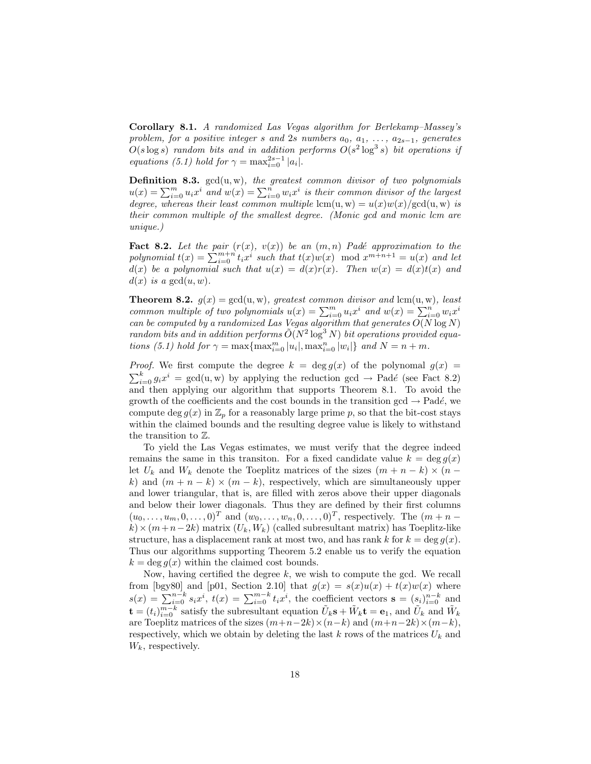**Corollary 8.1.** *A randomized Las Vegas algorithm for Berlekamp–Massey's problem, for a positive integer $s$ and $2s$ numbers $a_0, a_1, \ldots, a_{2s-1}$, generates $O(s \log s)$ random bits and in addition performs $O(s^2 \log^3 s)$ bit operations if equations (5.1) hold for $\gamma = \max_{i=0}^{2s-1} |a_i|$.*

**Definition 8.3.** $\gcd(\mathrm{u}, \mathrm{w})$*, the greatest common divisor of two polynomials $u(x) = \sum_{i=0}^{m} u_i x^i$ and $w(x) = \sum_{i=0}^{n} w_i x^i$ is their common divisor of the largest degree, whereas their least common multiple $\mathrm{lcm}(\mathrm{u}, \mathrm{w}) = u(x)w(x)/\gcd(\mathrm{u}, \mathrm{w})$ is their common multiple of the smallest degree. (Monic gcd and monic lcm are unique.)*

**Fact 8.2.** *Let the pair $(r(x),\ v(x))$ be an $(m, n)$ Padé approximation to the polynomial $t(x) = \sum_{i=0}^{m+n} t_i x^i$ such that $t(x)w(x) \mod x^{m+n+1} = u(x)$ and let $d(x)$ be a polynomial such that $u(x) = d(x)r(x)$. Then $w(x) = d(x)t(x)$ and $d(x)$ is a $\gcd(u, w)$.*

**Theorem 8.2.** $g(x) = \gcd(\mathrm{u}, \mathrm{w})$*, greatest common divisor and* $\mathrm{lcm}(\mathrm{u}, \mathrm{w})$*, least common multiple of two polynomials $u(x) = \sum_{i=0}^{m} u_i x^i$ and $w(x) = \sum_{i=0}^{n} w_i x^i$ can be computed by a randomized Las Vegas algorithm that generates $O(N \log N)$ random bits and in addition performs $\tilde{O}(N^2 \log^3 N)$ bit operations provided equations (5.1) hold for $\gamma = \max\{\max_{i=0}^{m} |u_i|, \max_{i=0}^{n} |w_i|\}$ and $N = n + m$.*

*Proof.* We first compute the degree $k = \deg g(x)$ of the polynomal $g(x) = \sum_{i=0}^{k} g_i x^i = \gcd(\mathrm{u}, \mathrm{w})$ by applying the reduction gcd $\to$ Padé (see Fact 8.2) and then applying our algorithm that supports Theorem 8.1. To avoid the growth of the coefficients and the cost bounds in the transition gcd $\to$ Padé, we compute $\deg g(x)$ in $\mathbb{Z}_p$ for a reasonably large prime $p$, so that the bit-cost stays within the claimed bounds and the resulting degree value is likely to withstand the transition to $\mathbb{Z}$.

To yield the Las Vegas estimates, we must verify that the degree indeed remains the same in this transiton. For a fixed candidate value $k = \deg g(x)$ let $U_k$ and $W_k$ denote the Toeplitz matrices of the sizes $(m + n - k) \times (n - k)$ and $(m + n - k) \times (m - k)$, respectively, which are simultaneously upper and lower triangular, that is, are filled with zeros above their upper diagonals and below their lower diagonals. Thus they are defined by their first columns $(u_0, \ldots, u_m, 0, \ldots, 0)^T$ and $(w_0, \ldots, w_n, 0, \ldots, 0)^T$, respectively. The $(m + n - k) \times (m + n - 2k)$ matrix $(U_k, W_k)$ (called subresultant matrix) has Toeplitz-like structure, has a displacement rank at most two, and has rank $k$ for $k = \deg g(x)$. Thus our algorithms supporting Theorem 5.2 enable us to verify the equation $k = \deg g(x)$ within the claimed cost bounds.

Now, having certified the degree $k$, we wish to compute the gcd. We recall from [bgy80] and [p01, Section 2.10] that $g(x) = s(x)u(x) + t(x)w(x)$ where $s(x) = \sum_{i=0}^{n-k} s_i x^i$, $t(x) = \sum_{i=0}^{m-k} t_i x^i$, the coefficient vectors $\mathbf{s} = (s_i)_{i=0}^{n-k}$ and $\mathbf{t} = (t_i)_{i=0}^{m-k}$ satisfy the subresultant equation $\tilde{U}_k \mathbf{s} + \tilde{W}_k \mathbf{t} = \mathbf{e}_1$, and $\tilde{U}_k$ and $\tilde{W}_k$ are Toeplitz matrices of the sizes $(m+n-2k) \times (n-k)$ and $(m+n-2k) \times (m-k)$, respectively, which we obtain by deleting the last $k$ rows of the matrices $U_k$ and $W_k$, respectively.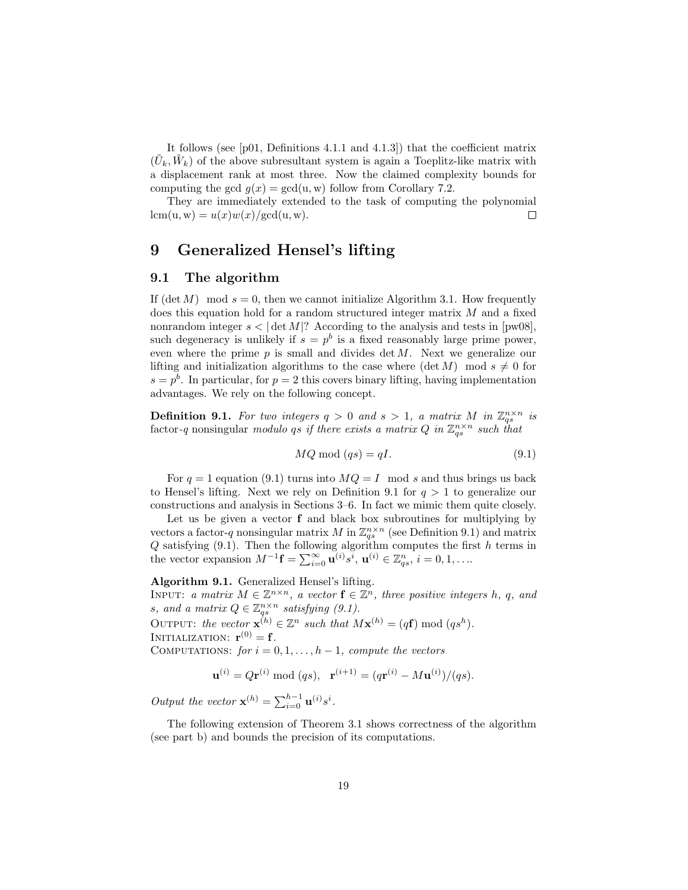It follows (see [p01, Definitions 4.1.1 and 4.1.3]) that the coefficient matrix $(\tilde{U}_k, \tilde{W}_k)$ of the above subresultant system is again a Toeplitz-like matrix with a displacement rank at most three. Now the claimed complexity bounds for computing the gcd $g(x) = \gcd(\mathrm{u}, \mathrm{w})$ follow from Corollary 7.2.

They are immediately extended to the task of computing the polynomial $\mathrm{lcm}(\mathrm{u}, \mathrm{w}) = u(x)w(x)/\gcd(\mathrm{u}, \mathrm{w})$. □

# 9 Generalized Hensel's lifting

## 9.1 The algorithm

If $(\det M) \mod s = 0$, then we cannot initialize Algorithm 3.1. How frequently does this equation hold for a random structured integer matrix $M$ and a fixed nonrandom integer $s < |\det M|$? According to the analysis and tests in [pw08], such degeneracy is unlikely if $s = p^b$ is a fixed reasonably large prime power, even where the prime $p$ is small and divides $\det M$. Next we generalize our lifting and initialization algorithms to the case where $(\det M) \mod s \neq 0$ for $s = p^b$. In particular, for $p = 2$ this covers binary lifting, having implementation advantages. We rely on the following concept.

**Definition 9.1.** *For two integers $q > 0$ and $s > 1$, a matrix $M$ in $\mathbb{Z}_{qs}^{n\times n}$ is* factor-$q$ nonsingular *modulo $qs$ if there exists a matrix $Q$ in $\mathbb{Z}_{qs}^{n\times n}$ such that*

$$MQ \bmod (qs) = qI. \tag{9.1}$$

For $q = 1$ equation (9.1) turns into $MQ = I \mod s$ and thus brings us back to Hensel's lifting. Next we rely on Definition 9.1 for $q > 1$ to generalize our constructions and analysis in Sections 3–6. In fact we mimic them quite closely.

Let us be given a vector $\mathbf{f}$ and black box subroutines for multiplying by vectors a factor-$q$ nonsingular matrix $M$ in $\mathbb{Z}_{qs}^{n\times n}$ (see Definition 9.1) and matrix $Q$ satisfying (9.1). Then the following algorithm computes the first $h$ terms in the vector expansion $M^{-1}\mathbf{f} = \sum_{i=0}^{\infty} \mathbf{u}^{(i)} s^i$, $\mathbf{u}^{(i)} \in \mathbb{Z}_{qs}^n$, $i = 0, 1, \ldots$.

**Algorithm 9.1.** Generalized Hensel's lifting.

INPUT: *a matrix $M \in \mathbb{Z}^{n\times n}$, a vector $\mathbf{f} \in \mathbb{Z}^n$, three positive integers $h$, $q$, and $s$, and a matrix $Q \in \mathbb{Z}_{qs}^{n\times n}$ satisfying (9.1).*

OUTPUT: *the vector $\mathbf{x}^{(h)} \in \mathbb{Z}^n$ such that $M\mathbf{x}^{(h)} = (q\mathbf{f}) \bmod (qs^h)$.*

INITIALIZATION: $\mathbf{r}^{(0)} = \mathbf{f}$.

COMPUTATIONS: *for $i = 0, 1, \ldots, h-1$, compute the vectors*

$$\mathbf{u}^{(i)} = Q\mathbf{r}^{(i)} \bmod (qs), \quad \mathbf{r}^{(i+1)} = (q\mathbf{r}^{(i)} - M\mathbf{u}^{(i)})/(qs).$$

*Output the vector $\mathbf{x}^{(h)} = \sum_{i=0}^{h-1} \mathbf{u}^{(i)} s^i$.*

The following extension of Theorem 3.1 shows correctness of the algorithm (see part b) and bounds the precision of its computations.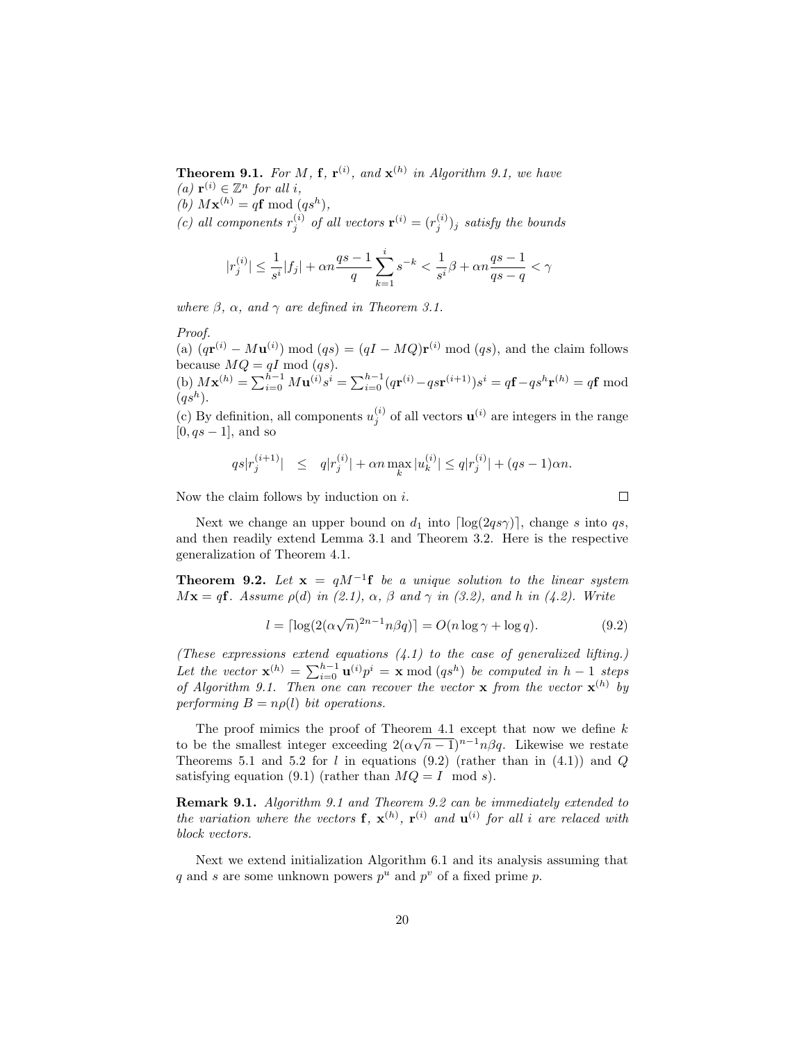**Theorem 9.1.** *For $M$, $\mathbf{f}$, $\mathbf{r}^{(i)}$, and $\mathbf{x}^{(h)}$ in Algorithm 9.1, we have*
*(a) $\mathbf{r}^{(i)} \in \mathbb{Z}^n$ for all $i$,*
*(b) $M\mathbf{x}^{(h)} = q\mathbf{f} \bmod (qs^h)$,*
*(c) all components $r_j^{(i)}$ of all vectors $\mathbf{r}^{(i)} = (r_j^{(i)})_j$ satisfy the bounds*

$$|r_j^{(i)}| \leq \frac{1}{s^i}|f_j| + \alpha n \frac{qs-1}{q} \sum_{k=1}^{i} s^{-k} < \frac{1}{s^i}\beta + \alpha n \frac{qs-1}{qs-q} < \gamma$$

*where $\beta$, $\alpha$, and $\gamma$ are defined in Theorem 3.1.*

*Proof.*
(a) $(q\mathbf{r}^{(i)} - M\mathbf{u}^{(i)}) \bmod (qs) = (qI - MQ)\mathbf{r}^{(i)} \bmod (qs)$, and the claim follows because $MQ = qI \bmod (qs)$.
(b) $M\mathbf{x}^{(h)} = \sum_{i=0}^{h-1} M\mathbf{u}^{(i)}s^i = \sum_{i=0}^{h-1}(q\mathbf{r}^{(i)} - qs\mathbf{r}^{(i+1)})s^i = q\mathbf{f} - qs^h\mathbf{r}^{(h)} = q\mathbf{f} \bmod (qs^h)$.
(c) By definition, all components $u_j^{(i)}$ of all vectors $\mathbf{u}^{(i)}$ are integers in the range $[0, qs-1]$, and so

$$qs|r_j^{(i+1)}| \quad \leq \quad q|r_j^{(i)}| + \alpha n \max_k |u_k^{(i)}| \leq q|r_j^{(i)}| + (qs-1)\alpha n.$$

Now the claim follows by induction on $i$. □

Next we change an upper bound on $d_1$ into $\lceil \log(2qs\gamma) \rceil$, change $s$ into $qs$, and then readily extend Lemma 3.1 and Theorem 3.2. Here is the respective generalization of Theorem 4.1.

**Theorem 9.2.** *Let $\mathbf{x} = qM^{-1}\mathbf{f}$ be a unique solution to the linear system $M\mathbf{x} = q\mathbf{f}$. Assume $\rho(d)$ in (2.1), $\alpha$, $\beta$ and $\gamma$ in (3.2), and $h$ in (4.2). Write*

$$l = \lceil \log(2(\alpha\sqrt{n})^{2n-1} n\beta q) \rceil = O(n \log \gamma + \log q). \tag{9.2}$$

*(These expressions extend equations (4.1) to the case of generalized lifting.) Let the vector $\mathbf{x}^{(h)} = \sum_{i=0}^{h-1} \mathbf{u}^{(i)} p^i = \mathbf{x} \bmod (qs^h)$ be computed in $h-1$ steps of Algorithm 9.1. Then one can recover the vector $\mathbf{x}$ from the vector $\mathbf{x}^{(h)}$ by performing $B = n\rho(l)$ bit operations.*

The proof mimics the proof of Theorem 4.1 except that now we define $k$ to be the smallest integer exceeding $2(\alpha\sqrt{n-1})^{n-1} n\beta q$. Likewise we restate Theorems 5.1 and 5.2 for $l$ in equations (9.2) (rather than in (4.1)) and $Q$ satisfying equation (9.1) (rather than $MQ = I \mod s$).

**Remark 9.1.** *Algorithm 9.1 and Theorem 9.2 can be immediately extended to the variation where the vectors $\mathbf{f}$, $\mathbf{x}^{(h)}$, $\mathbf{r}^{(i)}$ and $\mathbf{u}^{(i)}$ for all $i$ are relaced with block vectors.*

Next we extend initialization Algorithm 6.1 and its analysis assuming that $q$ and $s$ are some unknown powers $p^u$ and $p^v$ of a fixed prime $p$.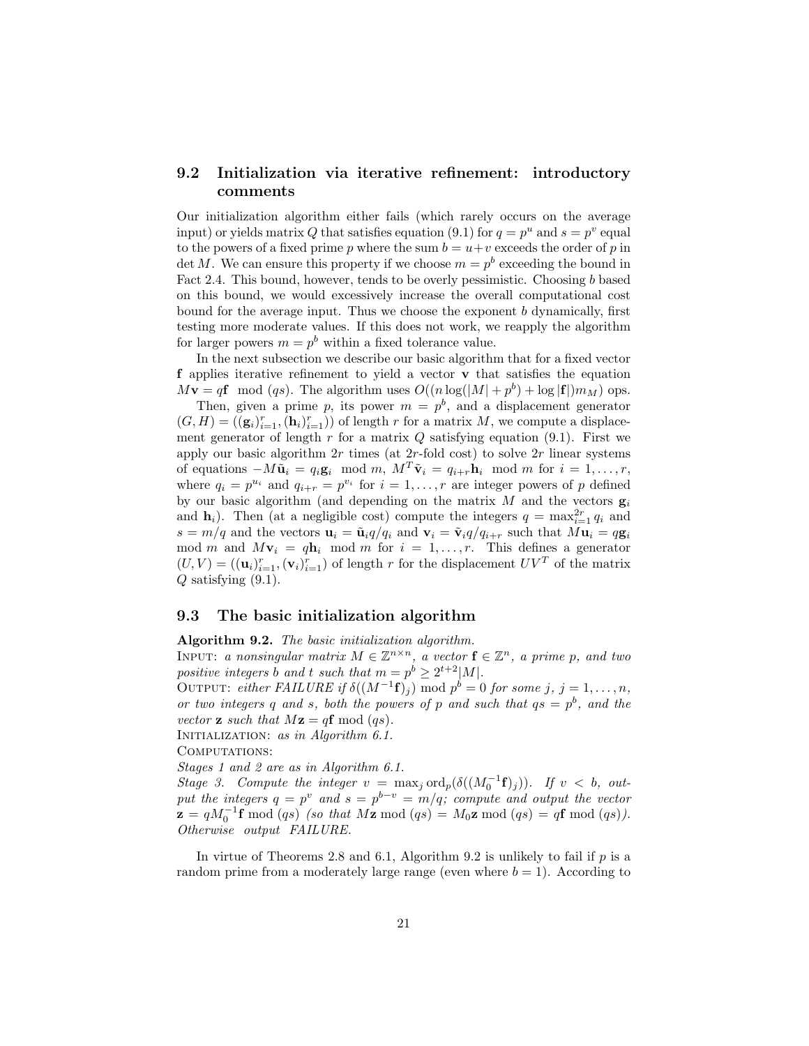## 9.2 Initialization via iterative refinement: introductory comments

Our initialization algorithm either fails (which rarely occurs on the average input) or yields matrix $Q$ that satisfies equation (9.1) for $q = p^u$ and $s = p^v$ equal to the powers of a fixed prime $p$ where the sum $b = u+v$ exceeds the order of $p$ in $\det M$. We can ensure this property if we choose $m = p^b$ exceeding the bound in Fact 2.4. This bound, however, tends to be overly pessimistic. Choosing $b$ based on this bound, we would excessively increase the overall computational cost bound for the average input. Thus we choose the exponent $b$ dynamically, first testing more moderate values. If this does not work, we reapply the algorithm for larger powers $m = p^b$ within a fixed tolerance value.

In the next subsection we describe our basic algorithm that for a fixed vector $\mathbf{f}$ applies iterative refinement to yield a vector $\mathbf{v}$ that satisfies the equation $M\mathbf{v} = q\mathbf{f} \mod (qs)$. The algorithm uses $O((n\log(|M| + p^b) + \log|\mathbf{f}|)m_M)$ ops.

Then, given a prime $p$, its power $m = p^b$, and a displacement generator $(G, H) = ((\mathbf{g}_i)_{i=1}^r, (\mathbf{h}_i)_{i=1}^r))$ of length $r$ for a matrix $M$, we compute a displacement generator of length $r$ for a matrix $Q$ satisfying equation (9.1). First we apply our basic algorithm $2r$ times (at $2r$-fold cost) to solve $2r$ linear systems of equations $-M\tilde{\mathbf{u}}_i = q_i\mathbf{g}_i \mod m$, $M^T\tilde{\mathbf{v}}_i = q_{i+r}\mathbf{h}_i \mod m$ for $i = 1, \ldots, r$, where $q_i = p^{u_i}$ and $q_{i+r} = p^{v_i}$ for $i = 1, \ldots, r$ are integer powers of $p$ defined by our basic algorithm (and depending on the matrix $M$ and the vectors $\mathbf{g}_i$ and $\mathbf{h}_i$). Then (at a negligible cost) compute the integers $q = \max_{i=1}^{2r} q_i$ and $s = m/q$ and the vectors $\mathbf{u}_i = \tilde{\mathbf{u}}_i q/q_i$ and $\mathbf{v}_i = \tilde{\mathbf{v}}_i q/q_{i+r}$ such that $M\mathbf{u}_i = q\mathbf{g}_i \mod m$ and $M\mathbf{v}_i = q\mathbf{h}_i \mod m$ for $i = 1, \ldots, r$. This defines a generator $(U, V) = ((\mathbf{u}_i)_{i=1}^r, (\mathbf{v}_i)_{i=1}^r)$ of length $r$ for the displacement $UV^T$ of the matrix $Q$ satisfying (9.1).

## 9.3 The basic initialization algorithm

**Algorithm 9.2.** *The basic initialization algorithm.*

INPUT: *a nonsingular matrix $M \in \mathbb{Z}^{n\times n}$, a vector $\mathbf{f} \in \mathbb{Z}^n$, a prime $p$, and two positive integers $b$ and $t$ such that $m = p^b \geq 2^{t+2}|M|$.*

OUTPUT: *either FAILURE if $\delta((M^{-1}\mathbf{f})_j) \mod p^b = 0$ for some $j$, $j = 1, \ldots, n$, or two integers $q$ and $s$, both the powers of $p$ and such that $qs = p^b$, and the vector $\mathbf{z}$ such that $M\mathbf{z} = q\mathbf{f} \mod (qs)$.*

INITIALIZATION: *as in Algorithm 6.1.*

COMPUTATIONS:

*Stages 1 and 2 are as in Algorithm 6.1.*

*Stage 3. Compute the integer $v = \max_j \mathrm{ord}_p(\delta((M_0^{-1}\mathbf{f})_j))$. If $v < b$, output the integers $q = p^v$ and $s = p^{b-v} = m/q$; compute and output the vector $\mathbf{z} = qM_0^{-1}\mathbf{f} \mod (qs)$ (so that $M\mathbf{z} \mod (qs) = M_0\mathbf{z} \mod (qs) = q\mathbf{f} \mod (qs)$). Otherwise output FAILURE.*

In virtue of Theorems 2.8 and 6.1, Algorithm 9.2 is unlikely to fail if $p$ is a random prime from a moderately large range (even where $b = 1$). According to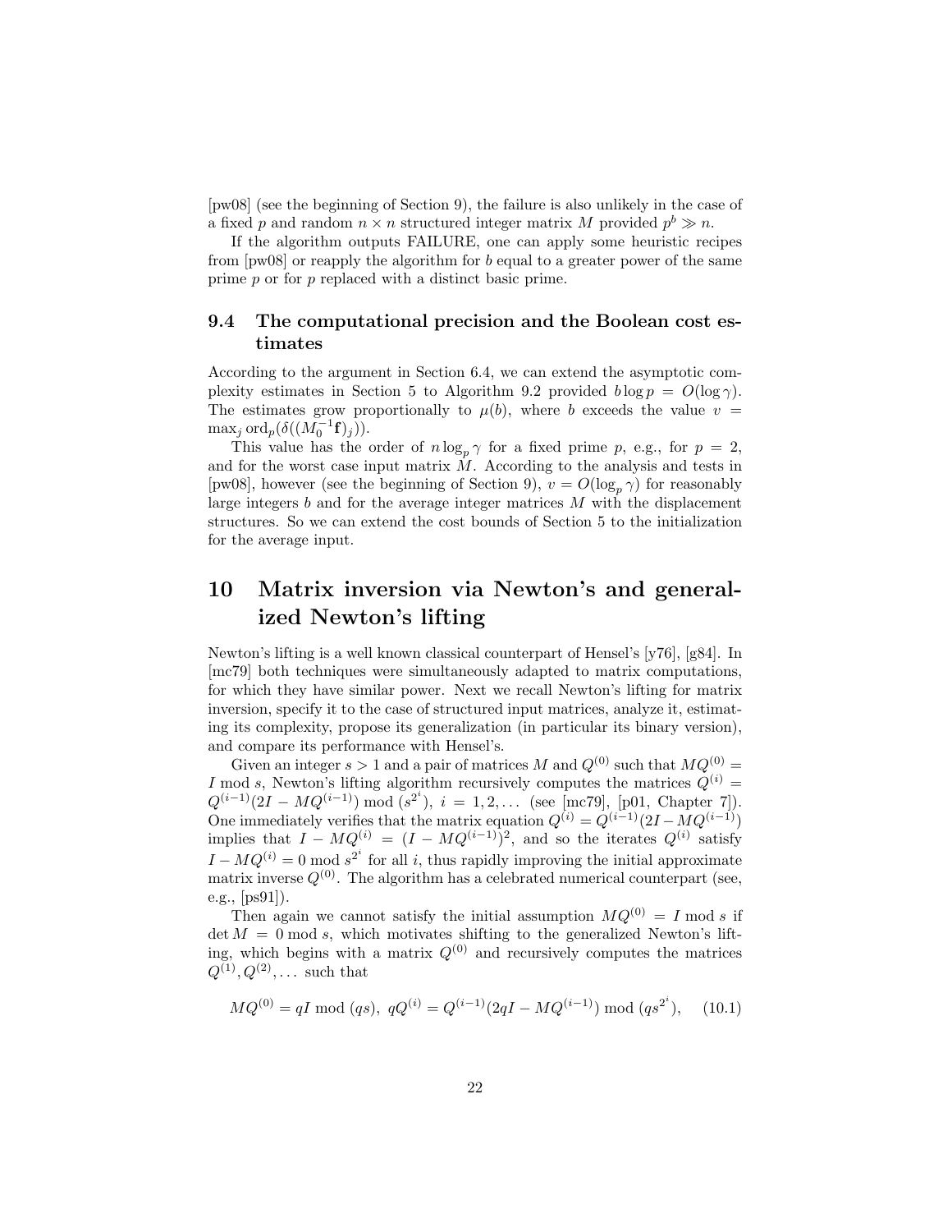[pw08] (see the beginning of Section 9), the failure is also unlikely in the case of a fixed $p$ and random $n \times n$ structured integer matrix $M$ provided $p^b \gg n$.

If the algorithm outputs FAILURE, one can apply some heuristic recipes from [pw08] or reapply the algorithm for $b$ equal to a greater power of the same prime $p$ or for $p$ replaced with a distinct basic prime.

### 9.4 The computational precision and the Boolean cost estimates

According to the argument in Section 6.4, we can extend the asymptotic complexity estimates in Section 5 to Algorithm 9.2 provided $b \log p = O(\log \gamma)$. The estimates grow proportionally to $\mu(b)$, where $b$ exceeds the value $v = \max_j \operatorname{ord}_p(\delta((M_0^{-1}\mathbf{f})_j))$.

This value has the order of $n \log_p \gamma$ for a fixed prime $p$, e.g., for $p = 2$, and for the worst case input matrix $M$. According to the analysis and tests in [pw08], however (see the beginning of Section 9), $v = O(\log_p \gamma)$ for reasonably large integers $b$ and for the average integer matrices $M$ with the displacement structures. So we can extend the cost bounds of Section 5 to the initialization for the average input.

## 10 Matrix inversion via Newton's and generalized Newton's lifting

Newton's lifting is a well known classical counterpart of Hensel's [y76], [g84]. In [mc79] both techniques were simultaneously adapted to matrix computations, for which they have similar power. Next we recall Newton's lifting for matrix inversion, specify it to the case of structured input matrices, analyze it, estimating its complexity, propose its generalization (in particular its binary version), and compare its performance with Hensel's.

Given an integer $s > 1$ and a pair of matrices $M$ and $Q^{(0)}$ such that $MQ^{(0)} = I \bmod s$, Newton's lifting algorithm recursively computes the matrices $Q^{(i)} = Q^{(i-1)}(2I - MQ^{(i-1)}) \bmod (s^{2^i})$, $i = 1, 2, \ldots$ (see [mc79], [p01, Chapter 7]). One immediately verifies that the matrix equation $Q^{(i)} = Q^{(i-1)}(2I - MQ^{(i-1)})$ implies that $I - MQ^{(i)} = (I - MQ^{(i-1)})^2$, and so the iterates $Q^{(i)}$ satisfy $I - MQ^{(i)} = 0 \bmod s^{2^i}$ for all $i$, thus rapidly improving the initial approximate matrix inverse $Q^{(0)}$. The algorithm has a celebrated numerical counterpart (see, e.g., [ps91]).

Then again we cannot satisfy the initial assumption $MQ^{(0)} = I \bmod s$ if $\det M = 0 \bmod s$, which motivates shifting to the generalized Newton's lifting, which begins with a matrix $Q^{(0)}$ and recursively computes the matrices $Q^{(1)}, Q^{(2)}, \ldots$ such that

$$MQ^{(0)} = qI \bmod (qs), \ qQ^{(i)} = Q^{(i-1)}(2qI - MQ^{(i-1)}) \bmod (qs^{2^i}), \quad (10.1)$$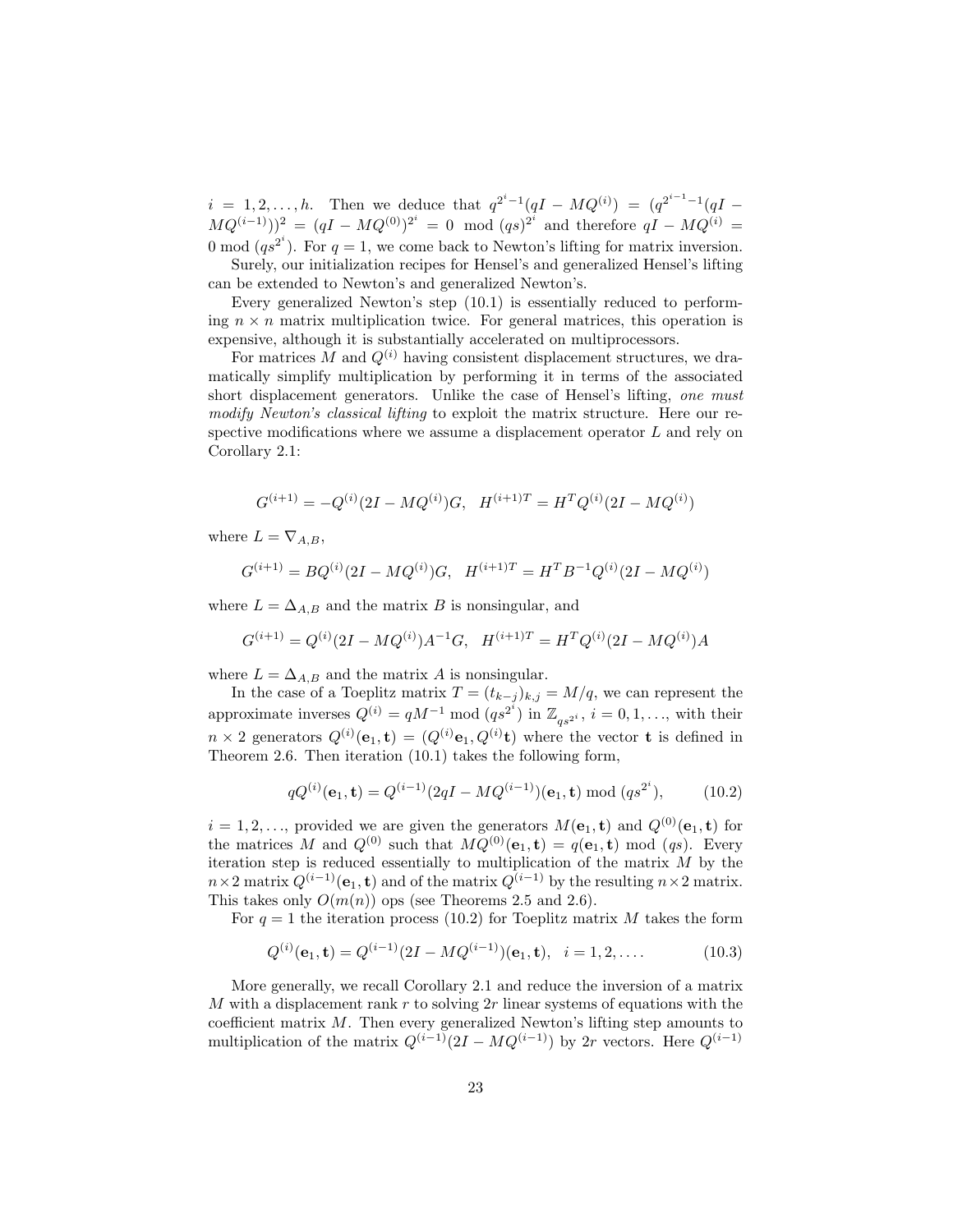$i = 1, 2, \ldots, h$. Then we deduce that $q^{2^i - 1}(qI - MQ^{(i)}) = (q^{2^{i-1}-1}(qI - MQ^{(i-1)}))^2 = (qI - MQ^{(0)})^{2^i} = 0 \mod (qs)^{2^i}$ and therefore $qI - MQ^{(i)} = 0 \mod (qs^{2^i})$. For $q = 1$, we come back to Newton's lifting for matrix inversion.

Surely, our initialization recipes for Hensel's and generalized Hensel's lifting can be extended to Newton's and generalized Newton's.

Every generalized Newton's step (10.1) is essentially reduced to performing $n \times n$ matrix multiplication twice. For general matrices, this operation is expensive, although it is substantially accelerated on multiprocessors.

For matrices $M$ and $Q^{(i)}$ having consistent displacement structures, we dramatically simplify multiplication by performing it in terms of the associated short displacement generators. Unlike the case of Hensel's lifting, *one must modify Newton's classical lifting* to exploit the matrix structure. Here our respective modifications where we assume a displacement operator $L$ and rely on Corollary 2.1:

$$G^{(i+1)} = -Q^{(i)}(2I - MQ^{(i)})G, \quad H^{(i+1)T} = H^T Q^{(i)}(2I - MQ^{(i)})$$

where $L = \nabla_{A,B}$,

$$G^{(i+1)} = BQ^{(i)}(2I - MQ^{(i)})G, \quad H^{(i+1)T} = H^T B^{-1} Q^{(i)}(2I - MQ^{(i)})$$

where $L = \Delta_{A,B}$ and the matrix $B$ is nonsingular, and

$$G^{(i+1)} = Q^{(i)}(2I - MQ^{(i)})A^{-1}G, \quad H^{(i+1)T} = H^T Q^{(i)}(2I - MQ^{(i)})A$$

where $L = \Delta_{A,B}$ and the matrix $A$ is nonsingular.

In the case of a Toeplitz matrix $T = (t_{k-j})_{k,j} = M/q$, we can represent the approximate inverses $Q^{(i)} = qM^{-1} \mod (qs^{2^i})$ in $\mathbb{Z}_{qs^{2^i}}$, $i = 0, 1, \ldots$, with their $n \times 2$ generators $Q^{(i)}(\mathbf{e}_1, \mathbf{t}) = (Q^{(i)}\mathbf{e}_1, Q^{(i)}\mathbf{t})$ where the vector $\mathbf{t}$ is defined in Theorem 2.6. Then iteration (10.1) takes the following form,

$$qQ^{(i)}(\mathbf{e}_1, \mathbf{t}) = Q^{(i-1)}(2qI - MQ^{(i-1)})(\mathbf{e}_1, \mathbf{t}) \bmod (qs^{2^i}), \qquad (10.2)$$

$i = 1, 2, \ldots$, provided we are given the generators $M(\mathbf{e}_1, \mathbf{t})$ and $Q^{(0)}(\mathbf{e}_1, \mathbf{t})$ for the matrices $M$ and $Q^{(0)}$ such that $MQ^{(0)}(\mathbf{e}_1, \mathbf{t}) = q(\mathbf{e}_1, \mathbf{t}) \bmod (qs)$. Every iteration step is reduced essentially to multiplication of the matrix $M$ by the $n \times 2$ matrix $Q^{(i-1)}(\mathbf{e}_1, \mathbf{t})$ and of the matrix $Q^{(i-1)}$ by the resulting $n \times 2$ matrix. This takes only $O(m(n))$ ops (see Theorems 2.5 and 2.6).

For $q = 1$ the iteration process (10.2) for Toeplitz matrix $M$ takes the form

$$Q^{(i)}(\mathbf{e}_1, \mathbf{t}) = Q^{(i-1)}(2I - MQ^{(i-1)})(\mathbf{e}_1, \mathbf{t}), \quad i = 1, 2, \ldots. \qquad (10.3)$$

More generally, we recall Corollary 2.1 and reduce the inversion of a matrix $M$ with a displacement rank $r$ to solving $2r$ linear systems of equations with the coefficient matrix $M$. Then every generalized Newton's lifting step amounts to multiplication of the matrix $Q^{(i-1)}(2I - MQ^{(i-1)})$ by $2r$ vectors. Here $Q^{(i-1)}$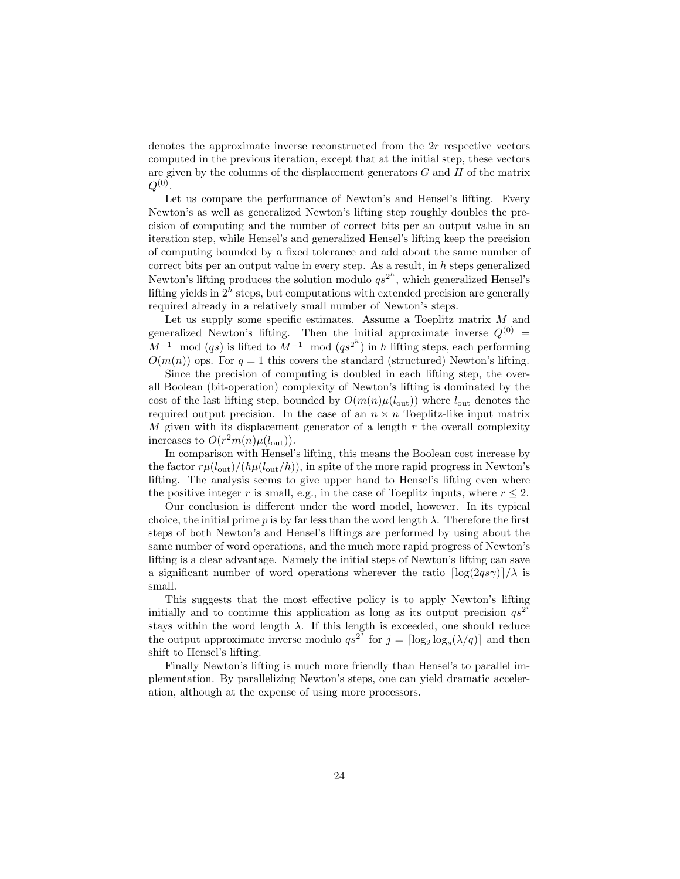denotes the approximate inverse reconstructed from the $2r$ respective vectors computed in the previous iteration, except that at the initial step, these vectors are given by the columns of the displacement generators $G$ and $H$ of the matrix $Q^{(0)}$.

Let us compare the performance of Newton's and Hensel's lifting. Every Newton's as well as generalized Newton's lifting step roughly doubles the precision of computing and the number of correct bits per an output value in an iteration step, while Hensel's and generalized Hensel's lifting keep the precision of computing bounded by a fixed tolerance and add about the same number of correct bits per an output value in every step. As a result, in $h$ steps generalized Newton's lifting produces the solution modulo $qs^{2^h}$, which generalized Hensel's lifting yields in $2^h$ steps, but computations with extended precision are generally required already in a relatively small number of Newton's steps.

Let us supply some specific estimates. Assume a Toeplitz matrix $M$ and generalized Newton's lifting. Then the initial approximate inverse $Q^{(0)} = M^{-1} \mod (qs)$ is lifted to $M^{-1} \mod (qs^{2^h})$ in $h$ lifting steps, each performing $O(m(n))$ ops. For $q = 1$ this covers the standard (structured) Newton's lifting.

Since the precision of computing is doubled in each lifting step, the overall Boolean (bit-operation) complexity of Newton's lifting is dominated by the cost of the last lifting step, bounded by $O(m(n)\mu(l_{\text{out}}))$ where $l_{\text{out}}$ denotes the required output precision. In the case of an $n \times n$ Toeplitz-like input matrix $M$ given with its displacement generator of a length $r$ the overall complexity increases to $O(r^2 m(n)\mu(l_{\text{out}}))$.

In comparison with Hensel's lifting, this means the Boolean cost increase by the factor $r\mu(l_{\text{out}})/(h\mu(l_{\text{out}}/h))$, in spite of the more rapid progress in Newton's lifting. The analysis seems to give upper hand to Hensel's lifting even where the positive integer $r$ is small, e.g., in the case of Toeplitz inputs, where $r \leq 2$.

Our conclusion is different under the word model, however. In its typical choice, the initial prime $p$ is by far less than the word length $\lambda$. Therefore the first steps of both Newton's and Hensel's liftings are performed by using about the same number of word operations, and the much more rapid progress of Newton's lifting is a clear advantage. Namely the initial steps of Newton's lifting can save a significant number of word operations wherever the ratio $\lceil \log(2qs\gamma) \rceil / \lambda$ is small.

This suggests that the most effective policy is to apply Newton's lifting initially and to continue this application as long as its output precision $qs^{2^i}$ stays within the word length $\lambda$. If this length is exceeded, one should reduce the output approximate inverse modulo $qs^{2^j}$ for $j = \lceil \log_2 \log_s(\lambda/q) \rceil$ and then shift to Hensel's lifting.

Finally Newton's lifting is much more friendly than Hensel's to parallel implementation. By parallelizing Newton's steps, one can yield dramatic acceleration, although at the expense of using more processors.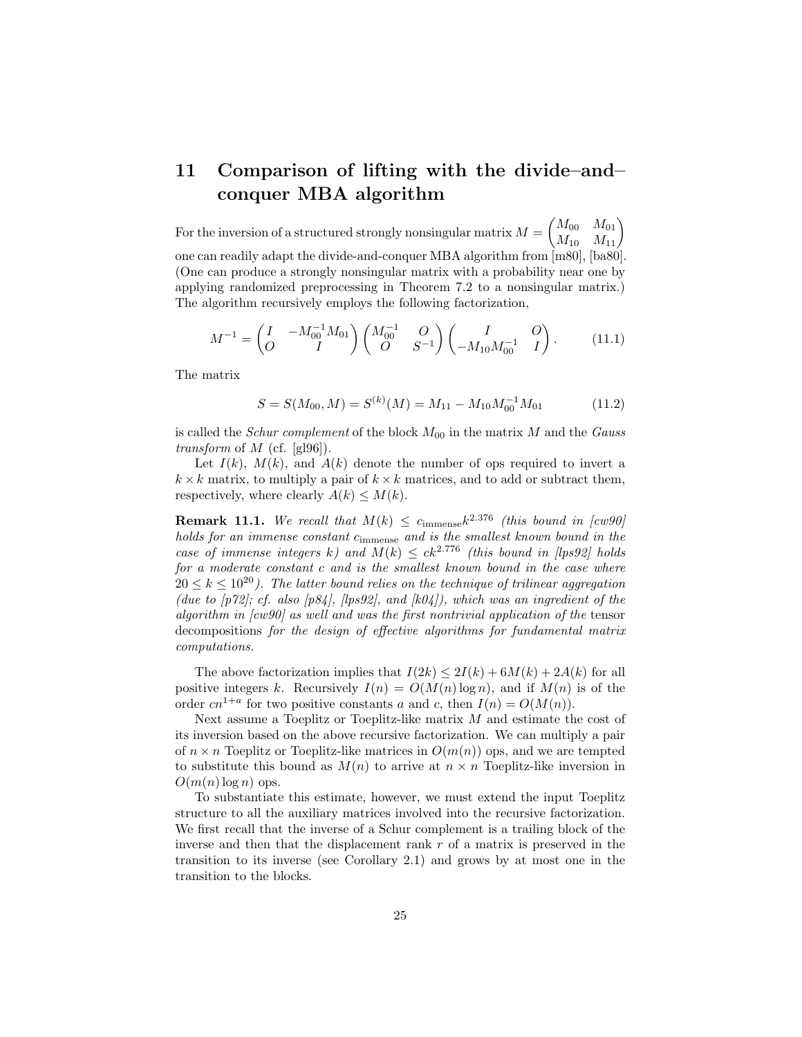# 11 Comparison of lifting with the divide–and–conquer MBA algorithm

For the inversion of a structured strongly nonsingular matrix $M = \begin{pmatrix} M_{00} & M_{01} \\ M_{10} & M_{11} \end{pmatrix}$ one can readily adapt the divide-and-conquer MBA algorithm from [m80], [ba80]. (One can produce a strongly nonsingular matrix with a probability near one by applying randomized preprocessing in Theorem 7.2 to a nonsingular matrix.) The algorithm recursively employs the following factorization,

$$M^{-1} = \begin{pmatrix} I & -M_{00}^{-1}M_{01} \\ O & I \end{pmatrix} \begin{pmatrix} M_{00}^{-1} & O \\ O & S^{-1} \end{pmatrix} \begin{pmatrix} I & O \\ -M_{10}M_{00}^{-1} & I \end{pmatrix}. \tag{11.1}$$

The matrix

$$S = S(M_{00}, M) = S^{(k)}(M) = M_{11} - M_{10}M_{00}^{-1}M_{01} \tag{11.2}$$

is called the *Schur complement* of the block $M_{00}$ in the matrix $M$ and the *Gauss transform* of $M$ (cf. [gl96]).

Let $I(k)$, $M(k)$, and $A(k)$ denote the number of ops required to invert a $k \times k$ matrix, to multiply a pair of $k \times k$ matrices, and to add or subtract them, respectively, where clearly $A(k) \leq M(k)$.

**Remark 11.1.** *We recall that $M(k) \leq c_{\text{immense}} k^{2.376}$ (this bound in [cw90] holds for an immense constant $c_{\text{immense}}$ and is the smallest known bound in the case of immense integers $k$) and $M(k) \leq ck^{2.776}$ (this bound in [lps92] holds for a moderate constant $c$ and is the smallest known bound in the case where $20 \leq k \leq 10^{20}$). The latter bound relies on the technique of trilinear aggregation (due to [p72]; cf. also [p84], [lps92], and [k04]), which was an ingredient of the algorithm in [cw90] as well and was the first nontrivial application of the* tensor decompositions *for the design of effective algorithms for fundamental matrix computations.*

The above factorization implies that $I(2k) \leq 2I(k) + 6M(k) + 2A(k)$ for all positive integers $k$. Recursively $I(n) = O(M(n) \log n)$, and if $M(n)$ is of the order $cn^{1+a}$ for two positive constants $a$ and $c$, then $I(n) = O(M(n))$.

Next assume a Toeplitz or Toeplitz-like matrix $M$ and estimate the cost of its inversion based on the above recursive factorization. We can multiply a pair of $n \times n$ Toeplitz or Toeplitz-like matrices in $O(m(n))$ ops, and we are tempted to substitute this bound as $M(n)$ to arrive at $n \times n$ Toeplitz-like inversion in $O(m(n) \log n)$ ops.

To substantiate this estimate, however, we must extend the input Toeplitz structure to all the auxiliary matrices involved into the recursive factorization. We first recall that the inverse of a Schur complement is a trailing block of the inverse and then that the displacement rank $r$ of a matrix is preserved in the transition to its inverse (see Corollary 2.1) and grows by at most one in the transition to the blocks.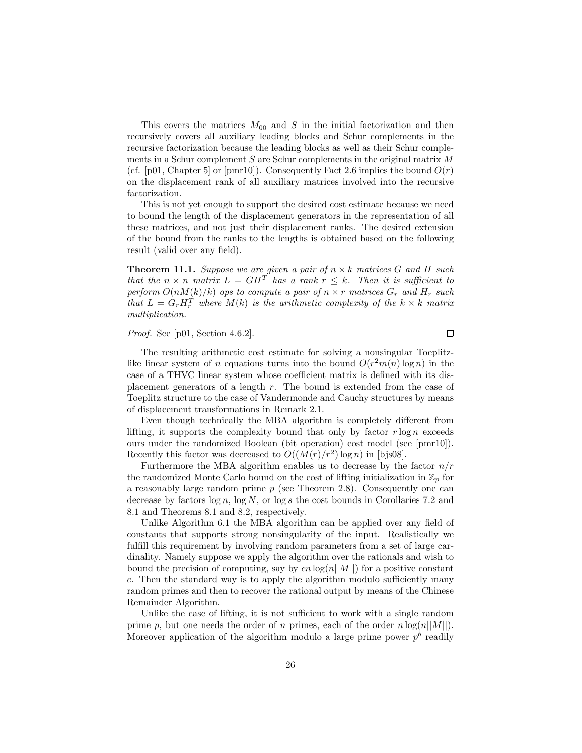This covers the matrices $M_{00}$ and $S$ in the initial factorization and then recursively covers all auxiliary leading blocks and Schur complements in the recursive factorization because the leading blocks as well as their Schur complements in a Schur complement $S$ are Schur complements in the original matrix $M$ (cf. [p01, Chapter 5] or [pmr10]). Consequently Fact 2.6 implies the bound $O(r)$ on the displacement rank of all auxiliary matrices involved into the recursive factorization.

This is not yet enough to support the desired cost estimate because we need to bound the length of the displacement generators in the representation of all these matrices, and not just their displacement ranks. The desired extension of the bound from the ranks to the lengths is obtained based on the following result (valid over any field).

**Theorem 11.1.** *Suppose we are given a pair of $n \times k$ matrices $G$ and $H$ such that the $n \times n$ matrix $L = GH^T$ has a rank $r \leq k$. Then it is sufficient to perform $O(nM(k)/k)$ ops to compute a pair of $n \times r$ matrices $G_r$ and $H_r$ such that $L = G_r H_r^T$ where $M(k)$ is the arithmetic complexity of the $k \times k$ matrix multiplication.*

*Proof.* See [p01, Section 4.6.2]. $\square$

The resulting arithmetic cost estimate for solving a nonsingular Toeplitz-like linear system of $n$ equations turns into the bound $O(r^2 m(n) \log n)$ in the case of a THVC linear system whose coefficient matrix is defined with its displacement generators of a length $r$. The bound is extended from the case of Toeplitz structure to the case of Vandermonde and Cauchy structures by means of displacement transformations in Remark 2.1.

Even though technically the MBA algorithm is completely different from lifting, it supports the complexity bound that only by factor $r \log n$ exceeds ours under the randomized Boolean (bit operation) cost model (see [pmr10]). Recently this factor was decreased to $O((M(r)/r^2) \log n)$ in [bjs08].

Furthermore the MBA algorithm enables us to decrease by the factor $n/r$ the randomized Monte Carlo bound on the cost of lifting initialization in $\mathbb{Z}_p$ for a reasonably large random prime $p$ (see Theorem 2.8). Consequently one can decrease by factors $\log n$, $\log N$, or $\log s$ the cost bounds in Corollaries 7.2 and 8.1 and Theorems 8.1 and 8.2, respectively.

Unlike Algorithm 6.1 the MBA algorithm can be applied over any field of constants that supports strong nonsingularity of the input. Realistically we fulfill this requirement by involving random parameters from a set of large cardinality. Namely suppose we apply the algorithm over the rationals and wish to bound the precision of computing, say by $cn \log(n||M||)$ for a positive constant $c$. Then the standard way is to apply the algorithm modulo sufficiently many random primes and then to recover the rational output by means of the Chinese Remainder Algorithm.

Unlike the case of lifting, it is not sufficient to work with a single random prime $p$, but one needs the order of $n$ primes, each of the order $n \log(n||M||)$. Moreover application of the algorithm modulo a large prime power $p^b$ readily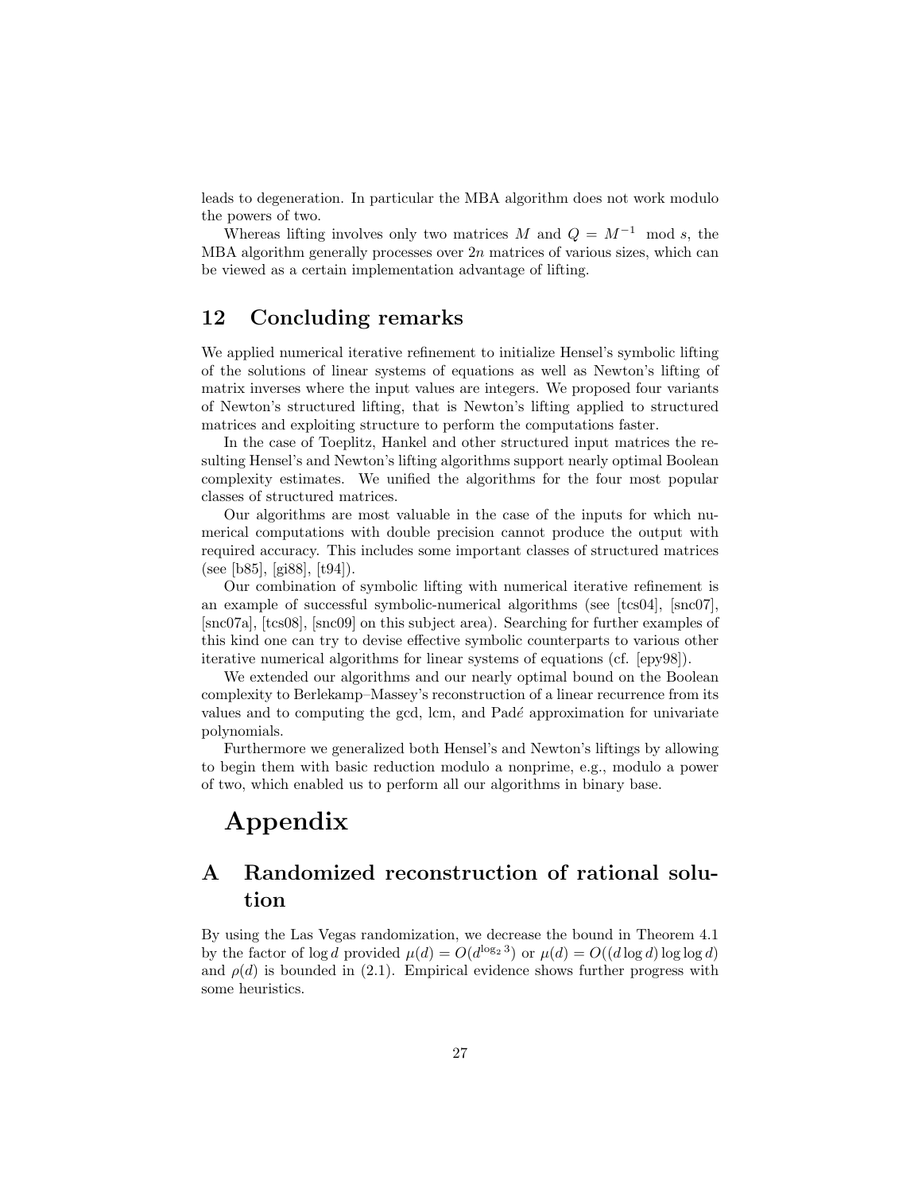leads to degeneration. In particular the MBA algorithm does not work modulo the powers of two.

Whereas lifting involves only two matrices $M$ and $Q = M^{-1} \mod s$, the MBA algorithm generally processes over $2n$ matrices of various sizes, which can be viewed as a certain implementation advantage of lifting.

## 12 Concluding remarks

We applied numerical iterative refinement to initialize Hensel's symbolic lifting of the solutions of linear systems of equations as well as Newton's lifting of matrix inverses where the input values are integers. We proposed four variants of Newton's structured lifting, that is Newton's lifting applied to structured matrices and exploiting structure to perform the computations faster.

In the case of Toeplitz, Hankel and other structured input matrices the resulting Hensel's and Newton's lifting algorithms support nearly optimal Boolean complexity estimates. We unified the algorithms for the four most popular classes of structured matrices.

Our algorithms are most valuable in the case of the inputs for which numerical computations with double precision cannot produce the output with required accuracy. This includes some important classes of structured matrices (see [b85], [gi88], [t94]).

Our combination of symbolic lifting with numerical iterative refinement is an example of successful symbolic-numerical algorithms (see [tcs04], [snc07], [snc07a], [tcs08], [snc09] on this subject area). Searching for further examples of this kind one can try to devise effective symbolic counterparts to various other iterative numerical algorithms for linear systems of equations (cf. [epy98]).

We extended our algorithms and our nearly optimal bound on the Boolean complexity to Berlekamp–Massey's reconstruction of a linear recurrence from its values and to computing the gcd, lcm, and Padé approximation for univariate polynomials.

Furthermore we generalized both Hensel's and Newton's liftings by allowing to begin them with basic reduction modulo a nonprime, e.g., modulo a power of two, which enabled us to perform all our algorithms in binary base.

# Appendix

## A Randomized reconstruction of rational solution

By using the Las Vegas randomization, we decrease the bound in Theorem 4.1 by the factor of $\log d$ provided $\mu(d) = O(d^{\log_2 3})$ or $\mu(d) = O((d \log d) \log \log d)$ and $\rho(d)$ is bounded in (2.1). Empirical evidence shows further progress with some heuristics.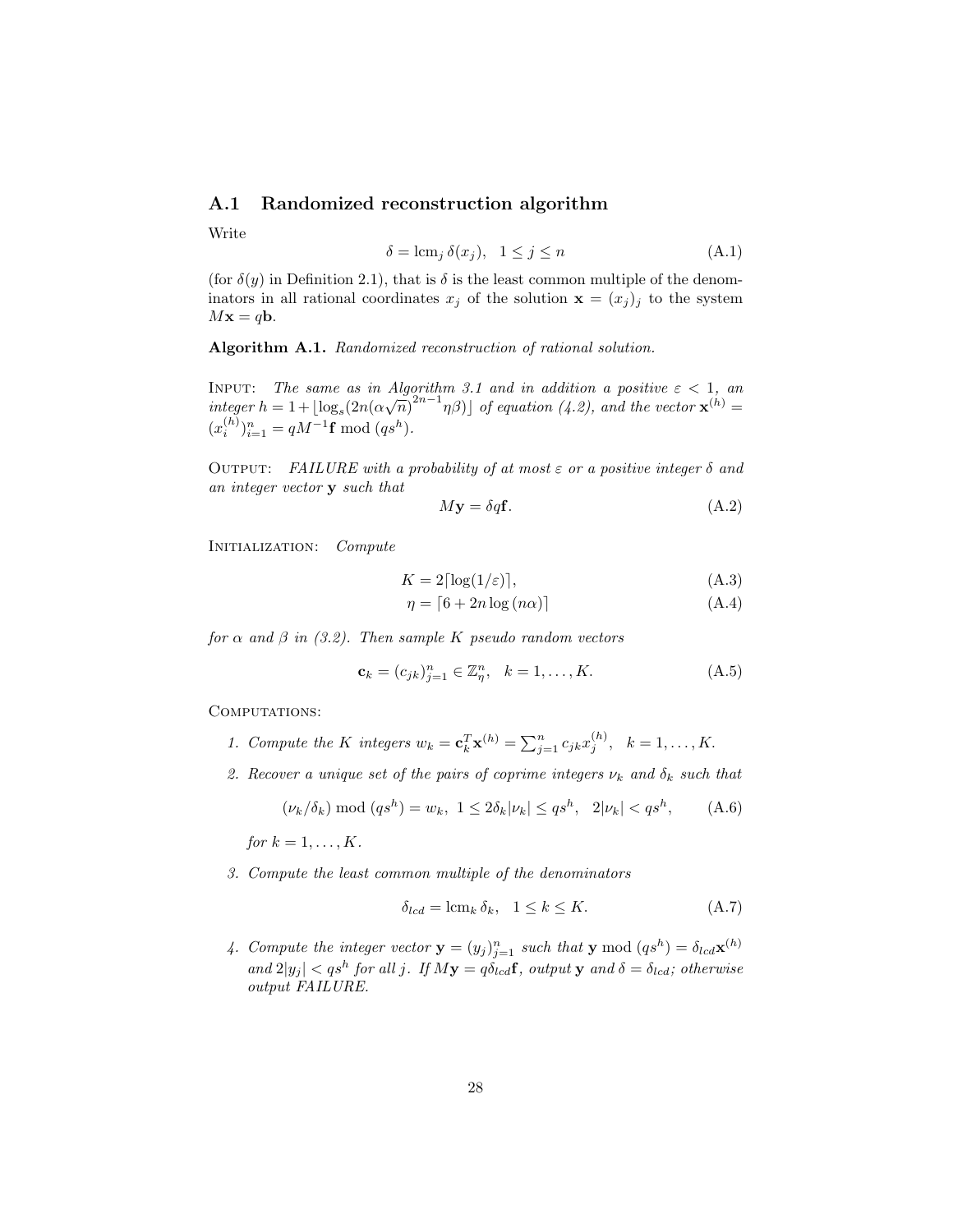## A.1 Randomized reconstruction algorithm

Write

$$\delta = \operatorname{lcm}_j \delta(x_j), \quad 1 \leq j \leq n \tag{A.1}$$

(for $\delta(y)$ in Definition 2.1), that is $\delta$ is the least common multiple of the denominators in all rational coordinates $x_j$ of the solution $\mathbf{x} = (x_j)_j$ to the system $M\mathbf{x} = q\mathbf{b}$.

**Algorithm A.1.** *Randomized reconstruction of rational solution.*

Input: *The same as in Algorithm 3.1 and in addition a positive $\varepsilon < 1$, an integer $h = 1 + \lfloor \log_s(2n(\alpha\sqrt{n})^{2n-1}\eta\beta) \rfloor$ of equation (4.2), and the vector $\mathbf{x}^{(h)} = (x_i^{(h)})_{i=1}^n = qM^{-1}\mathbf{f} \bmod (qs^h)$.*

Output: *FAILURE with a probability of at most $\varepsilon$ or a positive integer $\delta$ and an integer vector $\mathbf{y}$ such that*

$$M\mathbf{y} = \delta q \mathbf{f}. \tag{A.2}$$

Initialization: *Compute*

$$K = 2\lceil \log(1/\varepsilon) \rceil, \tag{A.3}$$

$$\eta = \lceil 6 + 2n \log(n\alpha) \rceil \tag{A.4}$$

*for $\alpha$ and $\beta$ in (3.2). Then sample $K$ pseudo random vectors*

$$\mathbf{c}_k = (c_{jk})_{j=1}^n \in \mathbb{Z}_\eta^n, \quad k = 1, \ldots, K. \tag{A.5}$$

Computations:

1. *Compute the $K$ integers $w_k = \mathbf{c}_k^T \mathbf{x}^{(h)} = \sum_{j=1}^n c_{jk} x_j^{(h)}, \quad k = 1, \ldots, K$.*
2. *Recover a unique set of the pairs of coprime integers $\nu_k$ and $\delta_k$ such that*

   $$(\nu_k/\delta_k) \bmod (qs^h) = w_k, \ 1 \leq 2\delta_k|\nu_k| \leq qs^h, \quad 2|\nu_k| < qs^h, \tag{A.6}$$

   *for $k = 1, \ldots, K$.*
3. *Compute the least common multiple of the denominators*

   $$\delta_{lcd} = \operatorname{lcm}_k \delta_k, \quad 1 \leq k \leq K. \tag{A.7}$$

4. *Compute the integer vector $\mathbf{y} = (y_j)_{j=1}^n$ such that $\mathbf{y} \bmod (qs^h) = \delta_{lcd}\mathbf{x}^{(h)}$ and $2|y_j| < qs^h$ for all $j$. If $M\mathbf{y} = q\delta_{lcd}\mathbf{f}$, output $\mathbf{y}$ and $\delta = \delta_{lcd}$; otherwise output FAILURE.*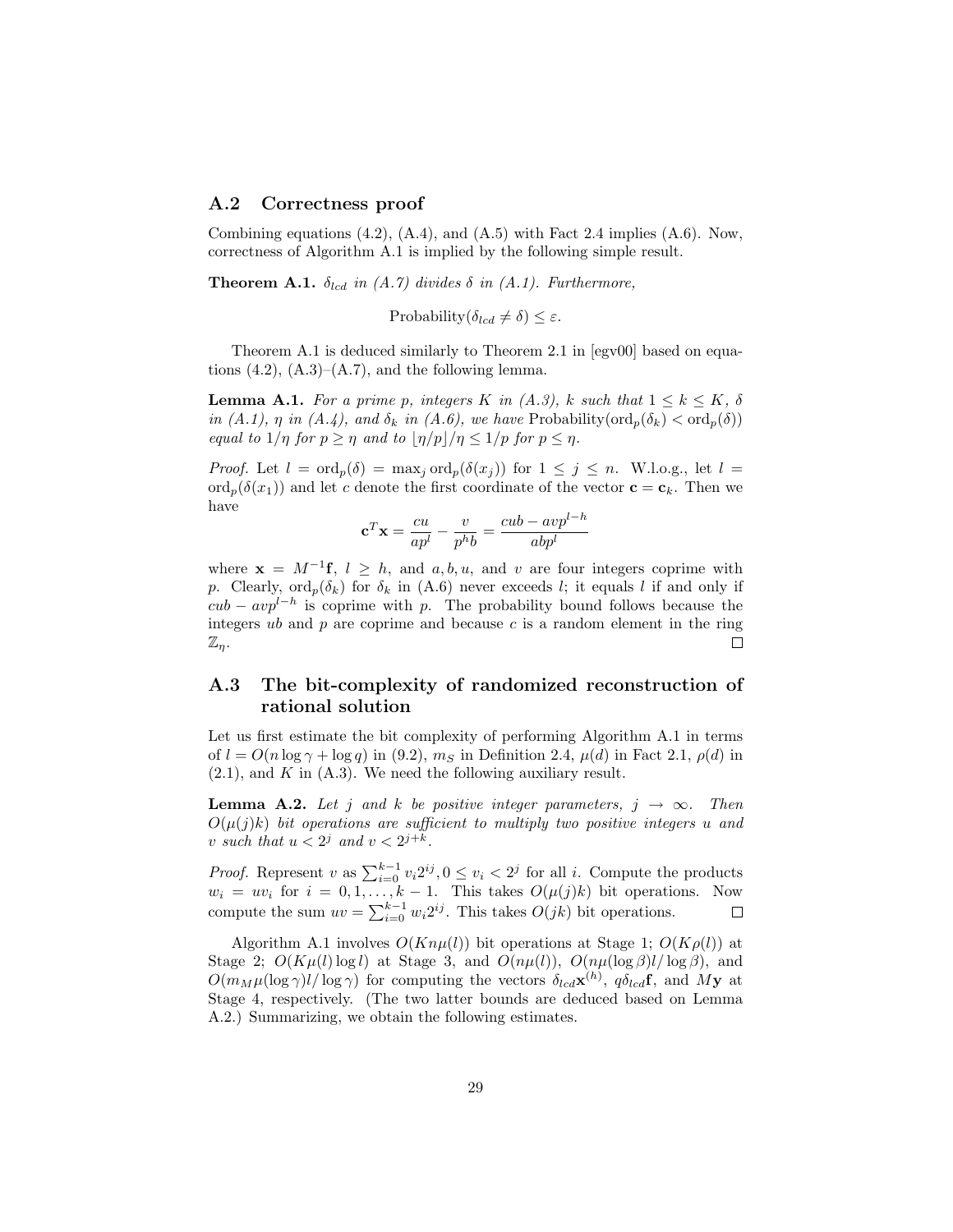## A.2 Correctness proof

Combining equations (4.2), (A.4), and (A.5) with Fact 2.4 implies (A.6). Now, correctness of Algorithm A.1 is implied by the following simple result.

**Theorem A.1.** *$\delta_{lcd}$ in (A.7) divides $\delta$ in (A.1). Furthermore,*

$$\text{Probability}(\delta_{lcd} \neq \delta) \leq \varepsilon.$$

Theorem A.1 is deduced similarly to Theorem 2.1 in [egv00] based on equations (4.2), (A.3)–(A.7), and the following lemma.

**Lemma A.1.** *For a prime $p$, integers $K$ in (A.3), $k$ such that $1 \leq k \leq K$, $\delta$ in (A.1), $\eta$ in (A.4), and $\delta_k$ in (A.6), we have* $\text{Probability}(\text{ord}_p(\delta_k) < \text{ord}_p(\delta))$ *equal to $1/\eta$ for $p \geq \eta$ and to $\lfloor \eta/p \rfloor / \eta \leq 1/p$ for $p \leq \eta$.*

*Proof.* Let $l = \text{ord}_p(\delta) = \max_j \text{ord}_p(\delta(x_j))$ for $1 \leq j \leq n$. W.l.o.g., let $l = \text{ord}_p(\delta(x_1))$ and let $c$ denote the first coordinate of the vector $\mathbf{c} = \mathbf{c}_k$. Then we have

$$\mathbf{c}^T \mathbf{x} = \frac{cu}{ap^l} - \frac{v}{p^h b} = \frac{cub - avp^{l-h}}{abp^l}$$

where $\mathbf{x} = M^{-1}\mathbf{f}$, $l \geq h$, and $a, b, u$, and $v$ are four integers coprime with $p$. Clearly, $\text{ord}_p(\delta_k)$ for $\delta_k$ in (A.6) never exceeds $l$; it equals $l$ if and only if $cub - avp^{l-h}$ is coprime with $p$. The probability bound follows because the integers $ub$ and $p$ are coprime and because $c$ is a random element in the ring $\mathbb{Z}_\eta$. $\square$

## A.3 The bit-complexity of randomized reconstruction of rational solution

Let us first estimate the bit complexity of performing Algorithm A.1 in terms of $l = O(n \log \gamma + \log q)$ in (9.2), $m_S$ in Definition 2.4, $\mu(d)$ in Fact 2.1, $\rho(d)$ in (2.1), and $K$ in (A.3). We need the following auxiliary result.

**Lemma A.2.** *Let $j$ and $k$ be positive integer parameters, $j \to \infty$. Then $O(\mu(j)k)$ bit operations are sufficient to multiply two positive integers $u$ and $v$ such that $u < 2^j$ and $v < 2^{j+k}$.*

*Proof.* Represent $v$ as $\sum_{i=0}^{k-1} v_i 2^{ij}, 0 \leq v_i < 2^j$ for all $i$. Compute the products $w_i = uv_i$ for $i = 0, 1, \ldots, k-1$. This takes $O(\mu(j)k)$ bit operations. Now compute the sum $uv = \sum_{i=0}^{k-1} w_i 2^{ij}$. This takes $O(jk)$ bit operations. $\square$

Algorithm A.1 involves $O(Kn\mu(l))$ bit operations at Stage 1; $O(K\rho(l))$ at Stage 2; $O(K\mu(l)\log l)$ at Stage 3, and $O(n\mu(l))$, $O(n\mu(\log \beta)l/\log \beta)$, and $O(m_M \mu(\log \gamma)l/\log \gamma)$ for computing the vectors $\delta_{lcd}\mathbf{x}^{(h)}$, $q\delta_{lcd}\mathbf{f}$, and $M\mathbf{y}$ at Stage 4, respectively. (The two latter bounds are deduced based on Lemma A.2.) Summarizing, we obtain the following estimates.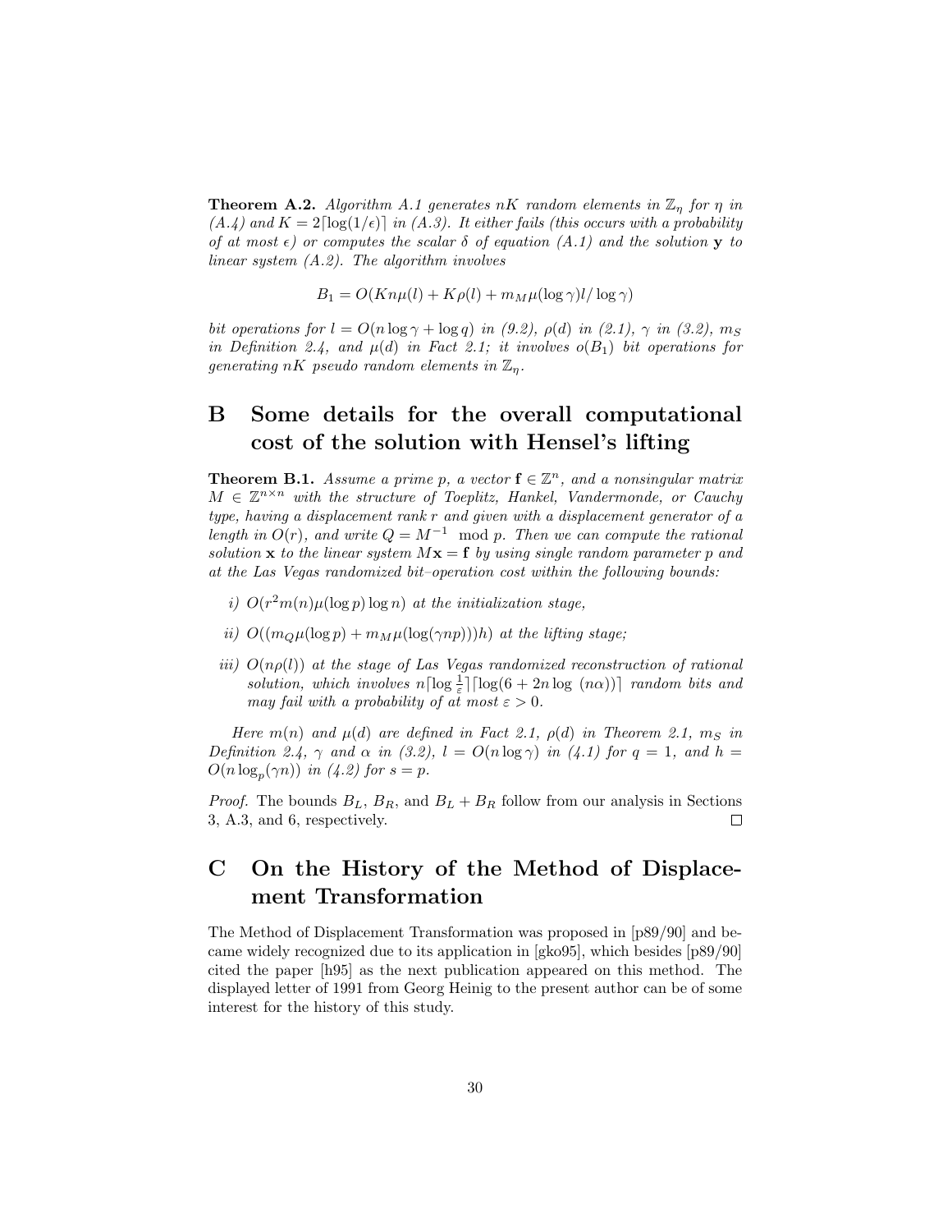**Theorem A.2.** *Algorithm A.1 generates $nK$ random elements in $\mathbb{Z}_\eta$ for $\eta$ in (A.4) and $K = 2\lceil \log(1/\epsilon) \rceil$ in (A.3). It either fails (this occurs with a probability of at most $\epsilon$) or computes the scalar $\delta$ of equation (A.1) and the solution $\mathbf{y}$ to linear system (A.2). The algorithm involves*

$$B_1 = O(Kn\mu(l) + K\rho(l) + m_M\mu(\log\gamma)l/\log\gamma)$$

*bit operations for $l = O(n\log\gamma + \log q)$ in (9.2), $\rho(d)$ in (2.1), $\gamma$ in (3.2), $m_S$ in Definition 2.4, and $\mu(d)$ in Fact 2.1; it involves $o(B_1)$ bit operations for generating $nK$ pseudo random elements in $\mathbb{Z}_\eta$.*

# B Some details for the overall computational cost of the solution with Hensel's lifting

**Theorem B.1.** *Assume a prime $p$, a vector $\mathbf{f} \in \mathbb{Z}^n$, and a nonsingular matrix $M \in \mathbb{Z}^{n\times n}$ with the structure of Toeplitz, Hankel, Vandermonde, or Cauchy type, having a displacement rank $r$ and given with a displacement generator of a length in $O(r)$, and write $Q = M^{-1} \mod p$. Then we can compute the rational solution $\mathbf{x}$ to the linear system $M\mathbf{x} = \mathbf{f}$ by using single random parameter $p$ and at the Las Vegas randomized bit–operation cost within the following bounds:*

- *i) $O(r^2 m(n)\mu(\log p)\log n)$ at the initialization stage,*
- *ii) $O((m_Q\mu(\log p) + m_M\mu(\log(\gamma np)))h)$ at the lifting stage;*
- *iii) $O(n\rho(l))$ at the stage of Las Vegas randomized reconstruction of rational solution, which involves $n\lceil\log\frac{1}{\varepsilon}\rceil\lceil\log(6 + 2n\log(n\alpha))\rceil$ random bits and may fail with a probability of at most $\varepsilon > 0$.*

*Here $m(n)$ and $\mu(d)$ are defined in Fact 2.1, $\rho(d)$ in Theorem 2.1, $m_S$ in Definition 2.4, $\gamma$ and $\alpha$ in (3.2), $l = O(n\log\gamma)$ in (4.1) for $q = 1$, and $h = O(n\log_p(\gamma n))$ in (4.2) for $s = p$.*

*Proof.* The bounds $B_L$, $B_R$, and $B_L + B_R$ follow from our analysis in Sections 3, A.3, and 6, respectively. □

# C On the History of the Method of Displacement Transformation

The Method of Displacement Transformation was proposed in [p89/90] and became widely recognized due to its application in [gko95], which besides [p89/90] cited the paper [h95] as the next publication appeared on this method. The displayed letter of 1991 from Georg Heinig to the present author can be of some interest for the history of this study.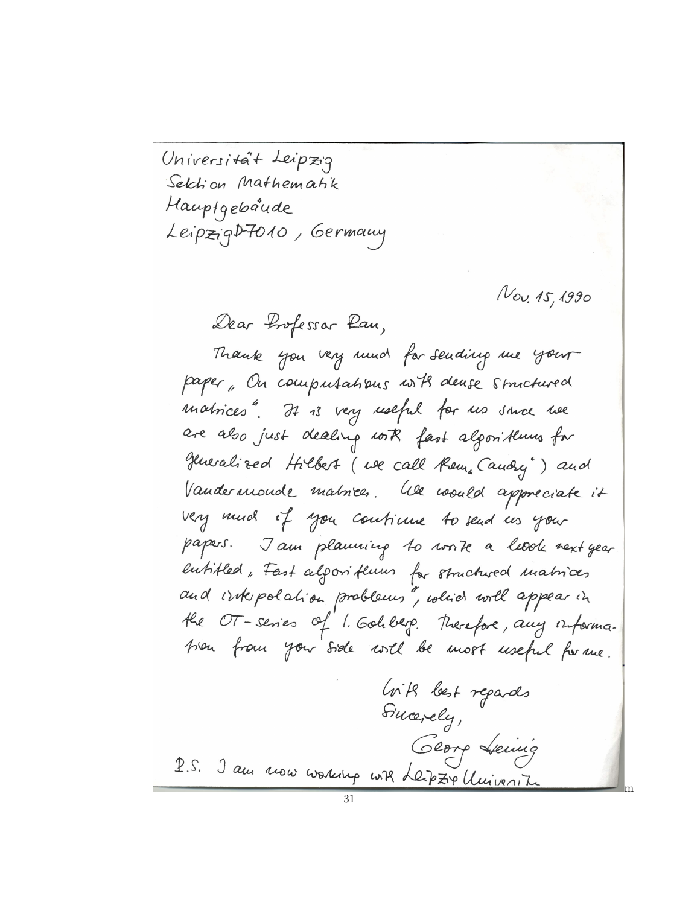Universität Leipzig
Sektion Mathematik
Hauptgebäude
Leipzig D-7010, Germany

Nov. 15, 1990

Dear Professor Pan,

Thank you very much for sending me your paper „On computations with dense structured matrices". It is very useful for us since we are also just dealing with fast algorithms for generalized Hilbert (we call them „Cauchy") and Vandermonde matrices. We would appreciate it very much if you continue to send us your papers. I am planning to write a book next year entitled „Fast algorithms for structured matrices and interpolation problems", which will appear in the OT-series of I. Gohberg. Therefore, any information from your side will be most useful for me.

With best regards
Sincerely,
Georg Heinig

P.S. I am now working with Leipzig University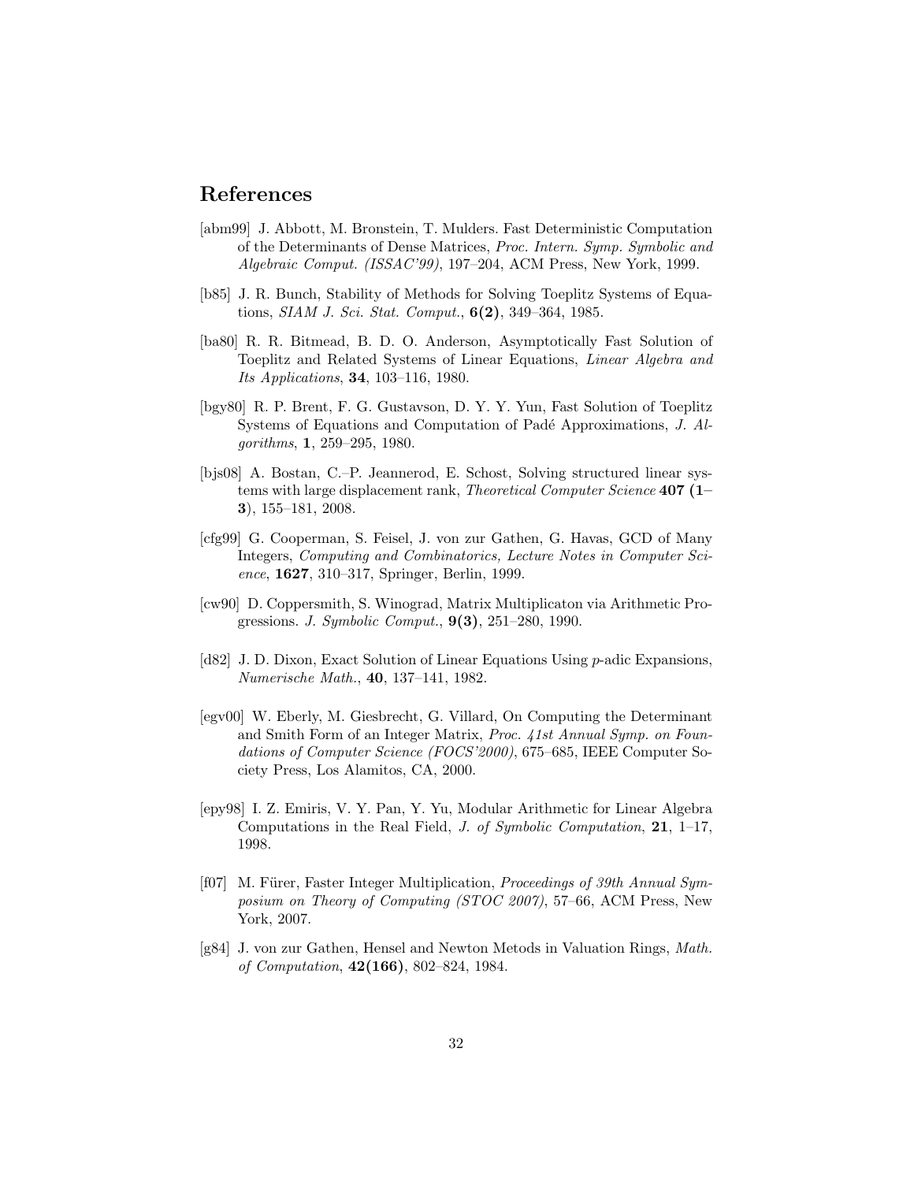## References

[abm99] J. Abbott, M. Bronstein, T. Mulders. Fast Deterministic Computation of the Determinants of Dense Matrices, *Proc. Intern. Symp. Symbolic and Algebraic Comput. (ISSAC'99)*, 197–204, ACM Press, New York, 1999.

[b85] J. R. Bunch, Stability of Methods for Solving Toeplitz Systems of Equations, *SIAM J. Sci. Stat. Comput.*, **6(2)**, 349–364, 1985.

[ba80] R. R. Bitmead, B. D. O. Anderson, Asymptotically Fast Solution of Toeplitz and Related Systems of Linear Equations, *Linear Algebra and Its Applications*, **34**, 103–116, 1980.

[bgy80] R. P. Brent, F. G. Gustavson, D. Y. Y. Yun, Fast Solution of Toeplitz Systems of Equations and Computation of Padé Approximations, *J. Algorithms*, **1**, 259–295, 1980.

[bjs08] A. Bostan, C.–P. Jeannerod, E. Schost, Solving structured linear systems with large displacement rank, *Theoretical Computer Science* **407 (1–3)**, 155–181, 2008.

[cfg99] G. Cooperman, S. Feisel, J. von zur Gathen, G. Havas, GCD of Many Integers, *Computing and Combinatorics, Lecture Notes in Computer Science*, **1627**, 310–317, Springer, Berlin, 1999.

[cw90] D. Coppersmith, S. Winograd, Matrix Multiplicaton via Arithmetic Progressions. *J. Symbolic Comput.*, **9(3)**, 251–280, 1990.

[d82] J. D. Dixon, Exact Solution of Linear Equations Using $p$-adic Expansions, *Numerische Math.*, **40**, 137–141, 1982.

[egv00] W. Eberly, M. Giesbrecht, G. Villard, On Computing the Determinant and Smith Form of an Integer Matrix, *Proc. 41st Annual Symp. on Foundations of Computer Science (FOCS'2000)*, 675–685, IEEE Computer Society Press, Los Alamitos, CA, 2000.

[epy98] I. Z. Emiris, V. Y. Pan, Y. Yu, Modular Arithmetic for Linear Algebra Computations in the Real Field, *J. of Symbolic Computation*, **21**, 1–17, 1998.

[f07] M. Fürer, Faster Integer Multiplication, *Proceedings of 39th Annual Symposium on Theory of Computing (STOC 2007)*, 57–66, ACM Press, New York, 2007.

[g84] J. von zur Gathen, Hensel and Newton Metods in Valuation Rings, *Math. of Computation*, **42(166)**, 802–824, 1984.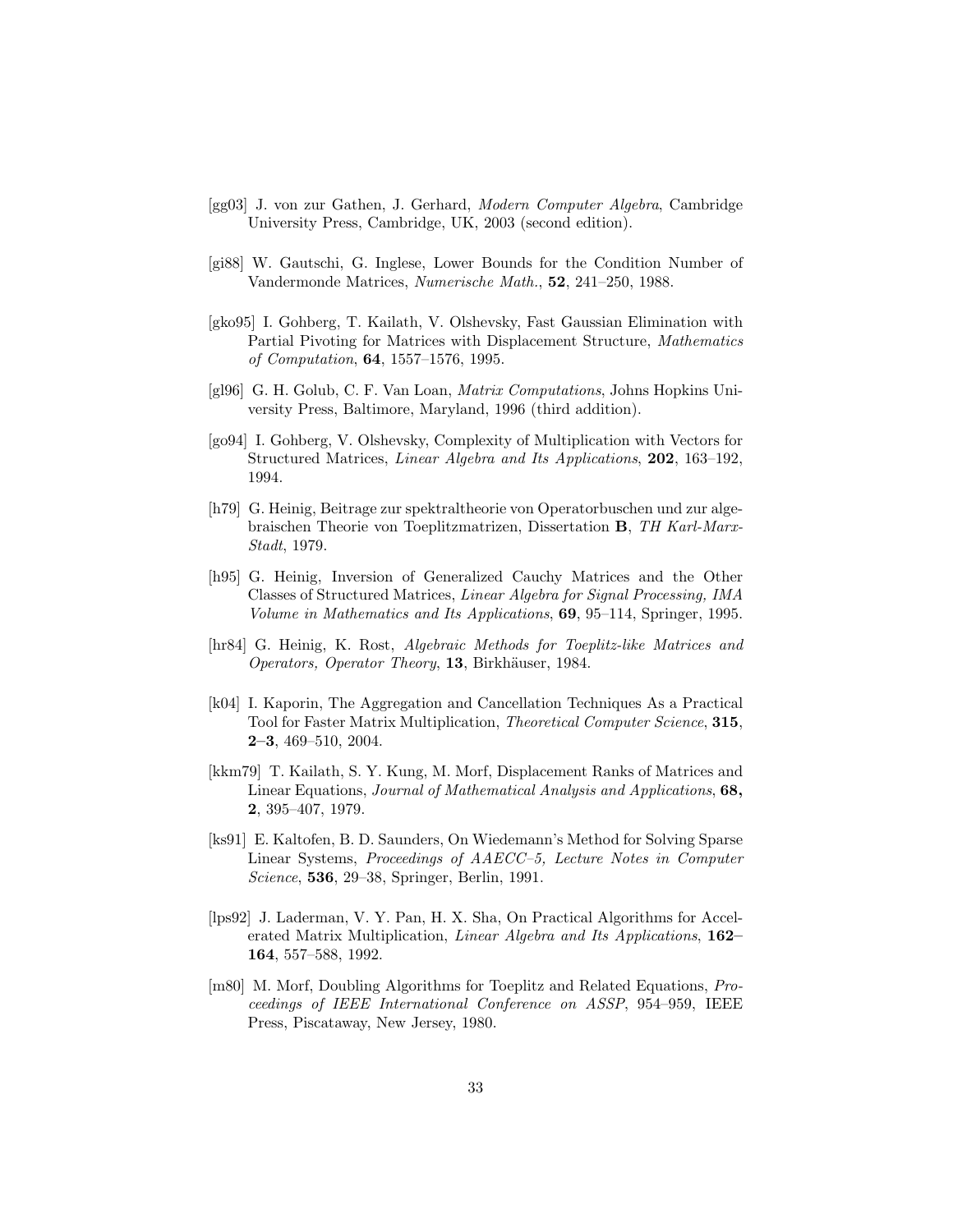[gg03] J. von zur Gathen, J. Gerhard, *Modern Computer Algebra*, Cambridge University Press, Cambridge, UK, 2003 (second edition).

[gi88] W. Gautschi, G. Inglese, Lower Bounds for the Condition Number of Vandermonde Matrices, *Numerische Math.*, **52**, 241–250, 1988.

[gko95] I. Gohberg, T. Kailath, V. Olshevsky, Fast Gaussian Elimination with Partial Pivoting for Matrices with Displacement Structure, *Mathematics of Computation*, **64**, 1557–1576, 1995.

[gl96] G. H. Golub, C. F. Van Loan, *Matrix Computations*, Johns Hopkins University Press, Baltimore, Maryland, 1996 (third addition).

[go94] I. Gohberg, V. Olshevsky, Complexity of Multiplication with Vectors for Structured Matrices, *Linear Algebra and Its Applications*, **202**, 163–192, 1994.

[h79] G. Heinig, Beitrage zur spektraltheorie von Operatorbuschen und zur algebraischen Theorie von Toeplitzmatrizen, Dissertation **B**, *TH Karl-Marx-Stadt*, 1979.

[h95] G. Heinig, Inversion of Generalized Cauchy Matrices and the Other Classes of Structured Matrices, *Linear Algebra for Signal Processing, IMA Volume in Mathematics and Its Applications*, **69**, 95–114, Springer, 1995.

[hr84] G. Heinig, K. Rost, *Algebraic Methods for Toeplitz-like Matrices and Operators, Operator Theory*, **13**, Birkhäuser, 1984.

[k04] I. Kaporin, The Aggregation and Cancellation Techniques As a Practical Tool for Faster Matrix Multiplication, *Theoretical Computer Science*, **315**, **2–3**, 469–510, 2004.

[kkm79] T. Kailath, S. Y. Kung, M. Morf, Displacement Ranks of Matrices and Linear Equations, *Journal of Mathematical Analysis and Applications*, **68, 2**, 395–407, 1979.

[ks91] E. Kaltofen, B. D. Saunders, On Wiedemann's Method for Solving Sparse Linear Systems, *Proceedings of AAECC–5, Lecture Notes in Computer Science*, **536**, 29–38, Springer, Berlin, 1991.

[lps92] J. Laderman, V. Y. Pan, H. X. Sha, On Practical Algorithms for Accelerated Matrix Multiplication, *Linear Algebra and Its Applications*, **162–164**, 557–588, 1992.

[m80] M. Morf, Doubling Algorithms for Toeplitz and Related Equations, *Proceedings of IEEE International Conference on ASSP*, 954–959, IEEE Press, Piscataway, New Jersey, 1980.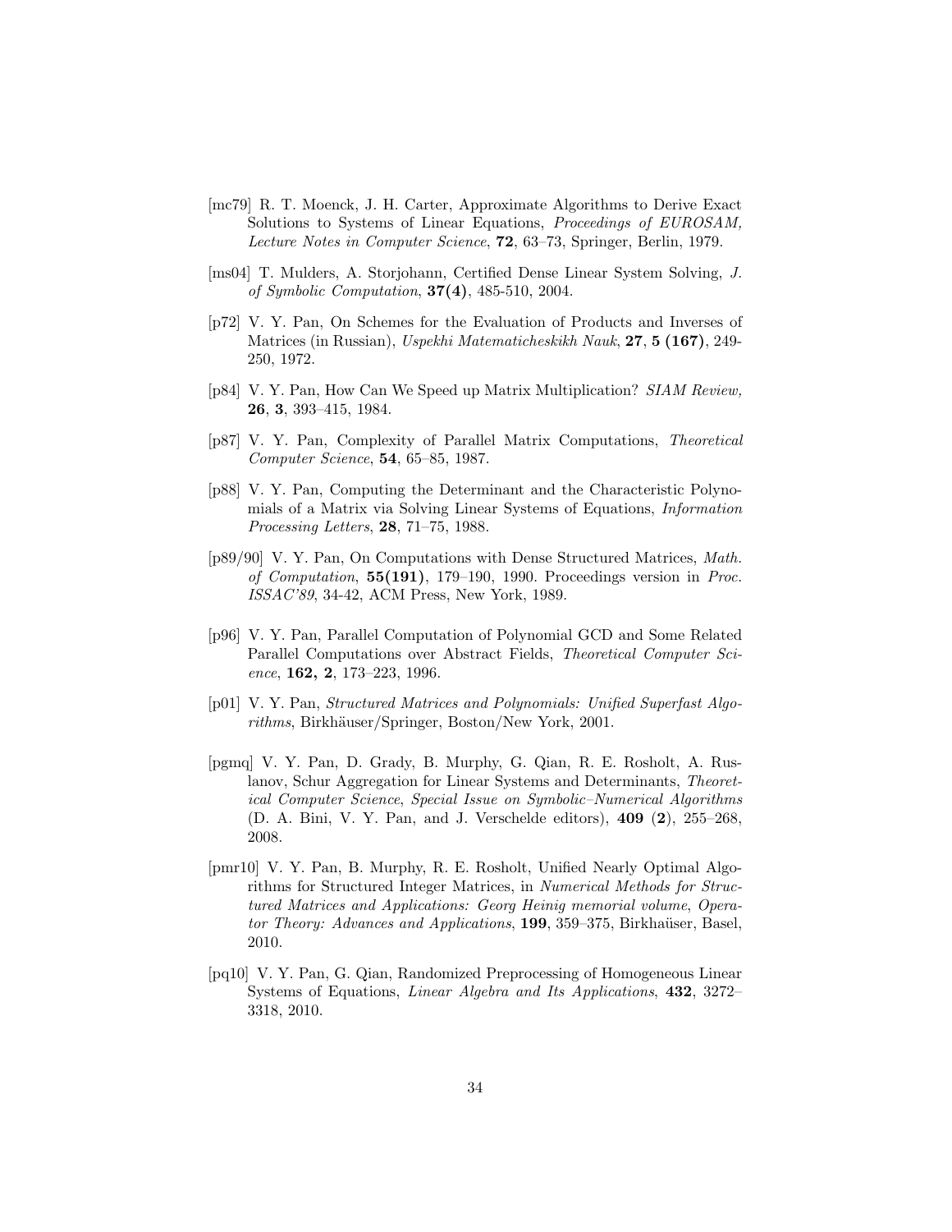[mc79] R. T. Moenck, J. H. Carter, Approximate Algorithms to Derive Exact Solutions to Systems of Linear Equations, *Proceedings of EUROSAM, Lecture Notes in Computer Science*, **72**, 63–73, Springer, Berlin, 1979.

[ms04] T. Mulders, A. Storjohann, Certified Dense Linear System Solving, *J. of Symbolic Computation*, **37(4)**, 485-510, 2004.

[p72] V. Y. Pan, On Schemes for the Evaluation of Products and Inverses of Matrices (in Russian), *Uspekhi Matematicheskikh Nauk*, **27**, **5 (167)**, 249-250, 1972.

[p84] V. Y. Pan, How Can We Speed up Matrix Multiplication? *SIAM Review,* **26**, **3**, 393–415, 1984.

[p87] V. Y. Pan, Complexity of Parallel Matrix Computations, *Theoretical Computer Science*, **54**, 65–85, 1987.

[p88] V. Y. Pan, Computing the Determinant and the Characteristic Polynomials of a Matrix via Solving Linear Systems of Equations, *Information Processing Letters*, **28**, 71–75, 1988.

[p89/90] V. Y. Pan, On Computations with Dense Structured Matrices, *Math. of Computation*, **55(191)**, 179–190, 1990. Proceedings version in *Proc. ISSAC'89*, 34-42, ACM Press, New York, 1989.

[p96] V. Y. Pan, Parallel Computation of Polynomial GCD and Some Related Parallel Computations over Abstract Fields, *Theoretical Computer Science*, **162, 2**, 173–223, 1996.

[p01] V. Y. Pan, *Structured Matrices and Polynomials: Unified Superfast Algorithms*, Birkhäuser/Springer, Boston/New York, 2001.

[pgmq] V. Y. Pan, D. Grady, B. Murphy, G. Qian, R. E. Rosholt, A. Ruslanov, Schur Aggregation for Linear Systems and Determinants, *Theoretical Computer Science*, *Special Issue on Symbolic–Numerical Algorithms* (D. A. Bini, V. Y. Pan, and J. Verschelde editors), **409** (**2**), 255–268, 2008.

[pmr10] V. Y. Pan, B. Murphy, R. E. Rosholt, Unified Nearly Optimal Algorithms for Structured Integer Matrices, in *Numerical Methods for Structured Matrices and Applications: Georg Heinig memorial volume*, *Operator Theory: Advances and Applications*, **199**, 359–375, Birkhaüser, Basel, 2010.

[pq10] V. Y. Pan, G. Qian, Randomized Preprocessing of Homogeneous Linear Systems of Equations, *Linear Algebra and Its Applications*, **432**, 3272–3318, 2010.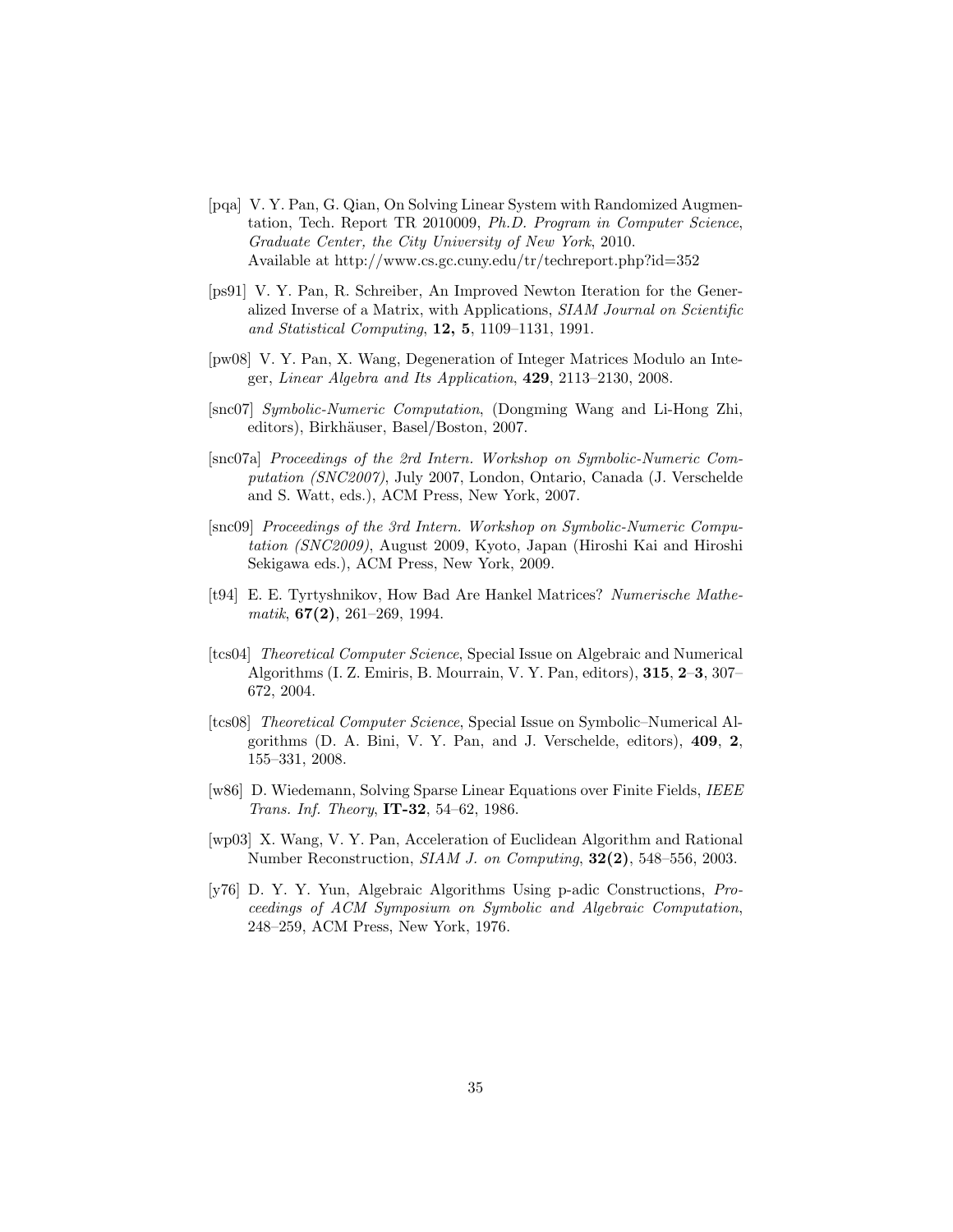[pqa] V. Y. Pan, G. Qian, On Solving Linear System with Randomized Augmentation, Tech. Report TR 2010009, *Ph.D. Program in Computer Science, Graduate Center, the City University of New York*, 2010.
Available at http://www.cs.gc.cuny.edu/tr/techreport.php?id=352

[ps91] V. Y. Pan, R. Schreiber, An Improved Newton Iteration for the Generalized Inverse of a Matrix, with Applications, *SIAM Journal on Scientific and Statistical Computing*, **12, 5**, 1109–1131, 1991.

[pw08] V. Y. Pan, X. Wang, Degeneration of Integer Matrices Modulo an Integer, *Linear Algebra and Its Application*, **429**, 2113–2130, 2008.

[snc07] *Symbolic-Numeric Computation*, (Dongming Wang and Li-Hong Zhi, editors), Birkhäuser, Basel/Boston, 2007.

[snc07a] *Proceedings of the 2rd Intern. Workshop on Symbolic-Numeric Computation (SNC2007)*, July 2007, London, Ontario, Canada (J. Verschelde and S. Watt, eds.), ACM Press, New York, 2007.

[snc09] *Proceedings of the 3rd Intern. Workshop on Symbolic-Numeric Computation (SNC2009)*, August 2009, Kyoto, Japan (Hiroshi Kai and Hiroshi Sekigawa eds.), ACM Press, New York, 2009.

[t94] E. E. Tyrtyshnikov, How Bad Are Hankel Matrices? *Numerische Mathematik*, **67(2)**, 261–269, 1994.

[tcs04] *Theoretical Computer Science*, Special Issue on Algebraic and Numerical Algorithms (I. Z. Emiris, B. Mourrain, V. Y. Pan, editors), **315**, **2–3**, 307–672, 2004.

[tcs08] *Theoretical Computer Science*, Special Issue on Symbolic–Numerical Algorithms (D. A. Bini, V. Y. Pan, and J. Verschelde, editors), **409**, **2**, 155–331, 2008.

[w86] D. Wiedemann, Solving Sparse Linear Equations over Finite Fields, *IEEE Trans. Inf. Theory*, **IT-32**, 54–62, 1986.

[wp03] X. Wang, V. Y. Pan, Acceleration of Euclidean Algorithm and Rational Number Reconstruction, *SIAM J. on Computing*, **32(2)**, 548–556, 2003.

[y76] D. Y. Y. Yun, Algebraic Algorithms Using p-adic Constructions, *Proceedings of ACM Symposium on Symbolic and Algebraic Computation*, 248–259, ACM Press, New York, 1976.